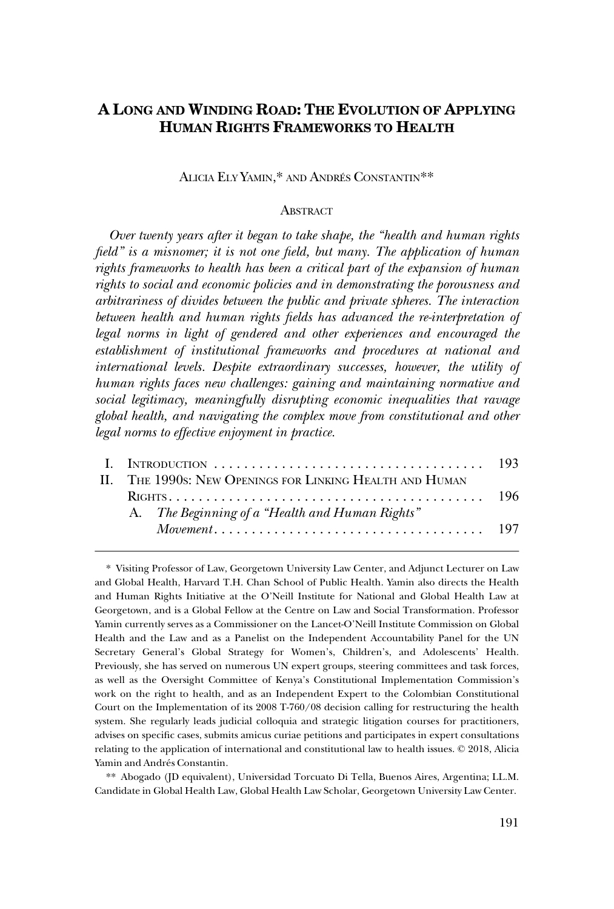# A LONG AND WINDING ROAD: THE EVOLUTION OF APPLYING HUMAN RIGHTS FRAMEWORKS TO HEALTH

ALICIA ELY YAMIN,* AND ANDRÉS CONSTANTIN**

## ABSTRACT

*Over twenty years after it began to take shape, the "health and human rights field" is a misnomer; it is not one field, but many. The application of human rights frameworks to health has been a critical part of the expansion of human rights to social and economic policies and in demonstrating the porousness and arbitrariness of divides between the public and private spheres. The interaction between health and human rights fields has advanced the re-interpretation of legal norms in light of gendered and other experiences and encouraged the establishment of institutional frameworks and procedures at national and international levels. Despite extraordinary successes, however, the utility of human rights faces new challenges: gaining and maintaining normative and social legitimacy, meaningfully disrupting economic inequalities that ravage global health, and navigating the complex move from constitutional and other legal norms to effective enjoyment in practice.*

I. INTRODUCTION . . . . . . . . . . . . . . . . . . . . . . . . . . . . . . . . . . . . 193

II. THE 1990S: NEW OPENINGS FOR LINKING HEALTH AND HUMAN RIGHTS . . . . . . . . . . . . . . . . . . . . . . . . . . . . . . . . . . . . . . . . . 196

A. *The Beginning of a "Health and Human Rights" Movement* . . . . . . . . . . . . . . . . . . . . . . . . . . . . . . . . . . . . 197

---

\* Visiting Professor of Law, Georgetown University Law Center, and Adjunct Lecturer on Law and Global Health, Harvard T.H. Chan School of Public Health. Yamin also directs the Health and Human Rights Initiative at the O'Neill Institute for National and Global Health Law at Georgetown, and is a Global Fellow at the Centre on Law and Social Transformation. Professor Yamin currently serves as a Commissioner on the Lancet-O'Neill Institute Commission on Global Health and the Law and as a Panelist on the Independent Accountability Panel for the UN Secretary General's Global Strategy for Women's, Children's, and Adolescents' Health. Previously, she has served on numerous UN expert groups, steering committees and task forces, as well as the Oversight Committee of Kenya's Constitutional Implementation Commission's work on the right to health, and as an Independent Expert to the Colombian Constitutional Court on the Implementation of its 2008 T-760/08 decision calling for restructuring the health system. She regularly leads judicial colloquia and strategic litigation courses for practitioners, advises on specific cases, submits amicus curiae petitions and participates in expert consultations relating to the application of international and constitutional law to health issues. © 2018, Alicia Yamin and Andrés Constantin.

\*\* Abogado (JD equivalent), Universidad Torcuato Di Tella, Buenos Aires, Argentina; LL.M. Candidate in Global Health Law, Global Health Law Scholar, Georgetown University Law Center.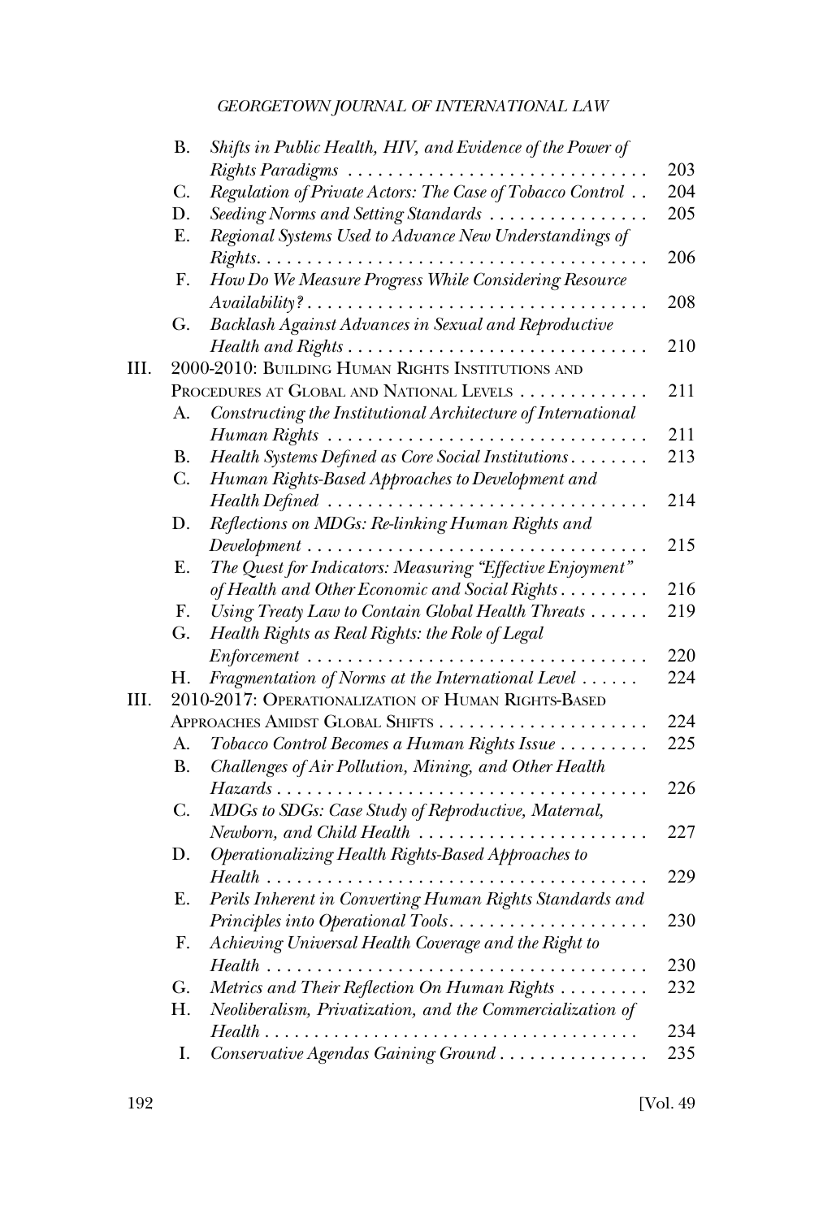B. *Shifts in Public Health, HIV, and Evidence of the Power of Rights Paradigms* . . . . . 203

C. *Regulation of Private Actors: The Case of Tobacco Control* . . 204

D. *Seeding Norms and Setting Standards* . . . . . 205

E. *Regional Systems Used to Advance New Understandings of Rights*. . . . . 206

F. *How Do We Measure Progress While Considering Resource Availability?* . . . . . 208

G. *Backlash Against Advances in Sexual and Reproductive Health and Rights* . . . . . 210

III. 2000-2010: Building Human Rights Institutions and Procedures at Global and National Levels . . . . . 211

A. *Constructing the Institutional Architecture of International Human Rights* . . . . . 211

B. *Health Systems Defined as Core Social Institutions* . . . . . 213

C. *Human Rights-Based Approaches to Development and Health Defined* . . . . . 214

D. *Reflections on MDGs: Re-linking Human Rights and Development* . . . . . 215

E. *The Quest for Indicators: Measuring "Effective Enjoyment" of Health and Other Economic and Social Rights* . . . . . 216

F. *Using Treaty Law to Contain Global Health Threats* . . . . . 219

G. *Health Rights as Real Rights: the Role of Legal Enforcement* . . . . . 220

H. *Fragmentation of Norms at the International Level* . . . . . 224

III. 2010-2017: Operationalization of Human Rights-Based Approaches Amidst Global Shifts . . . . . 224

A. *Tobacco Control Becomes a Human Rights Issue* . . . . . 225

B. *Challenges of Air Pollution, Mining, and Other Health Hazards* . . . . . 226

C. *MDGs to SDGs: Case Study of Reproductive, Maternal, Newborn, and Child Health* . . . . . 227

D. *Operationalizing Health Rights-Based Approaches to Health* . . . . . 229

E. *Perils Inherent in Converting Human Rights Standards and Principles into Operational Tools*. . . . . 230

F. *Achieving Universal Health Coverage and the Right to Health* . . . . . 230

G. *Metrics and Their Reflection On Human Rights* . . . . . 232

H. *Neoliberalism, Privatization, and the Commercialization of Health* . . . . . 234

I. *Conservative Agendas Gaining Ground* . . . . . 235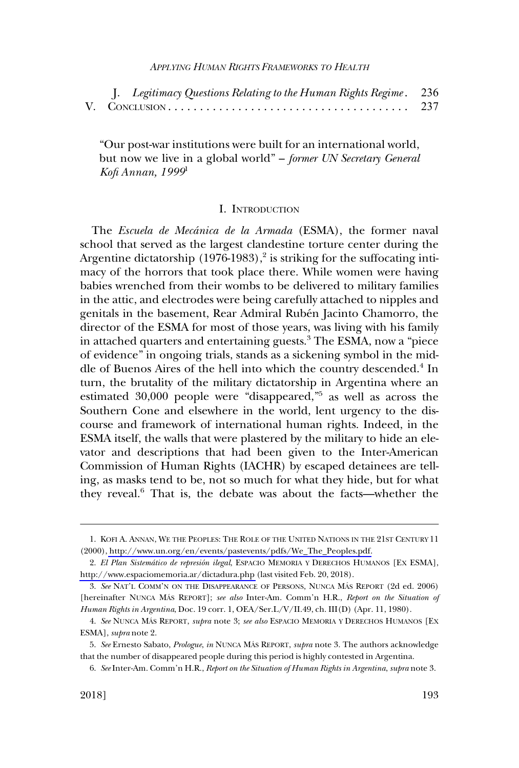J. *Legitimacy Questions Relating to the Human Rights Regime* . . . 236
V. CONCLUSION . . . . . . . . . . . . . . . . . . . . . . . . . . . . . . . . . . . . . . . 237

> "Our post-war institutions were built for an international world, but now we live in a global world" – *former UN Secretary General Kofi Annan, 1999*[1]

## I. INTRODUCTION

The *Escuela de Mecánica de la Armada* (ESMA), the former naval school that served as the largest clandestine torture center during the Argentine dictatorship (1976-1983),[2] is striking for the suffocating intimacy of the horrors that took place there. While women were having babies wrenched from their wombs to be delivered to military families in the attic, and electrodes were being carefully attached to nipples and genitals in the basement, Rear Admiral Rubén Jacinto Chamorro, the director of the ESMA for most of those years, was living with his family in attached quarters and entertaining guests.[3] The ESMA, now a "piece of evidence" in ongoing trials, stands as a sickening symbol in the middle of Buenos Aires of the hell into which the country descended.[4] In turn, the brutality of the military dictatorship in Argentina where an estimated 30,000 people were "disappeared,"[5] as well as across the Southern Cone and elsewhere in the world, lent urgency to the discourse and framework of international human rights. Indeed, in the ESMA itself, the walls that were plastered by the military to hide an elevator and descriptions that had been given to the Inter-American Commission of Human Rights (IACHR) by escaped detainees are telling, as masks tend to be, not so much for what they hide, but for what they reveal.[6] That is, the debate was about the facts—whether the

---

1. KOFI A. ANNAN, WE THE PEOPLES: THE ROLE OF THE UNITED NATIONS IN THE 21ST CENTURY 11 (2000), http://www.un.org/en/events/pastevents/pdfs/We_The_Peoples.pdf.

2. *El Plan Sistemático de represión ilegal*, ESPACIO MEMORIA Y DERECHOS HUMANOS [EX ESMA], http://www.espaciomemoria.ar/dictadura.php (last visited Feb. 20, 2018).

3. *See* NAT'L COMM'N ON THE DISAPPEARANCE OF PERSONS, NUNCA MÁS REPORT (2d ed. 2006) [hereinafter NUNCA MÁS REPORT]; *see also* Inter-Am. Comm'n H.R., *Report on the Situation of Human Rights in Argentina*, Doc. 19 corr. 1, OEA/Ser.L/V/II.49, ch. III(D) (Apr. 11, 1980).

4. *See* NUNCA MÁS REPORT, *supra* note 3; *see also* ESPACIO MEMORIA Y DERECHOS HUMANOS [EX ESMA], *supra* note 2.

5. *See* Ernesto Sabato, *Prologue*, *in* NUNCA MÁS REPORT, *supra* note 3. The authors acknowledge that the number of disappeared people during this period is highly contested in Argentina.

6. *See* Inter-Am. Comm'n H.R., *Report on the Situation of Human Rights in Argentina*, *supra* note 3.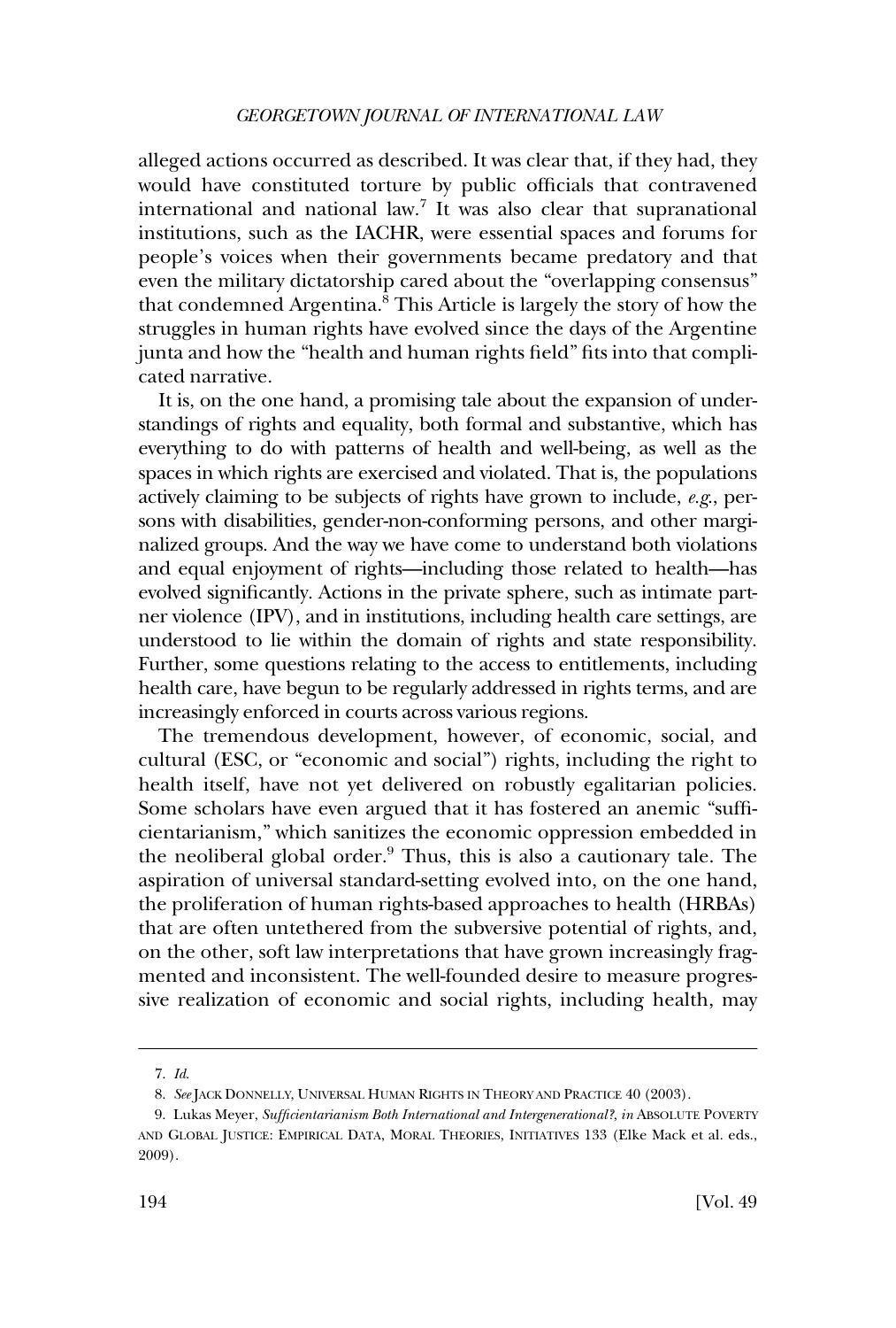alleged actions occurred as described. It was clear that, if they had, they would have constituted torture by public officials that contravened international and national law.[7] It was also clear that supranational institutions, such as the IACHR, were essential spaces and forums for people's voices when their governments became predatory and that even the military dictatorship cared about the "overlapping consensus" that condemned Argentina.[8] This Article is largely the story of how the struggles in human rights have evolved since the days of the Argentine junta and how the "health and human rights field" fits into that complicated narrative.

It is, on the one hand, a promising tale about the expansion of understandings of rights and equality, both formal and substantive, which has everything to do with patterns of health and well-being, as well as the spaces in which rights are exercised and violated. That is, the populations actively claiming to be subjects of rights have grown to include, *e.g.*, persons with disabilities, gender-non-conforming persons, and other marginalized groups. And the way we have come to understand both violations and equal enjoyment of rights—including those related to health—has evolved significantly. Actions in the private sphere, such as intimate partner violence (IPV), and in institutions, including health care settings, are understood to lie within the domain of rights and state responsibility. Further, some questions relating to the access to entitlements, including health care, have begun to be regularly addressed in rights terms, and are increasingly enforced in courts across various regions.

The tremendous development, however, of economic, social, and cultural (ESC, or "economic and social") rights, including the right to health itself, have not yet delivered on robustly egalitarian policies. Some scholars have even argued that it has fostered an anemic "sufficientarianism," which sanitizes the economic oppression embedded in the neoliberal global order.[9] Thus, this is also a cautionary tale. The aspiration of universal standard-setting evolved into, on the one hand, the proliferation of human rights-based approaches to health (HRBAs) that are often untethered from the subversive potential of rights, and, on the other, soft law interpretations that have grown increasingly fragmented and inconsistent. The well-founded desire to measure progressive realization of economic and social rights, including health, may

---

7. *Id.*

8. *See* JACK DONNELLY, UNIVERSAL HUMAN RIGHTS IN THEORY AND PRACTICE 40 (2003).

9. Lukas Meyer, *Sufficientarianism Both International and Intergenerational?*, *in* ABSOLUTE POVERTY AND GLOBAL JUSTICE: EMPIRICAL DATA, MORAL THEORIES, INITIATIVES 133 (Elke Mack et al. eds., 2009).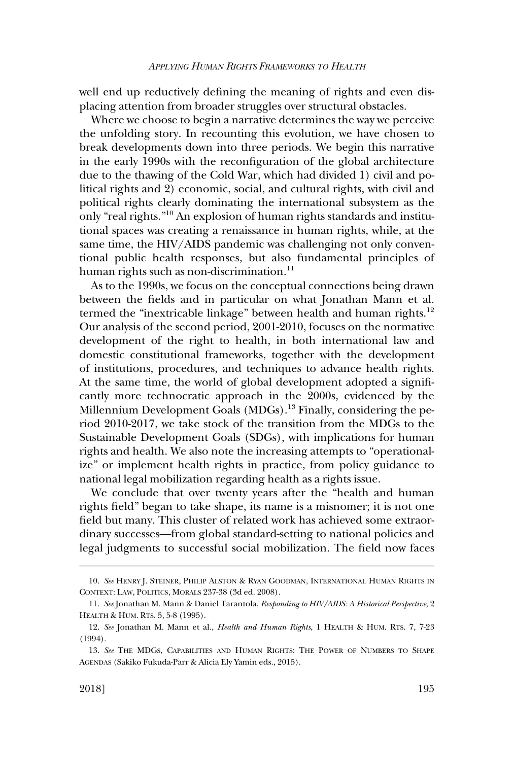well end up reductively defining the meaning of rights and even displacing attention from broader struggles over structural obstacles.

Where we choose to begin a narrative determines the way we perceive the unfolding story. In recounting this evolution, we have chosen to break developments down into three periods. We begin this narrative in the early 1990s with the reconfiguration of the global architecture due to the thawing of the Cold War, which had divided 1) civil and political rights and 2) economic, social, and cultural rights, with civil and political rights clearly dominating the international subsystem as the only "real rights."[10] An explosion of human rights standards and institutional spaces was creating a renaissance in human rights, while, at the same time, the HIV/AIDS pandemic was challenging not only conventional public health responses, but also fundamental principles of human rights such as non-discrimination.[11]

As to the 1990s, we focus on the conceptual connections being drawn between the fields and in particular on what Jonathan Mann et al. termed the "inextricable linkage" between health and human rights.[12] Our analysis of the second period, 2001-2010, focuses on the normative development of the right to health, in both international law and domestic constitutional frameworks, together with the development of institutions, procedures, and techniques to advance health rights. At the same time, the world of global development adopted a significantly more technocratic approach in the 2000s, evidenced by the Millennium Development Goals (MDGs).[13] Finally, considering the period 2010-2017, we take stock of the transition from the MDGs to the Sustainable Development Goals (SDGs), with implications for human rights and health. We also note the increasing attempts to "operationalize" or implement health rights in practice, from policy guidance to national legal mobilization regarding health as a rights issue.

We conclude that over twenty years after the "health and human rights field" began to take shape, its name is a misnomer; it is not one field but many. This cluster of related work has achieved some extraordinary successes—from global standard-setting to national policies and legal judgments to successful social mobilization. The field now faces

---

10. *See* HENRY J. STEINER, PHILIP ALSTON & RYAN GOODMAN, INTERNATIONAL HUMAN RIGHTS IN CONTEXT: LAW, POLITICS, MORALS 237-38 (3d ed. 2008).

11. *See* Jonathan M. Mann & Daniel Tarantola, *Responding to HIV/AIDS: A Historical Perspective*, 2 HEALTH & HUM. RTS. 5, 5-8 (1995).

12. *See* Jonathan M. Mann et al., *Health and Human Rights*, 1 HEALTH & HUM. RTS. 7, 7-23 (1994).

13. *See* THE MDGS, CAPABILITIES AND HUMAN RIGHTS: THE POWER OF NUMBERS TO SHAPE AGENDAS (Sakiko Fukuda-Parr & Alicia Ely Yamin eds., 2015).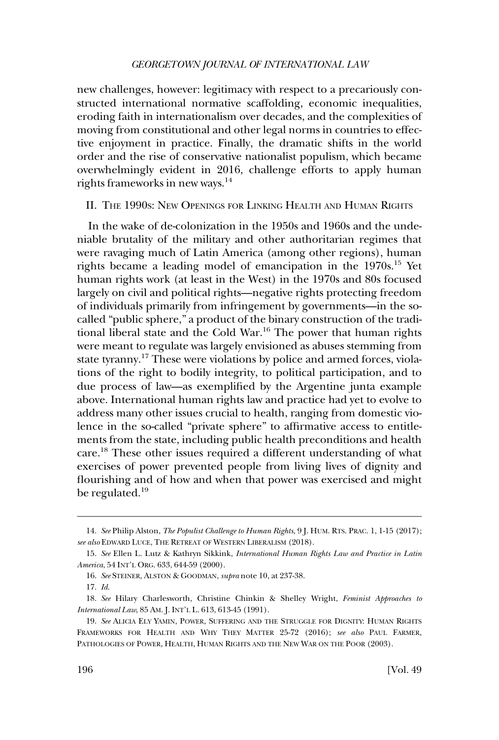new challenges, however: legitimacy with respect to a precariously constructed international normative scaffolding, economic inequalities, eroding faith in internationalism over decades, and the complexities of moving from constitutional and other legal norms in countries to effective enjoyment in practice. Finally, the dramatic shifts in the world order and the rise of conservative nationalist populism, which became overwhelmingly evident in 2016, challenge efforts to apply human rights frameworks in new ways.[14]

## II. The 1990s: New Openings for Linking Health and Human Rights

In the wake of de-colonization in the 1950s and 1960s and the undeniable brutality of the military and other authoritarian regimes that were ravaging much of Latin America (among other regions), human rights became a leading model of emancipation in the 1970s.[15] Yet human rights work (at least in the West) in the 1970s and 80s focused largely on civil and political rights—negative rights protecting freedom of individuals primarily from infringement by governments—in the so-called "public sphere," a product of the binary construction of the traditional liberal state and the Cold War.[16] The power that human rights were meant to regulate was largely envisioned as abuses stemming from state tyranny.[17] These were violations by police and armed forces, violations of the right to bodily integrity, to political participation, and to due process of law—as exemplified by the Argentine junta example above. International human rights law and practice had yet to evolve to address many other issues crucial to health, ranging from domestic violence in the so-called "private sphere" to affirmative access to entitlements from the state, including public health preconditions and health care.[18] These other issues required a different understanding of what exercises of power prevented people from living lives of dignity and flourishing and of how and when that power was exercised and might be regulated.[19]

---

14. *See* Philip Alston, *The Populist Challenge to Human Rights*, 9 J. HUM. RTS. PRAC. 1, 1-15 (2017); *see also* EDWARD LUCE, THE RETREAT OF WESTERN LIBERALISM (2018).

15. *See* Ellen L. Lutz & Kathryn Sikkink, *International Human Rights Law and Practice in Latin America*, 54 INT'L ORG. 633, 644-59 (2000).

16. *See* STEINER, ALSTON & GOODMAN, *supra* note 10, at 237-38.

17. *Id.*

18. *See* Hilary Charlesworth, Christine Chinkin & Shelley Wright, *Feminist Approaches to International Law*, 85 AM. J. INT'L L. 613, 613-45 (1991).

19. *See* ALICIA ELY YAMIN, POWER, SUFFERING AND THE STRUGGLE FOR DIGNITY: HUMAN RIGHTS FRAMEWORKS FOR HEALTH AND WHY THEY MATTER 25-72 (2016); *see also* PAUL FARMER, PATHOLOGIES OF POWER, HEALTH, HUMAN RIGHTS AND THE NEW WAR ON THE POOR (2003).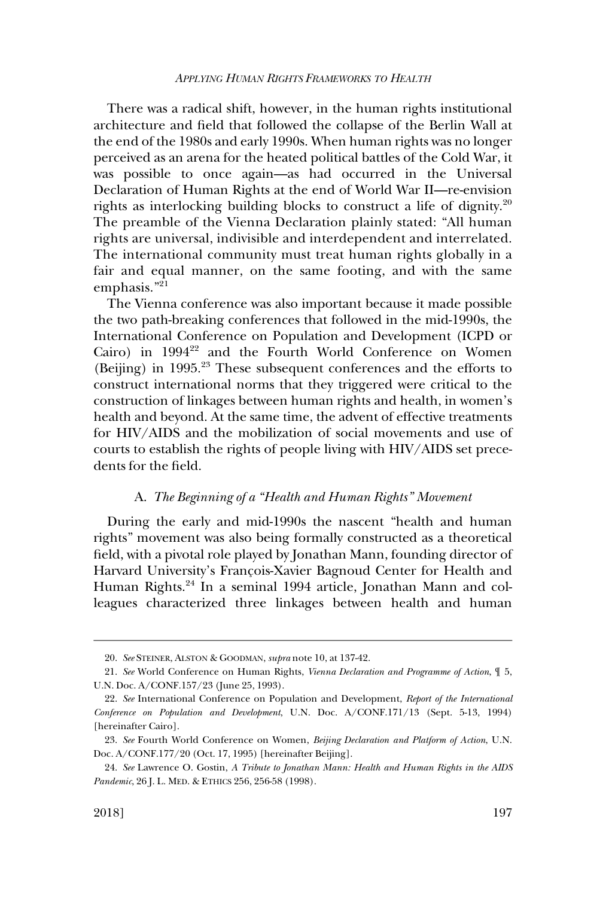There was a radical shift, however, in the human rights institutional architecture and field that followed the collapse of the Berlin Wall at the end of the 1980s and early 1990s. When human rights was no longer perceived as an arena for the heated political battles of the Cold War, it was possible to once again—as had occurred in the Universal Declaration of Human Rights at the end of World War II—re-envision rights as interlocking building blocks to construct a life of dignity.[20] The preamble of the Vienna Declaration plainly stated: "All human rights are universal, indivisible and interdependent and interrelated. The international community must treat human rights globally in a fair and equal manner, on the same footing, and with the same emphasis."[21]

The Vienna conference was also important because it made possible the two path-breaking conferences that followed in the mid-1990s, the International Conference on Population and Development (ICPD or Cairo) in 1994[22] and the Fourth World Conference on Women (Beijing) in 1995.[23] These subsequent conferences and the efforts to construct international norms that they triggered were critical to the construction of linkages between human rights and health, in women's health and beyond. At the same time, the advent of effective treatments for HIV/AIDS and the mobilization of social movements and use of courts to establish the rights of people living with HIV/AIDS set precedents for the field.

### A. *The Beginning of a "Health and Human Rights" Movement*

During the early and mid-1990s the nascent "health and human rights" movement was also being formally constructed as a theoretical field, with a pivotal role played by Jonathan Mann, founding director of Harvard University's François-Xavier Bagnoud Center for Health and Human Rights.[24] In a seminal 1994 article, Jonathan Mann and colleagues characterized three linkages between health and human

---

20. *See* STEINER, ALSTON & GOODMAN, *supra* note 10, at 137-42.

21. *See* World Conference on Human Rights, *Vienna Declaration and Programme of Action*, ¶ 5, U.N. Doc. A/CONF.157/23 (June 25, 1993).

22. *See* International Conference on Population and Development, *Report of the International Conference on Population and Development*, U.N. Doc. A/CONF.171/13 (Sept. 5-13, 1994) [hereinafter Cairo].

23. *See* Fourth World Conference on Women, *Beijing Declaration and Platform of Action,* U.N. Doc. A/CONF.177/20 (Oct. 17, 1995) [hereinafter Beijing].

24. *See* Lawrence O. Gostin, *A Tribute to Jonathan Mann: Health and Human Rights in the AIDS Pandemic*, 26 J. L. MED. & ETHICS 256, 256-58 (1998).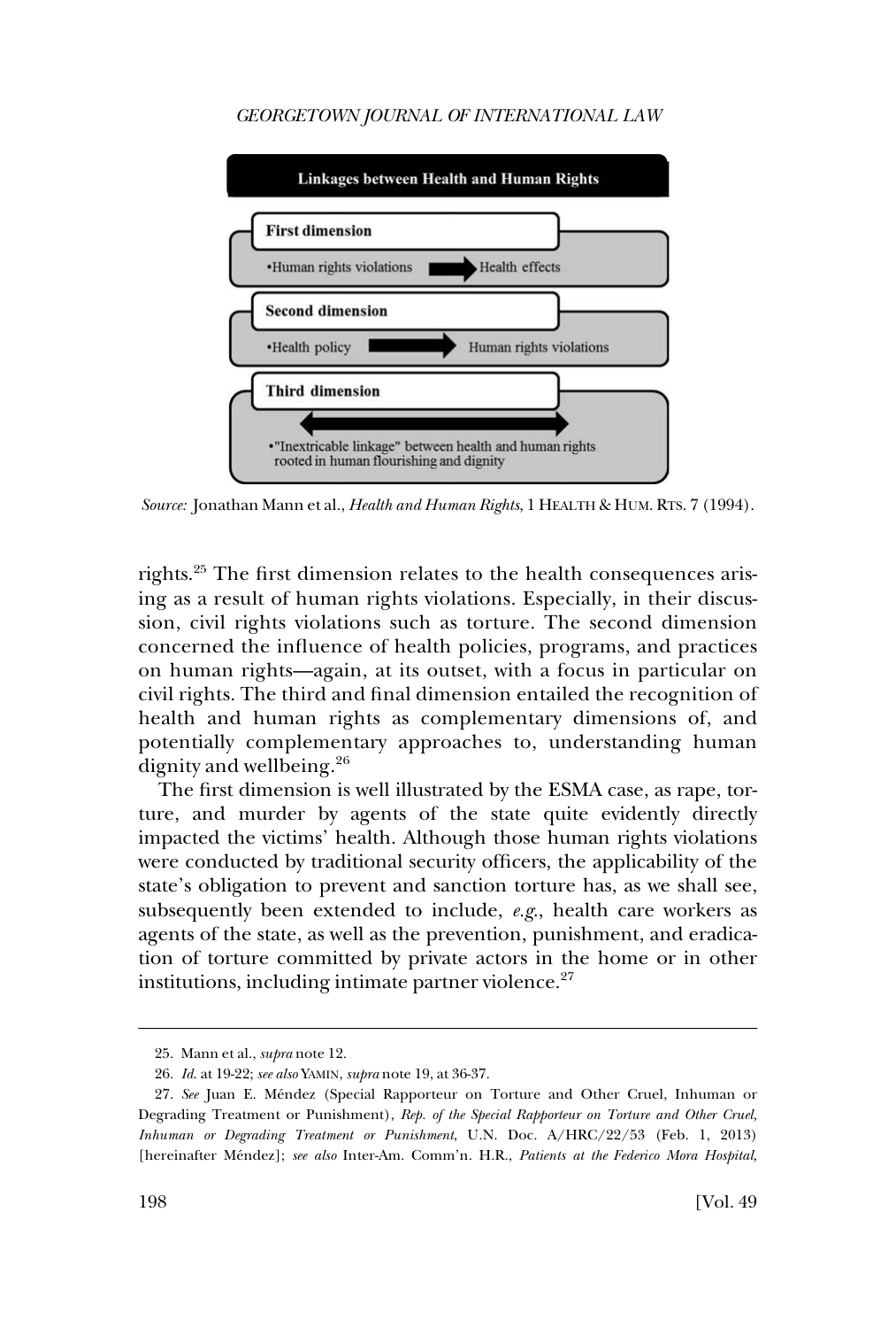**Linkages between Health and Human Rights**

**First dimension**

- Human rights violations → Health effects

**Second dimension**

- Health policy → Human rights violations

**Third dimension**

↔

- "Inextricable linkage" between health and human rights rooted in human flourishing and dignity

*Source:* Jonathan Mann et al., *Health and Human Rights*, 1 HEALTH & HUM. RTS. 7 (1994).

rights.[25] The first dimension relates to the health consequences arising as a result of human rights violations. Especially, in their discussion, civil rights violations such as torture. The second dimension concerned the influence of health policies, programs, and practices on human rights—again, at its outset, with a focus in particular on civil rights. The third and final dimension entailed the recognition of health and human rights as complementary dimensions of, and potentially complementary approaches to, understanding human dignity and wellbeing.[26]

The first dimension is well illustrated by the ESMA case, as rape, torture, and murder by agents of the state quite evidently directly impacted the victims' health. Although those human rights violations were conducted by traditional security officers, the applicability of the state's obligation to prevent and sanction torture has, as we shall see, subsequently been extended to include, *e.g.*, health care workers as agents of the state, as well as the prevention, punishment, and eradication of torture committed by private actors in the home or in other institutions, including intimate partner violence.[27]

---

25. Mann et al., *supra* note 12.

26. *Id.* at 19-22; *see also* YAMIN, *supra* note 19, at 36-37.

27. *See* Juan E. Méndez (Special Rapporteur on Torture and Other Cruel, Inhuman or Degrading Treatment or Punishment), *Rep. of the Special Rapporteur on Torture and Other Cruel, Inhuman or Degrading Treatment or Punishment*, U.N. Doc. A/HRC/22/53 (Feb. 1, 2013) [hereinafter Méndez]; *see also* Inter-Am. Comm'n. H.R., *Patients at the Federico Mora Hospital,*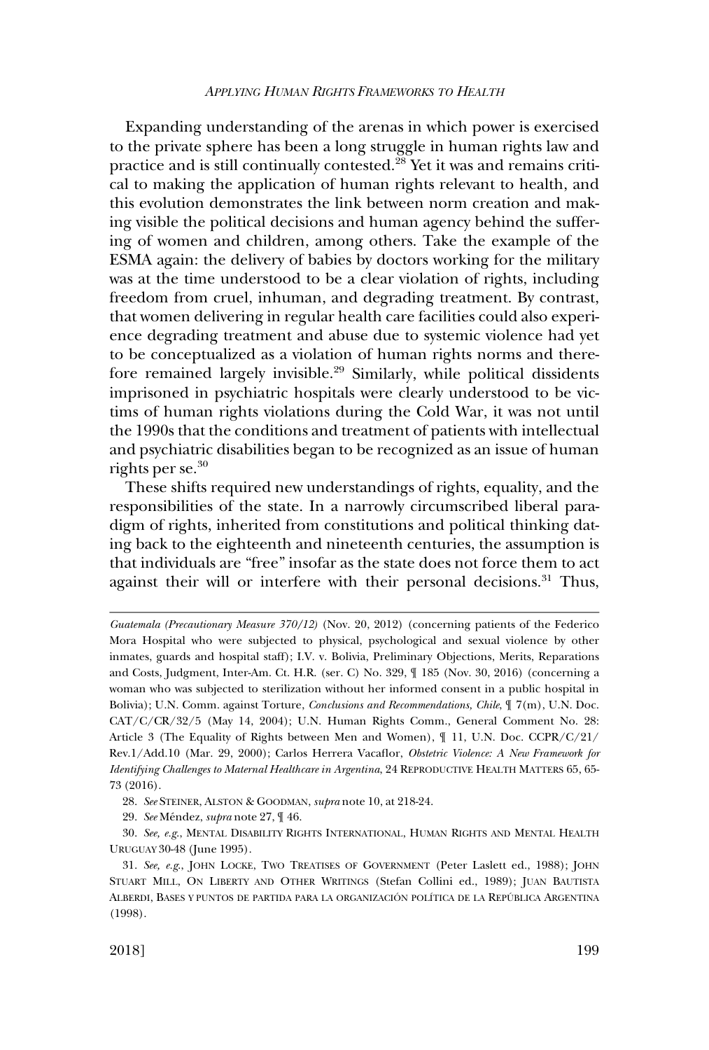Expanding understanding of the arenas in which power is exercised to the private sphere has been a long struggle in human rights law and practice and is still continually contested.[28] Yet it was and remains critical to making the application of human rights relevant to health, and this evolution demonstrates the link between norm creation and making visible the political decisions and human agency behind the suffering of women and children, among others. Take the example of the ESMA again: the delivery of babies by doctors working for the military was at the time understood to be a clear violation of rights, including freedom from cruel, inhuman, and degrading treatment. By contrast, that women delivering in regular health care facilities could also experience degrading treatment and abuse due to systemic violence had yet to be conceptualized as a violation of human rights norms and therefore remained largely invisible.[29] Similarly, while political dissidents imprisoned in psychiatric hospitals were clearly understood to be victims of human rights violations during the Cold War, it was not until the 1990s that the conditions and treatment of patients with intellectual and psychiatric disabilities began to be recognized as an issue of human rights per se.[30]

These shifts required new understandings of rights, equality, and the responsibilities of the state. In a narrowly circumscribed liberal paradigm of rights, inherited from constitutions and political thinking dating back to the eighteenth and nineteenth centuries, the assumption is that individuals are "free" insofar as the state does not force them to act against their will or interfere with their personal decisions.[31] Thus,

---

*Guatemala (Precautionary Measure 370/12)* (Nov. 20, 2012) (concerning patients of the Federico Mora Hospital who were subjected to physical, psychological and sexual violence by other inmates, guards and hospital staff); I.V. v. Bolivia, Preliminary Objections, Merits, Reparations and Costs, Judgment, Inter-Am. Ct. H.R. (ser. C) No. 329, ¶ 185 (Nov. 30, 2016) (concerning a woman who was subjected to sterilization without her informed consent in a public hospital in Bolivia); U.N. Comm. against Torture, *Conclusions and Recommendations, Chile*, ¶ 7(m), U.N. Doc. CAT/C/CR/32/5 (May 14, 2004); U.N. Human Rights Comm., General Comment No. 28: Article 3 (The Equality of Rights between Men and Women), ¶ 11, U.N. Doc. CCPR/C/21/Rev.1/Add.10 (Mar. 29, 2000); Carlos Herrera Vacaflor, *Obstetric Violence: A New Framework for Identifying Challenges to Maternal Healthcare in Argentina*, 24 REPRODUCTIVE HEALTH MATTERS 65, 65-73 (2016).

28. *See* STEINER, ALSTON & GOODMAN, *supra* note 10, at 218-24.

29. *See* Méndez, *supra* note 27, ¶ 46.

30. *See, e.g.*, MENTAL DISABILITY RIGHTS INTERNATIONAL, HUMAN RIGHTS AND MENTAL HEALTH URUGUAY 30-48 (June 1995).

31. *See, e.g.*, JOHN LOCKE, TWO TREATISES OF GOVERNMENT (Peter Laslett ed., 1988); JOHN STUART MILL, ON LIBERTY AND OTHER WRITINGS (Stefan Collini ed., 1989); JUAN BAUTISTA ALBERDI, BASES Y PUNTOS DE PARTIDA PARA LA ORGANIZACIÓN POLÍTICA DE LA REPÚBLICA ARGENTINA (1998).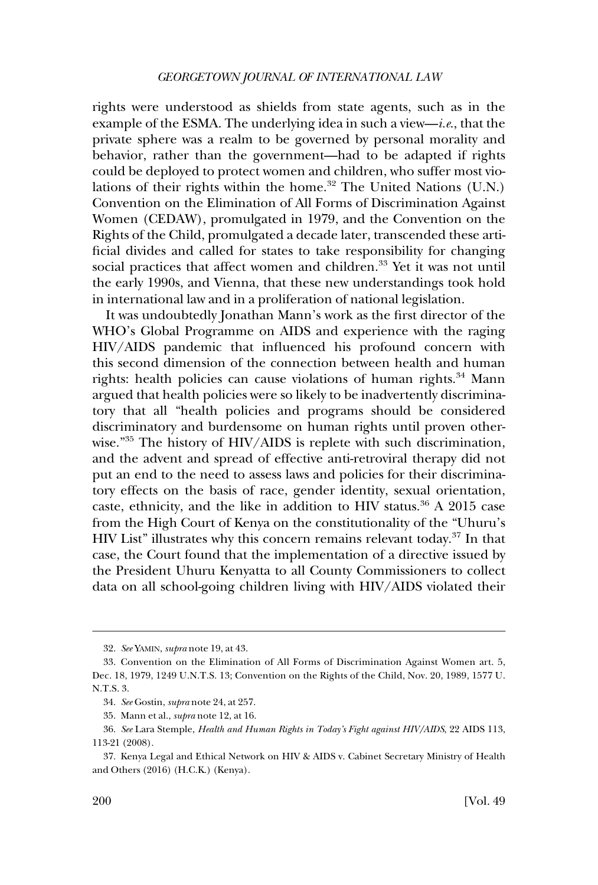rights were understood as shields from state agents, such as in the example of the ESMA. The underlying idea in such a view—*i.e.*, that the private sphere was a realm to be governed by personal morality and behavior, rather than the government—had to be adapted if rights could be deployed to protect women and children, who suffer most violations of their rights within the home.[32] The United Nations (U.N.) Convention on the Elimination of All Forms of Discrimination Against Women (CEDAW), promulgated in 1979, and the Convention on the Rights of the Child, promulgated a decade later, transcended these artificial divides and called for states to take responsibility for changing social practices that affect women and children.[33] Yet it was not until the early 1990s, and Vienna, that these new understandings took hold in international law and in a proliferation of national legislation.

It was undoubtedly Jonathan Mann's work as the first director of the WHO's Global Programme on AIDS and experience with the raging HIV/AIDS pandemic that influenced his profound concern with this second dimension of the connection between health and human rights: health policies can cause violations of human rights.[34] Mann argued that health policies were so likely to be inadvertently discriminatory that all "health policies and programs should be considered discriminatory and burdensome on human rights until proven otherwise."[35] The history of HIV/AIDS is replete with such discrimination, and the advent and spread of effective anti-retroviral therapy did not put an end to the need to assess laws and policies for their discriminatory effects on the basis of race, gender identity, sexual orientation, caste, ethnicity, and the like in addition to HIV status.[36] A 2015 case from the High Court of Kenya on the constitutionality of the "Uhuru's HIV List" illustrates why this concern remains relevant today.[37] In that case, the Court found that the implementation of a directive issued by the President Uhuru Kenyatta to all County Commissioners to collect data on all school-going children living with HIV/AIDS violated their

---

32. *See* YAMIN, *supra* note 19, at 43.

33. Convention on the Elimination of All Forms of Discrimination Against Women art. 5, Dec. 18, 1979, 1249 U.N.T.S. 13; Convention on the Rights of the Child, Nov. 20, 1989, 1577 U.N.T.S. 3.

34. *See* Gostin, *supra* note 24, at 257.

35. Mann et al., *supra* note 12, at 16.

36. *See* Lara Stemple, *Health and Human Rights in Today's Fight against HIV/AIDS*, 22 AIDS 113, 113-21 (2008).

37. Kenya Legal and Ethical Network on HIV & AIDS v. Cabinet Secretary Ministry of Health and Others (2016) (H.C.K.) (Kenya).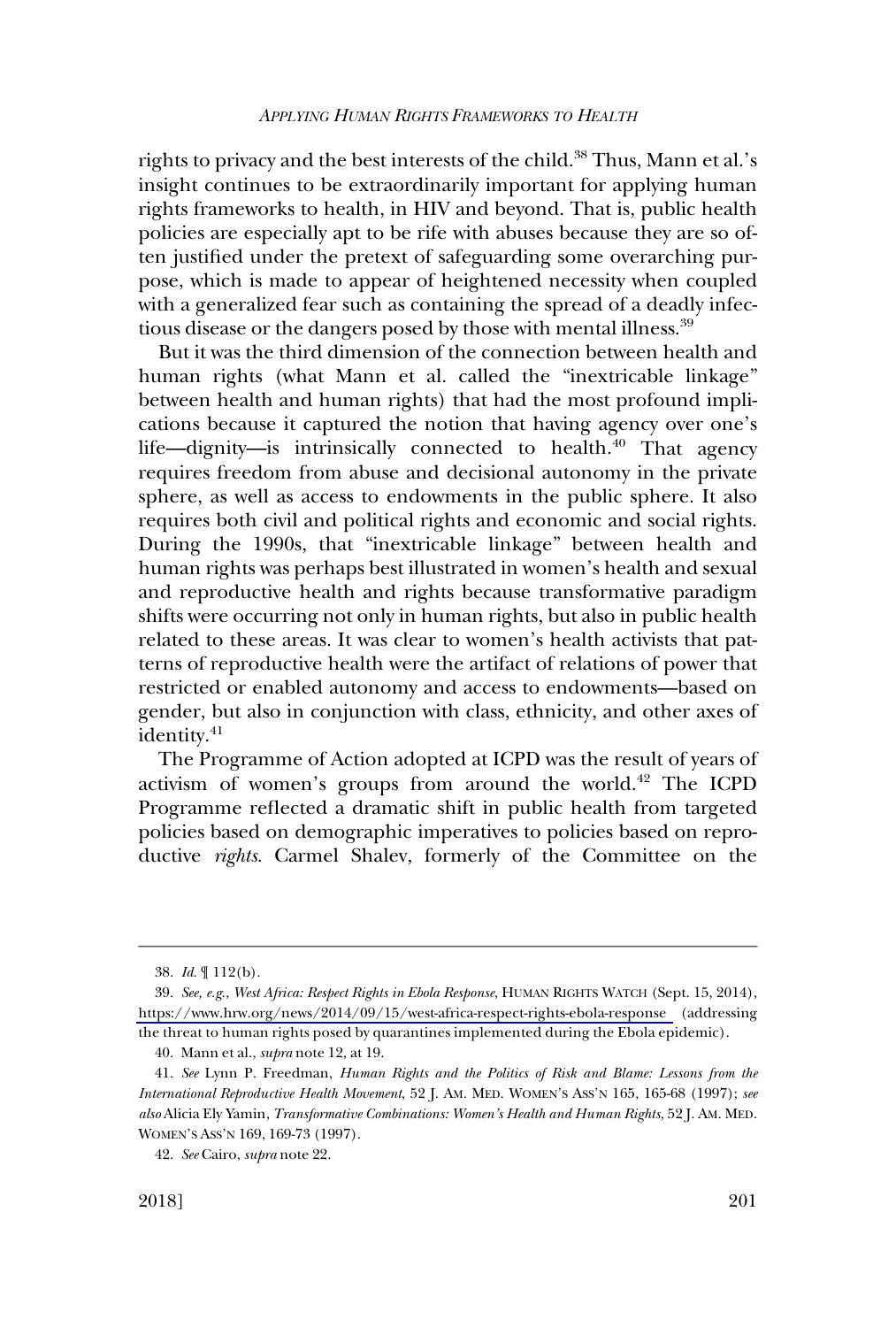rights to privacy and the best interests of the child.[38] Thus, Mann et al.'s insight continues to be extraordinarily important for applying human rights frameworks to health, in HIV and beyond. That is, public health policies are especially apt to be rife with abuses because they are so often justified under the pretext of safeguarding some overarching purpose, which is made to appear of heightened necessity when coupled with a generalized fear such as containing the spread of a deadly infectious disease or the dangers posed by those with mental illness.[39]

But it was the third dimension of the connection between health and human rights (what Mann et al. called the "inextricable linkage" between health and human rights) that had the most profound implications because it captured the notion that having agency over one's life—dignity—is intrinsically connected to health.[40] That agency requires freedom from abuse and decisional autonomy in the private sphere, as well as access to endowments in the public sphere. It also requires both civil and political rights and economic and social rights. During the 1990s, that "inextricable linkage" between health and human rights was perhaps best illustrated in women's health and sexual and reproductive health and rights because transformative paradigm shifts were occurring not only in human rights, but also in public health related to these areas. It was clear to women's health activists that patterns of reproductive health were the artifact of relations of power that restricted or enabled autonomy and access to endowments—based on gender, but also in conjunction with class, ethnicity, and other axes of identity.[41]

The Programme of Action adopted at ICPD was the result of years of activism of women's groups from around the world.[42] The ICPD Programme reflected a dramatic shift in public health from targeted policies based on demographic imperatives to policies based on reproductive *rights*. Carmel Shalev, formerly of the Committee on the

---

38. *Id.* ¶ 112(b).

39. *See, e.g.*, *West Africa: Respect Rights in Ebola Response*, HUMAN RIGHTS WATCH (Sept. 15, 2014), https://www.hrw.org/news/2014/09/15/west-africa-respect-rights-ebola-response (addressing the threat to human rights posed by quarantines implemented during the Ebola epidemic).

40. Mann et al., *supra* note 12, at 19.

41. *See* Lynn P. Freedman, *Human Rights and the Politics of Risk and Blame: Lessons from the International Reproductive Health Movement*, 52 J. AM. MED. WOMEN'S ASS'N 165, 165-68 (1997); *see also* Alicia Ely Yamin, *Transformative Combinations: Women's Health and Human Rights*, 52 J. AM. MED. WOMEN'S ASS'N 169, 169-73 (1997).

42. *See* Cairo, *supra* note 22.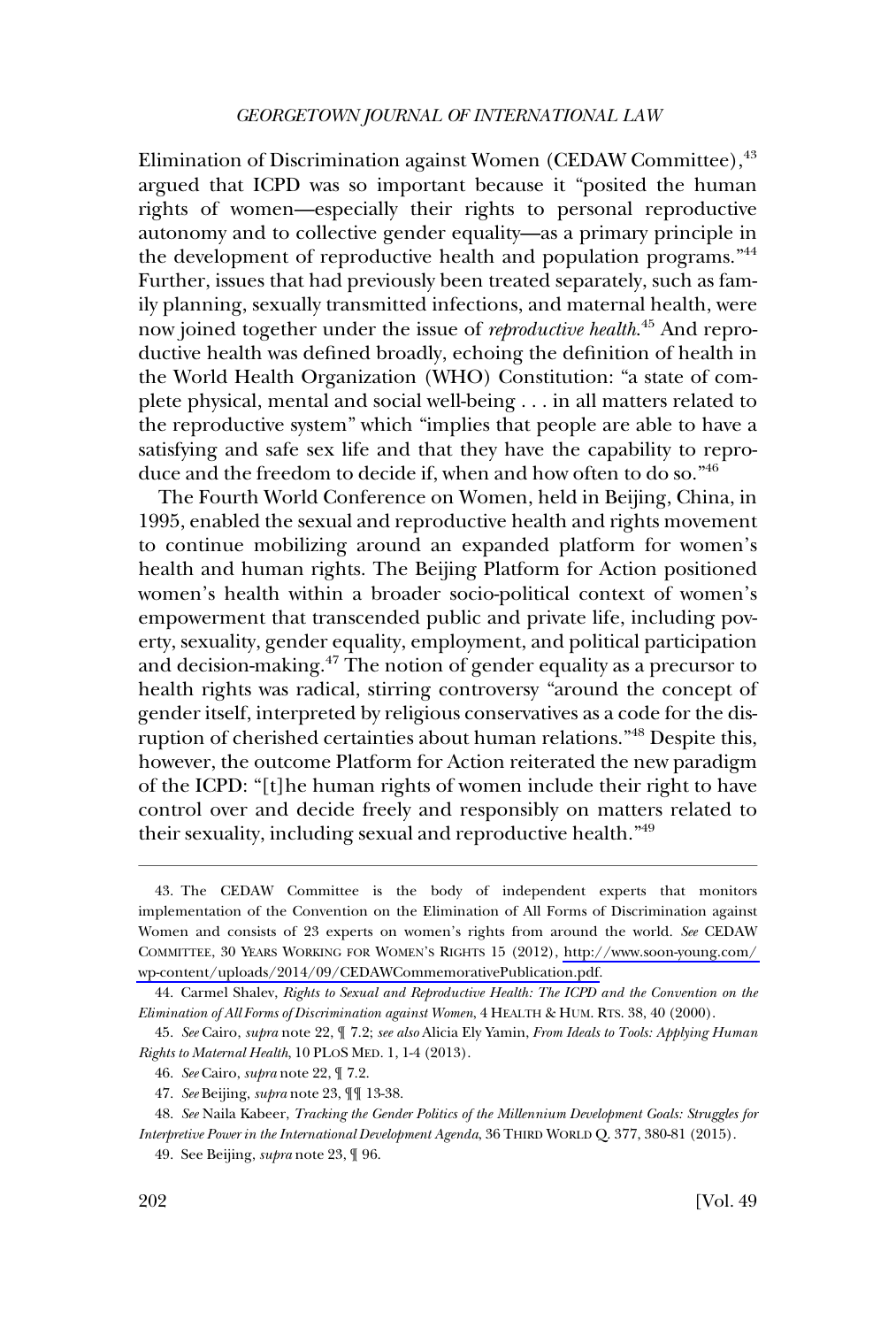Elimination of Discrimination against Women (CEDAW Committee),[43] argued that ICPD was so important because it "posited the human rights of women—especially their rights to personal reproductive autonomy and to collective gender equality—as a primary principle in the development of reproductive health and population programs."[44] Further, issues that had previously been treated separately, such as family planning, sexually transmitted infections, and maternal health, were now joined together under the issue of *reproductive health*.[45] And reproductive health was defined broadly, echoing the definition of health in the World Health Organization (WHO) Constitution: "a state of complete physical, mental and social well-being . . . in all matters related to the reproductive system" which "implies that people are able to have a satisfying and safe sex life and that they have the capability to reproduce and the freedom to decide if, when and how often to do so."[46]

The Fourth World Conference on Women, held in Beijing, China, in 1995, enabled the sexual and reproductive health and rights movement to continue mobilizing around an expanded platform for women's health and human rights. The Beijing Platform for Action positioned women's health within a broader socio-political context of women's empowerment that transcended public and private life, including poverty, sexuality, gender equality, employment, and political participation and decision-making.[47] The notion of gender equality as a precursor to health rights was radical, stirring controversy "around the concept of gender itself, interpreted by religious conservatives as a code for the disruption of cherished certainties about human relations."[48] Despite this, however, the outcome Platform for Action reiterated the new paradigm of the ICPD: "[t]he human rights of women include their right to have control over and decide freely and responsibly on matters related to their sexuality, including sexual and reproductive health."[49]

---

43. The CEDAW Committee is the body of independent experts that monitors implementation of the Convention on the Elimination of All Forms of Discrimination against Women and consists of 23 experts on women's rights from around the world. *See* CEDAW COMMITTEE, 30 YEARS WORKING FOR WOMEN'S RIGHTS 15 (2012), http://www.soon-young.com/wp-content/uploads/2014/09/CEDAWCommemorativePublication.pdf.

44. Carmel Shalev, *Rights to Sexual and Reproductive Health: The ICPD and the Convention on the Elimination of All Forms of Discrimination against Women*, 4 HEALTH & HUM. RTS. 38, 40 (2000).

45. *See* Cairo, *supra* note 22, ¶ 7.2; *see also* Alicia Ely Yamin, *From Ideals to Tools: Applying Human Rights to Maternal Health*, 10 PLOS MED. 1, 1-4 (2013).

46. *See* Cairo, *supra* note 22, ¶ 7.2.

47. *See* Beijing, *supra* note 23, ¶¶ 13-38.

48. *See* Naila Kabeer, *Tracking the Gender Politics of the Millennium Development Goals: Struggles for Interpretive Power in the International Development Agenda*, 36 THIRD WORLD Q. 377, 380-81 (2015).

49. See Beijing, *supra* note 23, ¶ 96.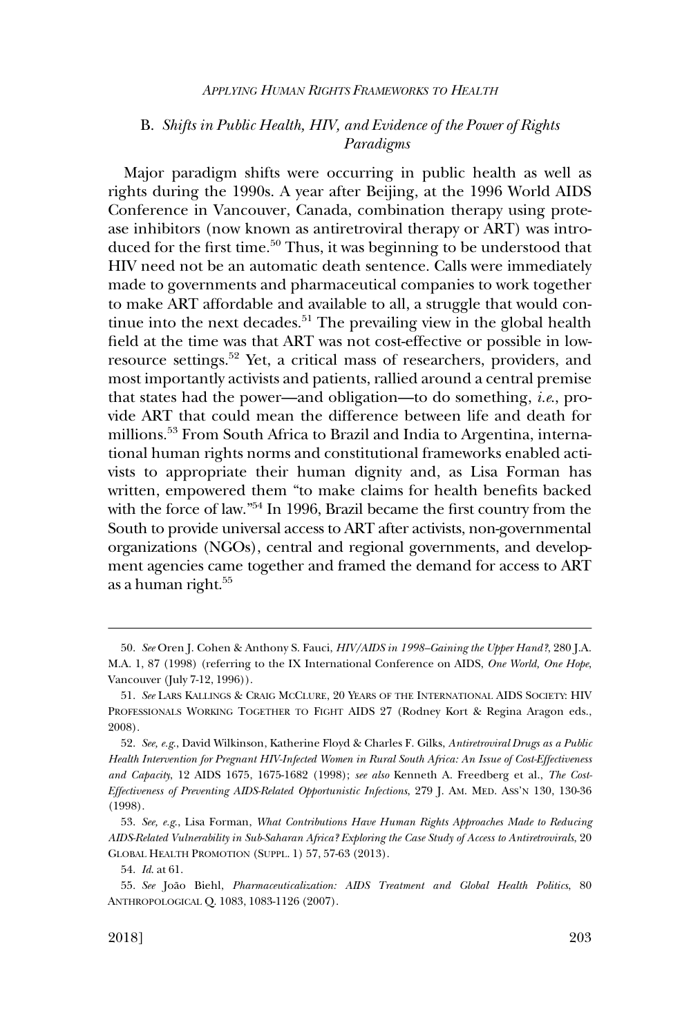### B. *Shifts in Public Health, HIV, and Evidence of the Power of Rights Paradigms*

Major paradigm shifts were occurring in public health as well as rights during the 1990s. A year after Beijing, at the 1996 World AIDS Conference in Vancouver, Canada, combination therapy using protease inhibitors (now known as antiretroviral therapy or ART) was introduced for the first time.[50] Thus, it was beginning to be understood that HIV need not be an automatic death sentence. Calls were immediately made to governments and pharmaceutical companies to work together to make ART affordable and available to all, a struggle that would continue into the next decades.[51] The prevailing view in the global health field at the time was that ART was not cost-effective or possible in low-resource settings.[52] Yet, a critical mass of researchers, providers, and most importantly activists and patients, rallied around a central premise that states had the power—and obligation—to do something, *i.e.*, provide ART that could mean the difference between life and death for millions.[53] From South Africa to Brazil and India to Argentina, international human rights norms and constitutional frameworks enabled activists to appropriate their human dignity and, as Lisa Forman has written, empowered them "to make claims for health benefits backed with the force of law."[54] In 1996, Brazil became the first country from the South to provide universal access to ART after activists, non-governmental organizations (NGOs), central and regional governments, and development agencies came together and framed the demand for access to ART as a human right.[55]

---

50. *See* Oren J. Cohen & Anthony S. Fauci, *HIV/AIDS in 1998–Gaining the Upper Hand?*, 280 J.A.M.A. 1, 87 (1998) (referring to the IX International Conference on AIDS, *One World, One Hope*, Vancouver (July 7-12, 1996)).

51. *See* LARS KALLINGS & CRAIG MCCLURE, 20 YEARS OF THE INTERNATIONAL AIDS SOCIETY: HIV PROFESSIONALS WORKING TOGETHER TO FIGHT AIDS 27 (Rodney Kort & Regina Aragon eds., 2008).

52. *See, e.g.*, David Wilkinson, Katherine Floyd & Charles F. Gilks, *Antiretroviral Drugs as a Public Health Intervention for Pregnant HIV-Infected Women in Rural South Africa: An Issue of Cost-Effectiveness and Capacity*, 12 AIDS 1675, 1675-1682 (1998); *see also* Kenneth A. Freedberg et al., *The Cost-Effectiveness of Preventing AIDS-Related Opportunistic Infections*, 279 J. AM. MED. ASS'N 130, 130-36 (1998).

53. *See, e.g.*, Lisa Forman, *What Contributions Have Human Rights Approaches Made to Reducing AIDS-Related Vulnerability in Sub-Saharan Africa? Exploring the Case Study of Access to Antiretrovirals*, 20 GLOBAL HEALTH PROMOTION (SUPPL. 1) 57, 57-63 (2013).

54. *Id.* at 61.

55. *See* João Biehl, *Pharmaceuticalization: AIDS Treatment and Global Health Politics*, 80 ANTHROPOLOGICAL Q. 1083, 1083-1126 (2007).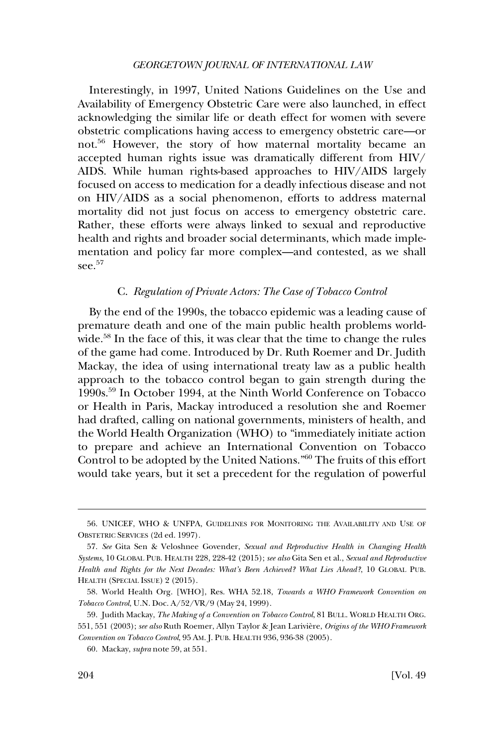Interestingly, in 1997, United Nations Guidelines on the Use and Availability of Emergency Obstetric Care were also launched, in effect acknowledging the similar life or death effect for women with severe obstetric complications having access to emergency obstetric care—or not.[56] However, the story of how maternal mortality became an accepted human rights issue was dramatically different from HIV/AIDS. While human rights-based approaches to HIV/AIDS largely focused on access to medication for a deadly infectious disease and not on HIV/AIDS as a social phenomenon, efforts to address maternal mortality did not just focus on access to emergency obstetric care. Rather, these efforts were always linked to sexual and reproductive health and rights and broader social determinants, which made implementation and policy far more complex—and contested, as we shall see.[57]

### C. *Regulation of Private Actors: The Case of Tobacco Control*

By the end of the 1990s, the tobacco epidemic was a leading cause of premature death and one of the main public health problems worldwide.[58] In the face of this, it was clear that the time to change the rules of the game had come. Introduced by Dr. Ruth Roemer and Dr. Judith Mackay, the idea of using international treaty law as a public health approach to the tobacco control began to gain strength during the 1990s.[59] In October 1994, at the Ninth World Conference on Tobacco or Health in Paris, Mackay introduced a resolution she and Roemer had drafted, calling on national governments, ministers of health, and the World Health Organization (WHO) to "immediately initiate action to prepare and achieve an International Convention on Tobacco Control to be adopted by the United Nations."[60] The fruits of this effort would take years, but it set a precedent for the regulation of powerful

---

56. UNICEF, WHO & UNFPA, GUIDELINES FOR MONITORING THE AVAILABILITY AND USE OF OBSTETRIC SERVICES (2d ed. 1997).

57. *See* Gita Sen & Veloshnee Govender, *Sexual and Reproductive Health in Changing Health Systems*, 10 GLOBAL PUB. HEALTH 228, 228-42 (2015); *see also* Gita Sen et al., *Sexual and Reproductive Health and Rights for the Next Decades: What's Been Achieved? What Lies Ahead?*, 10 GLOBAL PUB. HEALTH (SPECIAL ISSUE) 2 (2015).

58. World Health Org. [WHO], Res. WHA 52.18, *Towards a WHO Framework Convention on Tobacco Control*, U.N. Doc. A/52/VR/9 (May 24, 1999).

59. Judith Mackay, *The Making of a Convention on Tobacco Control*, 81 BULL. WORLD HEALTH ORG. 551, 551 (2003); *see also* Ruth Roemer, Allyn Taylor & Jean Larivière, *Origins of the WHO Framework Convention on Tobacco Control*, 95 AM. J. PUB. HEALTH 936, 936-38 (2005).

60. Mackay, *supra* note 59, at 551.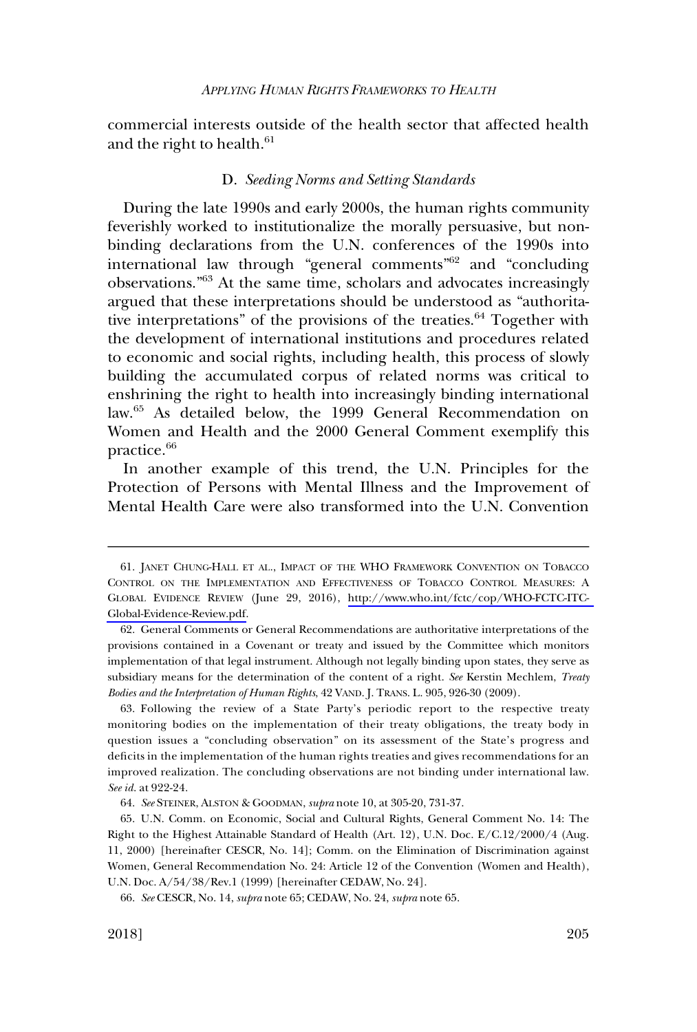commercial interests outside of the health sector that affected health and the right to health.[61]

### D. *Seeding Norms and Setting Standards*

During the late 1990s and early 2000s, the human rights community feverishly worked to institutionalize the morally persuasive, but non-binding declarations from the U.N. conferences of the 1990s into international law through "general comments"[62] and "concluding observations."[63] At the same time, scholars and advocates increasingly argued that these interpretations should be understood as "authoritative interpretations" of the provisions of the treaties.[64] Together with the development of international institutions and procedures related to economic and social rights, including health, this process of slowly building the accumulated corpus of related norms was critical to enshrining the right to health into increasingly binding international law.[65] As detailed below, the 1999 General Recommendation on Women and Health and the 2000 General Comment exemplify this practice.[66]

In another example of this trend, the U.N. Principles for the Protection of Persons with Mental Illness and the Improvement of Mental Health Care were also transformed into the U.N. Convention

---

61. JANET CHUNG-HALL ET AL., IMPACT OF THE WHO FRAMEWORK CONVENTION ON TOBACCO CONTROL ON THE IMPLEMENTATION AND EFFECTIVENESS OF TOBACCO CONTROL MEASURES: A GLOBAL EVIDENCE REVIEW (June 29, 2016), [http://www.who.int/fctc/cop/WHO-FCTC-ITC-Global-Evidence-Review.pdf](http://www.who.int/fctc/cop/WHO-FCTC-ITC-Global-Evidence-Review.pdf).

62. General Comments or General Recommendations are authoritative interpretations of the provisions contained in a Covenant or treaty and issued by the Committee which monitors implementation of that legal instrument. Although not legally binding upon states, they serve as subsidiary means for the determination of the content of a right. *See* Kerstin Mechlem, *Treaty Bodies and the Interpretation of Human Rights*, 42 VAND. J. TRANS. L. 905, 926-30 (2009).

63. Following the review of a State Party's periodic report to the respective treaty monitoring bodies on the implementation of their treaty obligations, the treaty body in question issues a "concluding observation" on its assessment of the State's progress and deficits in the implementation of the human rights treaties and gives recommendations for an improved realization. The concluding observations are not binding under international law. *See id.* at 922-24.

64. *See* STEINER, ALSTON & GOODMAN, *supra* note 10, at 305-20, 731-37.

65. U.N. Comm. on Economic, Social and Cultural Rights, General Comment No. 14: The Right to the Highest Attainable Standard of Health (Art. 12), U.N. Doc. E/C.12/2000/4 (Aug. 11, 2000) [hereinafter CESCR, No. 14]; Comm. on the Elimination of Discrimination against Women, General Recommendation No. 24: Article 12 of the Convention (Women and Health), U.N. Doc. A/54/38/Rev.1 (1999) [hereinafter CEDAW, No. 24].

66. *See* CESCR, No. 14, *supra* note 65; CEDAW, No. 24, *supra* note 65.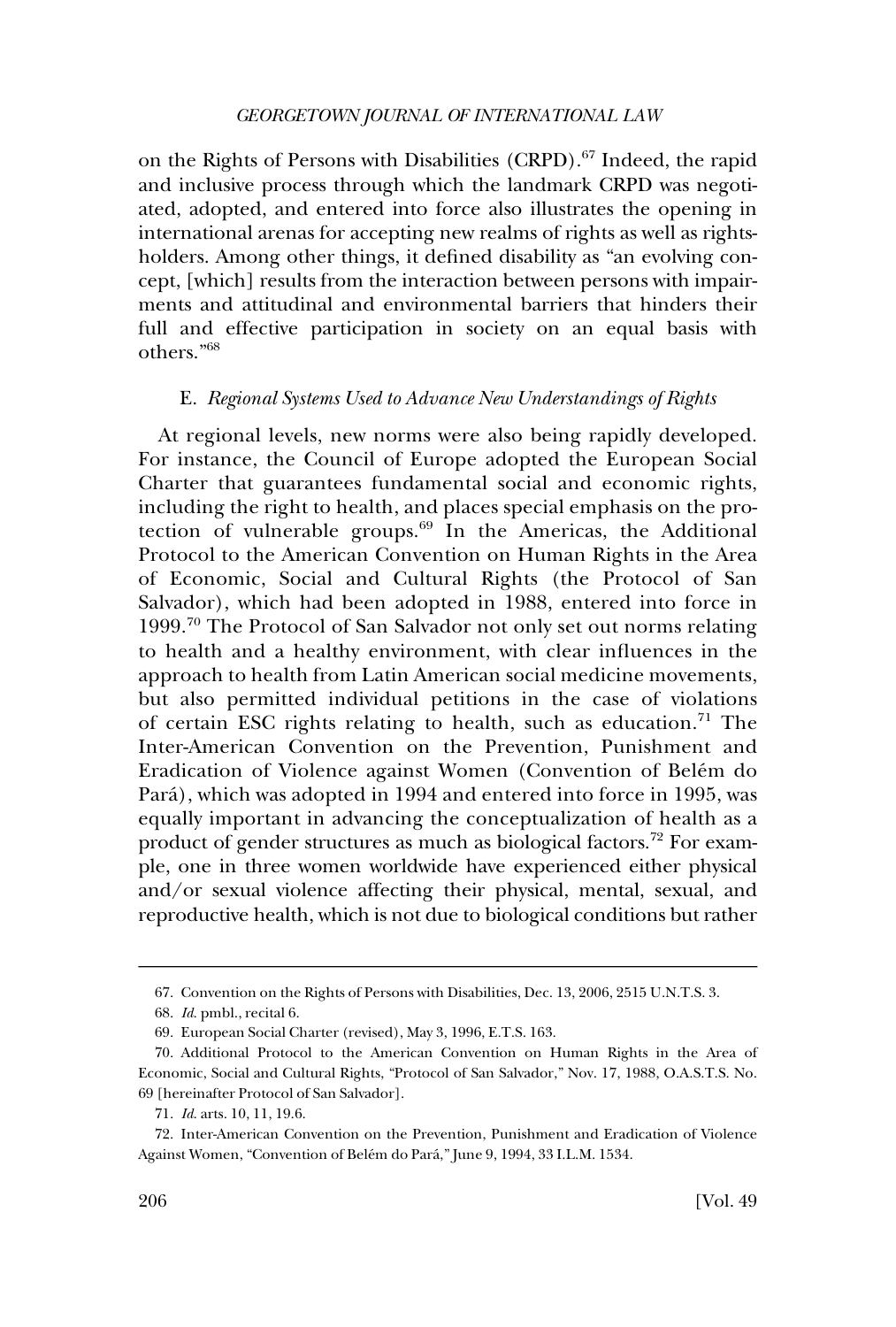on the Rights of Persons with Disabilities (CRPD).[67] Indeed, the rapid and inclusive process through which the landmark CRPD was negotiated, adopted, and entered into force also illustrates the opening in international arenas for accepting new realms of rights as well as rights-holders. Among other things, it defined disability as "an evolving concept, [which] results from the interaction between persons with impairments and attitudinal and environmental barriers that hinders their full and effective participation in society on an equal basis with others."[68]

### E. *Regional Systems Used to Advance New Understandings of Rights*

At regional levels, new norms were also being rapidly developed. For instance, the Council of Europe adopted the European Social Charter that guarantees fundamental social and economic rights, including the right to health, and places special emphasis on the protection of vulnerable groups.[69] In the Americas, the Additional Protocol to the American Convention on Human Rights in the Area of Economic, Social and Cultural Rights (the Protocol of San Salvador), which had been adopted in 1988, entered into force in 1999.[70] The Protocol of San Salvador not only set out norms relating to health and a healthy environment, with clear influences in the approach to health from Latin American social medicine movements, but also permitted individual petitions in the case of violations of certain ESC rights relating to health, such as education.[71] The Inter-American Convention on the Prevention, Punishment and Eradication of Violence against Women (Convention of Belém do Pará), which was adopted in 1994 and entered into force in 1995, was equally important in advancing the conceptualization of health as a product of gender structures as much as biological factors.[72] For example, one in three women worldwide have experienced either physical and/or sexual violence affecting their physical, mental, sexual, and reproductive health, which is not due to biological conditions but rather

---

67. Convention on the Rights of Persons with Disabilities, Dec. 13, 2006, 2515 U.N.T.S. 3.

68. *Id.* pmbl., recital 6.

69. European Social Charter (revised), May 3, 1996, E.T.S. 163.

70. Additional Protocol to the American Convention on Human Rights in the Area of Economic, Social and Cultural Rights, "Protocol of San Salvador," Nov. 17, 1988, O.A.S.T.S. No. 69 [hereinafter Protocol of San Salvador].

71. *Id.* arts. 10, 11, 19.6.

72. Inter-American Convention on the Prevention, Punishment and Eradication of Violence Against Women, "Convention of Belém do Pará," June 9, 1994, 33 I.L.M. 1534.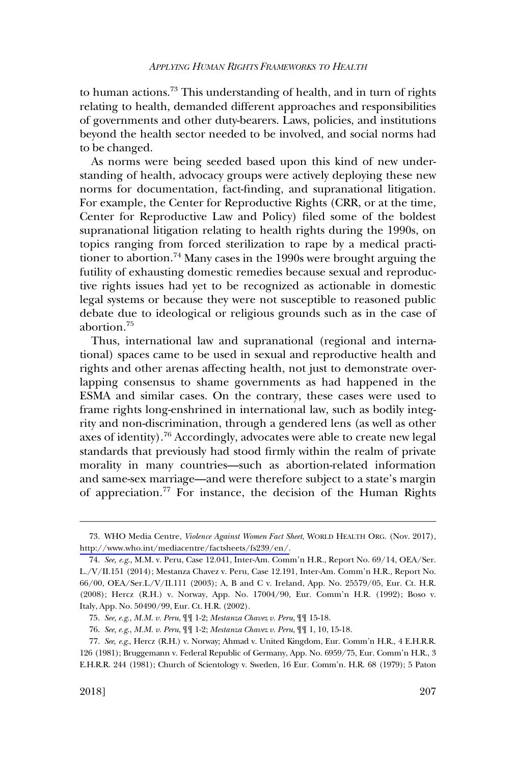to human actions.[73] This understanding of health, and in turn of rights relating to health, demanded different approaches and responsibilities of governments and other duty-bearers. Laws, policies, and institutions beyond the health sector needed to be involved, and social norms had to be changed.

As norms were being seeded based upon this kind of new understanding of health, advocacy groups were actively deploying these new norms for documentation, fact-finding, and supranational litigation. For example, the Center for Reproductive Rights (CRR, or at the time, Center for Reproductive Law and Policy) filed some of the boldest supranational litigation relating to health rights during the 1990s, on topics ranging from forced sterilization to rape by a medical practitioner to abortion.[74] Many cases in the 1990s were brought arguing the futility of exhausting domestic remedies because sexual and reproductive rights issues had yet to be recognized as actionable in domestic legal systems or because they were not susceptible to reasoned public debate due to ideological or religious grounds such as in the case of abortion.[75]

Thus, international law and supranational (regional and international) spaces came to be used in sexual and reproductive health and rights and other arenas affecting health, not just to demonstrate overlapping consensus to shame governments as had happened in the ESMA and similar cases. On the contrary, these cases were used to frame rights long-enshrined in international law, such as bodily integrity and non-discrimination, through a gendered lens (as well as other axes of identity).[76] Accordingly, advocates were able to create new legal standards that previously had stood firmly within the realm of private morality in many countries—such as abortion-related information and same-sex marriage—and were therefore subject to a state's margin of appreciation.[77] For instance, the decision of the Human Rights

---

73. WHO Media Centre, *Violence Against Women Fact Sheet*, WORLD HEALTH ORG. (Nov. 2017), http://www.who.int/mediacentre/factsheets/fs239/en/.

74. *See, e.g.*, M.M. v. Peru, Case 12.041, Inter-Am. Comm'n H.R., Report No. 69/14, OEA/Ser. L./V/II.151 (2014); Mestanza Chavez v. Peru, Case 12.191, Inter-Am. Comm'n H.R., Report No. 66/00, OEA/Ser.L/V/II.111 (2003); A, B and C v. Ireland, App. No. 25579/05, Eur. Ct. H.R. (2008); Hercz (R.H.) v. Norway, App. No. 17004/90, Eur. Comm'n H.R. (1992); Boso v. Italy, App. No. 50490/99, Eur. Ct. H.R. (2002).

75. *See, e.g.*, *M.M. v. Peru*, ¶¶ 1-2; *Mestanza Chavez v. Peru*, ¶¶ 15-18.

76. *See, e.g.*, *M.M. v. Peru*, ¶¶ 1-2; *Mestanza Chavez v. Peru*, ¶¶ 1, 10, 15-18.

77. *See, e.g.*, Hercz (R.H.) v. Norway; Ahmad v. United Kingdom, Eur. Comm'n H.R., 4 E.H.R.R. 126 (1981); Bruggemann v. Federal Republic of Germany, App. No. 6959/75, Eur. Comm'n H.R., 3 E.H.R.R. 244 (1981); Church of Scientology v. Sweden, 16 Eur. Comm'n. H.R. 68 (1979); 5 Paton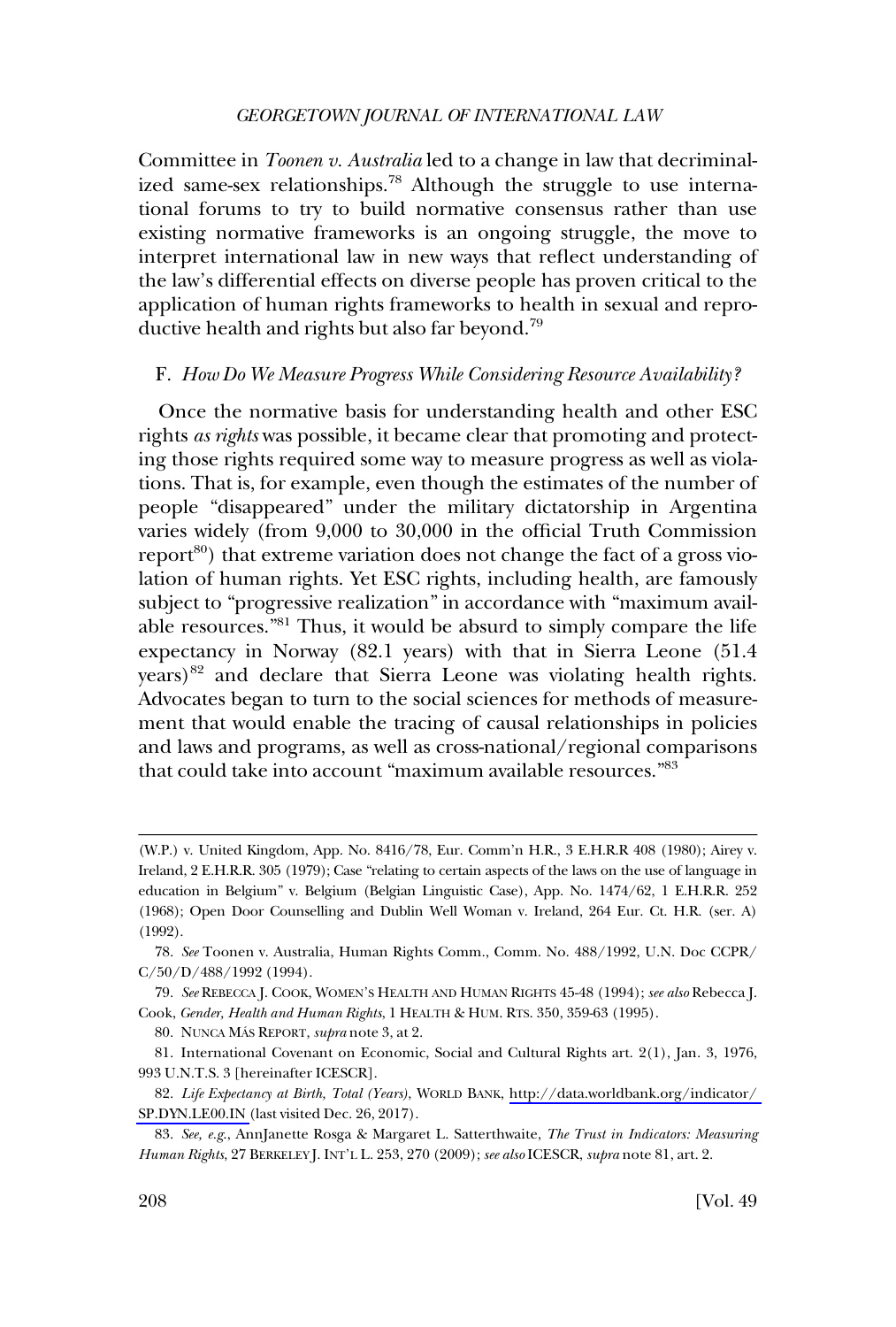Committee in *Toonen v. Australia* led to a change in law that decriminalized same-sex relationships.[78] Although the struggle to use international forums to try to build normative consensus rather than use existing normative frameworks is an ongoing struggle, the move to interpret international law in new ways that reflect understanding of the law's differential effects on diverse people has proven critical to the application of human rights frameworks to health in sexual and reproductive health and rights but also far beyond.[79]

### F. *How Do We Measure Progress While Considering Resource Availability?*

Once the normative basis for understanding health and other ESC rights *as rights* was possible, it became clear that promoting and protecting those rights required some way to measure progress as well as violations. That is, for example, even though the estimates of the number of people "disappeared" under the military dictatorship in Argentina varies widely (from 9,000 to 30,000 in the official Truth Commission report[80]) that extreme variation does not change the fact of a gross violation of human rights. Yet ESC rights, including health, are famously subject to "progressive realization" in accordance with "maximum available resources."[81] Thus, it would be absurd to simply compare the life expectancy in Norway (82.1 years) with that in Sierra Leone (51.4 years)[82] and declare that Sierra Leone was violating health rights. Advocates began to turn to the social sciences for methods of measurement that would enable the tracing of causal relationships in policies and laws and programs, as well as cross-national/regional comparisons that could take into account "maximum available resources."[83]

---

(W.P.) v. United Kingdom, App. No. 8416/78, Eur. Comm'n H.R., 3 E.H.R.R 408 (1980); Airey v. Ireland, 2 E.H.R.R. 305 (1979); Case "relating to certain aspects of the laws on the use of language in education in Belgium" v. Belgium (Belgian Linguistic Case), App. No. 1474/62, 1 E.H.R.R. 252 (1968); Open Door Counselling and Dublin Well Woman v. Ireland, 264 Eur. Ct. H.R. (ser. A) (1992).

78. *See* Toonen v. Australia, Human Rights Comm., Comm. No. 488/1992, U.N. Doc CCPR/C/50/D/488/1992 (1994).

79. *See* REBECCA J. COOK, WOMEN'S HEALTH AND HUMAN RIGHTS 45-48 (1994); *see also* Rebecca J. Cook, *Gender, Health and Human Rights*, 1 HEALTH & HUM. RTS. 350, 359-63 (1995).

80. NUNCA MÁS REPORT, *supra* note 3, at 2.

81. International Covenant on Economic, Social and Cultural Rights art. 2(1), Jan. 3, 1976, 993 U.N.T.S. 3 [hereinafter ICESCR].

82. *Life Expectancy at Birth, Total (Years)*, WORLD BANK, http://data.worldbank.org/indicator/SP.DYN.LE00.IN (last visited Dec. 26, 2017).

83. *See, e.g.*, AnnJanette Rosga & Margaret L. Satterthwaite, *The Trust in Indicators: Measuring Human Rights*, 27 BERKELEY J. INT'L L. 253, 270 (2009); *see also* ICESCR, *supra* note 81, art. 2.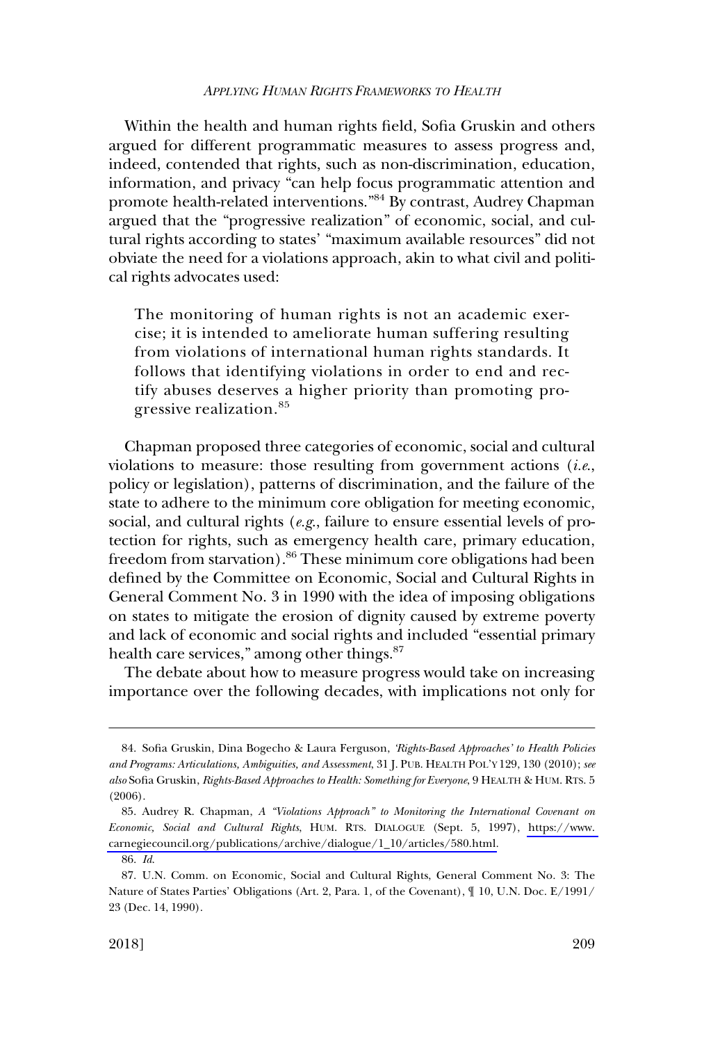Within the health and human rights field, Sofia Gruskin and others argued for different programmatic measures to assess progress and, indeed, contended that rights, such as non-discrimination, education, information, and privacy "can help focus programmatic attention and promote health-related interventions."[84] By contrast, Audrey Chapman argued that the "progressive realization" of economic, social, and cultural rights according to states' "maximum available resources" did not obviate the need for a violations approach, akin to what civil and political rights advocates used:

> The monitoring of human rights is not an academic exercise; it is intended to ameliorate human suffering resulting from violations of international human rights standards. It follows that identifying violations in order to end and rectify abuses deserves a higher priority than promoting progressive realization.[85]

Chapman proposed three categories of economic, social and cultural violations to measure: those resulting from government actions (*i.e.*, policy or legislation), patterns of discrimination, and the failure of the state to adhere to the minimum core obligation for meeting economic, social, and cultural rights (*e.g.*, failure to ensure essential levels of protection for rights, such as emergency health care, primary education, freedom from starvation).[86] These minimum core obligations had been defined by the Committee on Economic, Social and Cultural Rights in General Comment No. 3 in 1990 with the idea of imposing obligations on states to mitigate the erosion of dignity caused by extreme poverty and lack of economic and social rights and included "essential primary health care services," among other things.[87]

The debate about how to measure progress would take on increasing importance over the following decades, with implications not only for

---

84. Sofia Gruskin, Dina Bogecho & Laura Ferguson, *'Rights-Based Approaches' to Health Policies and Programs: Articulations, Ambiguities, and Assessment*, 31 J. PUB. HEALTH POL'Y 129, 130 (2010); *see also* Sofia Gruskin, *Rights-Based Approaches to Health: Something for Everyone*, 9 HEALTH & HUM. RTS. 5 (2006).

85. Audrey R. Chapman, *A "Violations Approach" to Monitoring the International Covenant on Economic, Social and Cultural Rights*, HUM. RTS. DIALOGUE (Sept. 5, 1997), https://www.carnegiecouncil.org/publications/archive/dialogue/1_10/articles/580.html.

86. *Id.*

87. U.N. Comm. on Economic, Social and Cultural Rights, General Comment No. 3: The Nature of States Parties' Obligations (Art. 2, Para. 1, of the Covenant), ¶ 10, U.N. Doc. E/1991/23 (Dec. 14, 1990).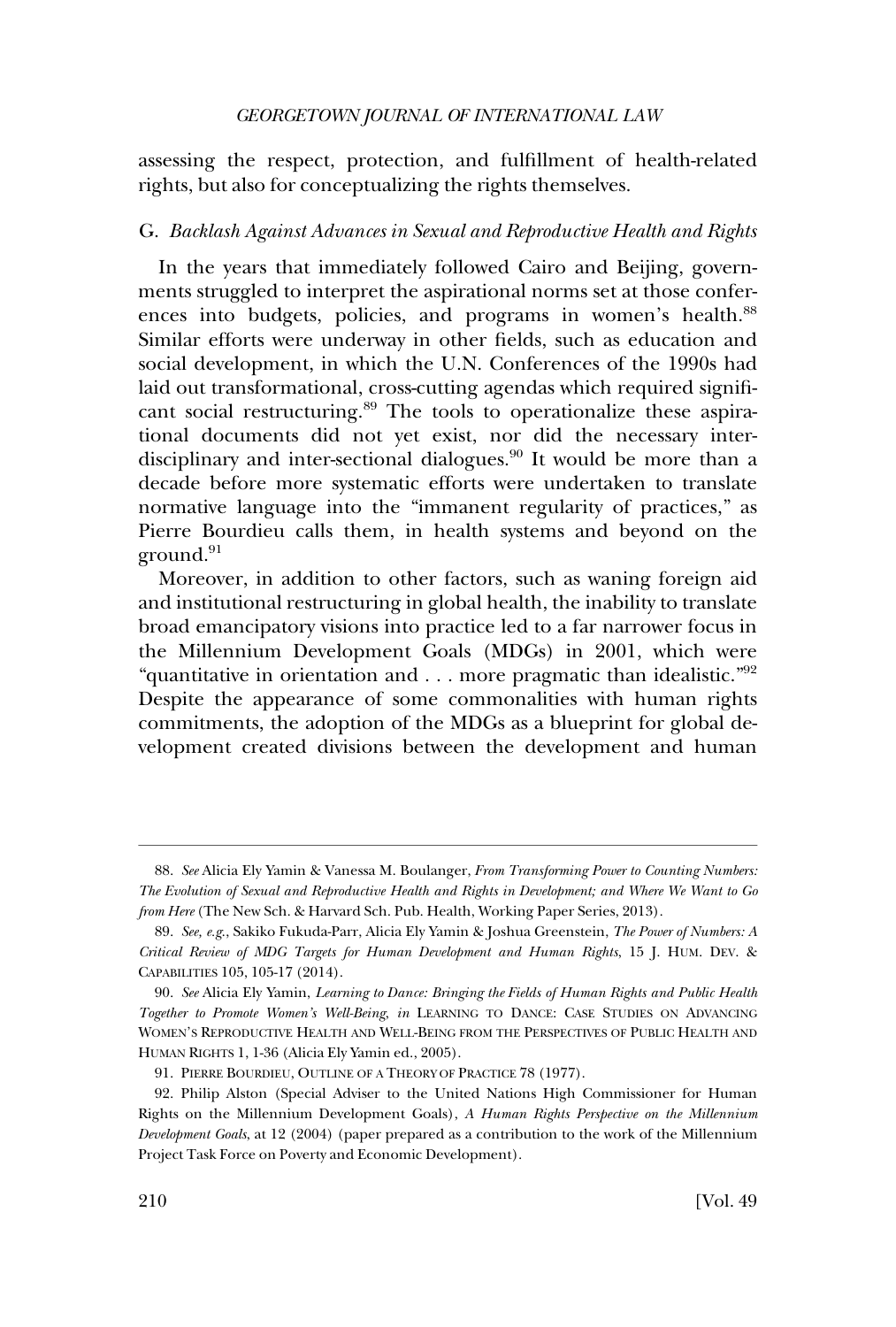assessing the respect, protection, and fulfillment of health-related rights, but also for conceptualizing the rights themselves.

### G. *Backlash Against Advances in Sexual and Reproductive Health and Rights*

In the years that immediately followed Cairo and Beijing, governments struggled to interpret the aspirational norms set at those conferences into budgets, policies, and programs in women's health.[88] Similar efforts were underway in other fields, such as education and social development, in which the U.N. Conferences of the 1990s had laid out transformational, cross-cutting agendas which required significant social restructuring.[89] The tools to operationalize these aspirational documents did not yet exist, nor did the necessary interdisciplinary and inter-sectional dialogues.[90] It would be more than a decade before more systematic efforts were undertaken to translate normative language into the "immanent regularity of practices," as Pierre Bourdieu calls them, in health systems and beyond on the ground.[91]

Moreover, in addition to other factors, such as waning foreign aid and institutional restructuring in global health, the inability to translate broad emancipatory visions into practice led to a far narrower focus in the Millennium Development Goals (MDGs) in 2001, which were "quantitative in orientation and . . . more pragmatic than idealistic."[92] Despite the appearance of some commonalities with human rights commitments, the adoption of the MDGs as a blueprint for global development created divisions between the development and human

---

88. *See* Alicia Ely Yamin & Vanessa M. Boulanger, *From Transforming Power to Counting Numbers: The Evolution of Sexual and Reproductive Health and Rights in Development; and Where We Want to Go from Here* (The New Sch. & Harvard Sch. Pub. Health, Working Paper Series, 2013).

89. *See, e.g.*, Sakiko Fukuda-Parr, Alicia Ely Yamin & Joshua Greenstein, *The Power of Numbers: A Critical Review of MDG Targets for Human Development and Human Rights*, 15 J. HUM. DEV. & CAPABILITIES 105, 105-17 (2014).

90. *See* Alicia Ely Yamin, *Learning to Dance: Bringing the Fields of Human Rights and Public Health Together to Promote Women's Well-Being*, *in* LEARNING TO DANCE: CASE STUDIES ON ADVANCING WOMEN'S REPRODUCTIVE HEALTH AND WELL-BEING FROM THE PERSPECTIVES OF PUBLIC HEALTH AND HUMAN RIGHTS 1, 1-36 (Alicia Ely Yamin ed., 2005).

91. PIERRE BOURDIEU, OUTLINE OF A THEORY OF PRACTICE 78 (1977).

92. Philip Alston (Special Adviser to the United Nations High Commissioner for Human Rights on the Millennium Development Goals), *A Human Rights Perspective on the Millennium Development Goals*, at 12 (2004) (paper prepared as a contribution to the work of the Millennium Project Task Force on Poverty and Economic Development).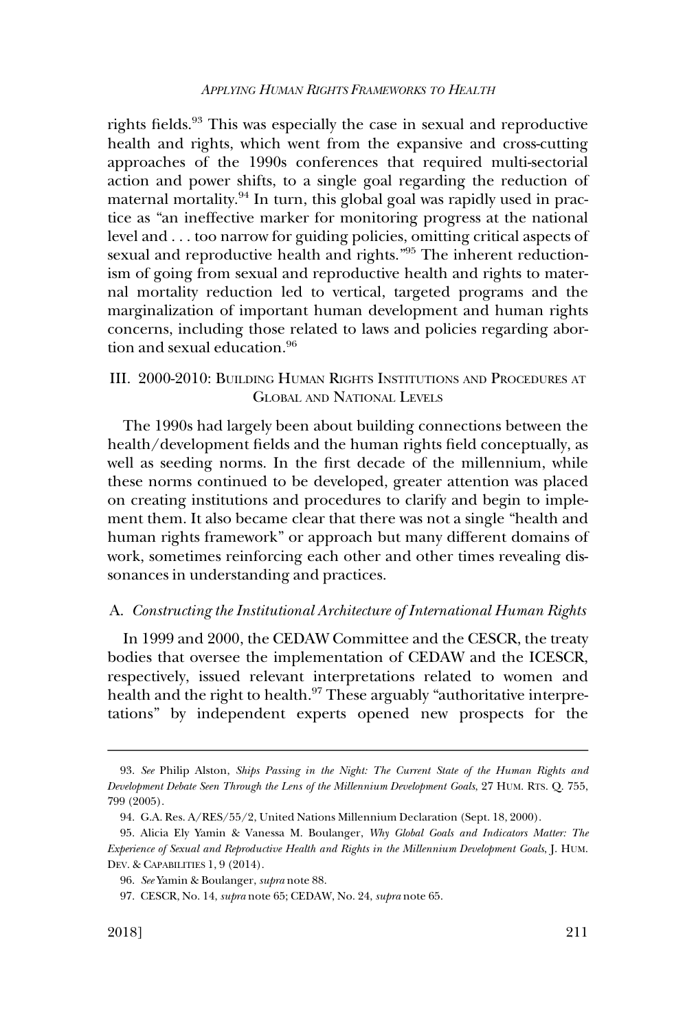rights fields.[93] This was especially the case in sexual and reproductive health and rights, which went from the expansive and cross-cutting approaches of the 1990s conferences that required multi-sectorial action and power shifts, to a single goal regarding the reduction of maternal mortality.[94] In turn, this global goal was rapidly used in practice as "an ineffective marker for monitoring progress at the national level and . . . too narrow for guiding policies, omitting critical aspects of sexual and reproductive health and rights."[95] The inherent reductionism of going from sexual and reproductive health and rights to maternal mortality reduction led to vertical, targeted programs and the marginalization of important human development and human rights concerns, including those related to laws and policies regarding abortion and sexual education.[96]

## III. 2000-2010: Building Human Rights Institutions and Procedures at Global and National Levels

The 1990s had largely been about building connections between the health/development fields and the human rights field conceptually, as well as seeding norms. In the first decade of the millennium, while these norms continued to be developed, greater attention was placed on creating institutions and procedures to clarify and begin to implement them. It also became clear that there was not a single "health and human rights framework" or approach but many different domains of work, sometimes reinforcing each other and other times revealing dissonances in understanding and practices.

### A. *Constructing the Institutional Architecture of International Human Rights*

In 1999 and 2000, the CEDAW Committee and the CESCR, the treaty bodies that oversee the implementation of CEDAW and the ICESCR, respectively, issued relevant interpretations related to women and health and the right to health.[97] These arguably "authoritative interpretations" by independent experts opened new prospects for the

---

93. *See* Philip Alston, *Ships Passing in the Night: The Current State of the Human Rights and Development Debate Seen Through the Lens of the Millennium Development Goals*, 27 Hum. Rts. Q. 755, 799 (2005).

94. G.A. Res. A/RES/55/2, United Nations Millennium Declaration (Sept. 18, 2000).

95. Alicia Ely Yamin & Vanessa M. Boulanger, *Why Global Goals and Indicators Matter: The Experience of Sexual and Reproductive Health and Rights in the Millennium Development Goals*, J. Hum. Dev. & Capabilities 1, 9 (2014).

96. *See* Yamin & Boulanger, *supra* note 88.

97. CESCR, No. 14, *supra* note 65; CEDAW, No. 24, *supra* note 65.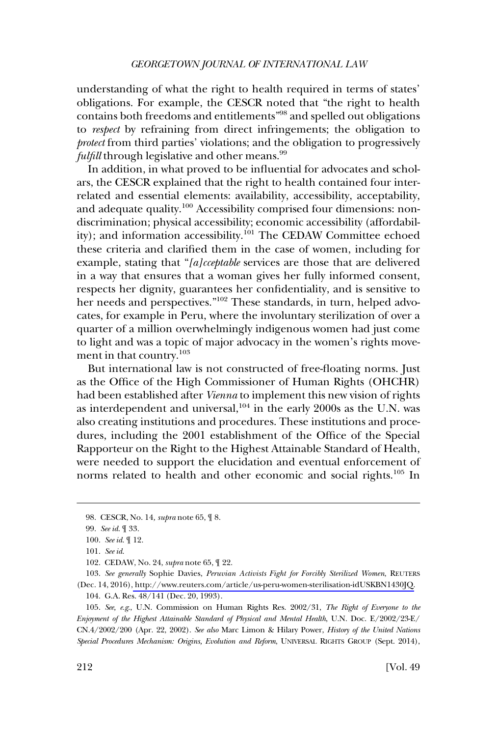understanding of what the right to health required in terms of states' obligations. For example, the CESCR noted that "the right to health contains both freedoms and entitlements"[98] and spelled out obligations to *respect* by refraining from direct infringements; the obligation to *protect* from third parties' violations; and the obligation to progressively *fulfill* through legislative and other means.[99]

In addition, in what proved to be influential for advocates and scholars, the CESCR explained that the right to health contained four interrelated and essential elements: availability, accessibility, acceptability, and adequate quality.[100] Accessibility comprised four dimensions: nondiscrimination; physical accessibility; economic accessibility (affordability); and information accessibility.[101] The CEDAW Committee echoed these criteria and clarified them in the case of women, including for example, stating that "*[a]cceptable* services are those that are delivered in a way that ensures that a woman gives her fully informed consent, respects her dignity, guarantees her confidentiality, and is sensitive to her needs and perspectives."[102] These standards, in turn, helped advocates, for example in Peru, where the involuntary sterilization of over a quarter of a million overwhelmingly indigenous women had just come to light and was a topic of major advocacy in the women's rights movement in that country.[103]

But international law is not constructed of free-floating norms. Just as the Office of the High Commissioner of Human Rights (OHCHR) had been established after *Vienna* to implement this new vision of rights as interdependent and universal,[104] in the early 2000s as the U.N. was also creating institutions and procedures. These institutions and procedures, including the 2001 establishment of the Office of the Special Rapporteur on the Right to the Highest Attainable Standard of Health, were needed to support the elucidation and eventual enforcement of norms related to health and other economic and social rights.[105] In

---

98. CESCR, No. 14*, supra* note 65, ¶ 8.

99. *See id.* ¶ 33.

100. *See id.* ¶ 12.

101. *See id.*

102. CEDAW, No. 24, *supra* note 65, ¶ 22.

103. *See generally* Sophie Davies, *Peruvian Activists Fight for Forcibly Sterilized Women*, REUTERS (Dec. 14, 2016), http://www.reuters.com/article/us-peru-women-sterilisation-idUSKBN1430JQ.

104. G.A. Res. 48/141 (Dec. 20, 1993).

105. *See, e.g.*, U.N. Commission on Human Rights Res. 2002/31, *The Right of Everyone to the Enjoyment of the Highest Attainable Standard of Physical and Mental Health*, U.N. Doc. E/2002/23-E/CN.4/2002/200 (Apr. 22, 2002). *See also* Marc Limon & Hilary Power, *History of the United Nations Special Procedures Mechanism: Origins, Evolution and Reform*, UNIVERSAL RIGHTS GROUP (Sept. 2014),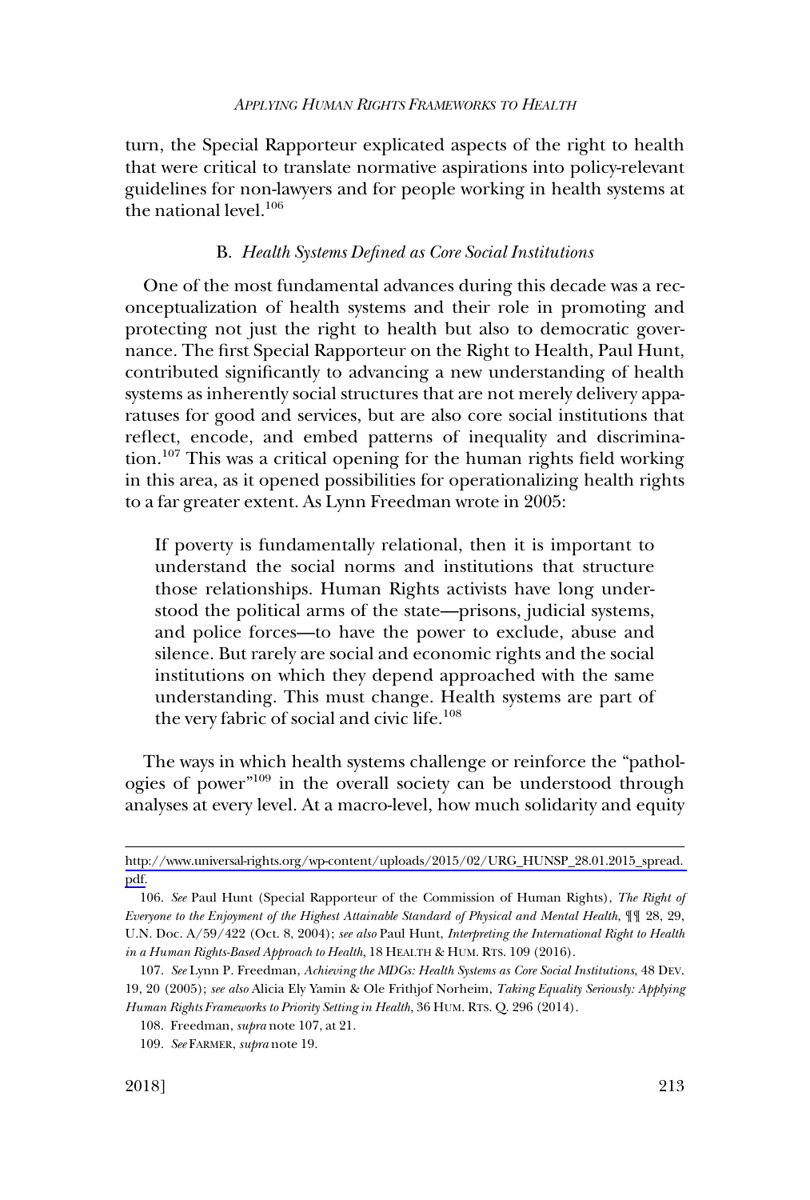turn, the Special Rapporteur explicated aspects of the right to health that were critical to translate normative aspirations into policy-relevant guidelines for non-lawyers and for people working in health systems at the national level.[106]

### B. *Health Systems Defined as Core Social Institutions*

One of the most fundamental advances during this decade was a reconceptualization of health systems and their role in promoting and protecting not just the right to health but also to democratic governance. The first Special Rapporteur on the Right to Health, Paul Hunt, contributed significantly to advancing a new understanding of health systems as inherently social structures that are not merely delivery apparatuses for good and services, but are also core social institutions that reflect, encode, and embed patterns of inequality and discrimination.[107] This was a critical opening for the human rights field working in this area, as it opened possibilities for operationalizing health rights to a far greater extent. As Lynn Freedman wrote in 2005:

> If poverty is fundamentally relational, then it is important to understand the social norms and institutions that structure those relationships. Human Rights activists have long understood the political arms of the state—prisons, judicial systems, and police forces—to have the power to exclude, abuse and silence. But rarely are social and economic rights and the social institutions on which they depend approached with the same understanding. This must change. Health systems are part of the very fabric of social and civic life.[108]

The ways in which health systems challenge or reinforce the "pathologies of power"[109] in the overall society can be understood through analyses at every level. At a macro-level, how much solidarity and equity

---

http://www.universal-rights.org/wp-content/uploads/2015/02/URG_HUNSP_28.01.2015_spread.pdf.

106. *See* Paul Hunt (Special Rapporteur of the Commission of Human Rights), *The Right of Everyone to the Enjoyment of the Highest Attainable Standard of Physical and Mental Health*, ¶¶ 28, 29, U.N. Doc. A/59/422 (Oct. 8, 2004); *see also* Paul Hunt, *Interpreting the International Right to Health in a Human Rights-Based Approach to Health*, 18 HEALTH & HUM. RTS. 109 (2016).

107. *See* Lynn P. Freedman, *Achieving the MDGs: Health Systems as Core Social Institutions*, 48 DEV. 19, 20 (2005); *see also* Alicia Ely Yamin & Ole Frithjof Norheim, *Taking Equality Seriously: Applying Human Rights Frameworks to Priority Setting in Health*, 36 HUM. RTS. Q. 296 (2014).

108. Freedman, *supra* note 107, at 21.

109. *See* FARMER, *supra* note 19.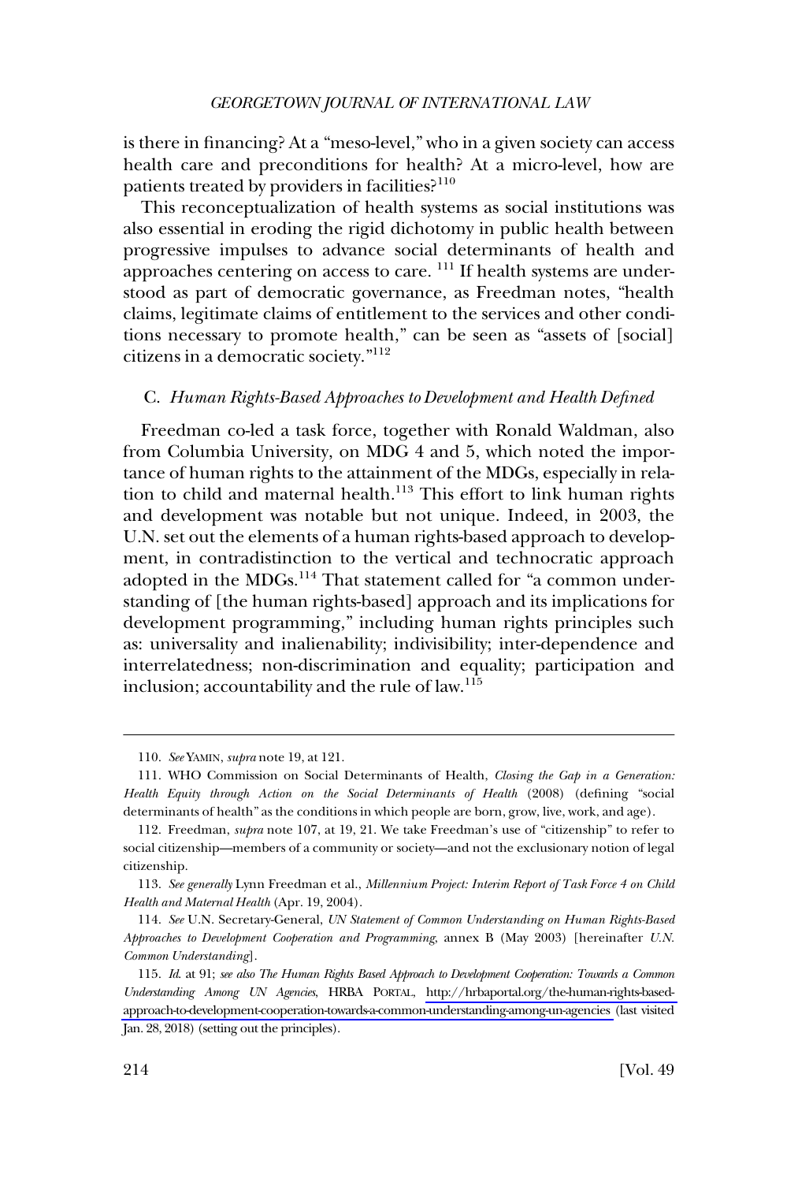is there in financing? At a "meso-level," who in a given society can access health care and preconditions for health? At a micro-level, how are patients treated by providers in facilities?[110]

This reconceptualization of health systems as social institutions was also essential in eroding the rigid dichotomy in public health between progressive impulses to advance social determinants of health and approaches centering on access to care. [111] If health systems are understood as part of democratic governance, as Freedman notes, "health claims, legitimate claims of entitlement to the services and other conditions necessary to promote health," can be seen as "assets of [social] citizens in a democratic society."[112]

### C. *Human Rights-Based Approaches to Development and Health Defined*

Freedman co-led a task force, together with Ronald Waldman, also from Columbia University, on MDG 4 and 5, which noted the importance of human rights to the attainment of the MDGs, especially in relation to child and maternal health.[113] This effort to link human rights and development was notable but not unique. Indeed, in 2003, the U.N. set out the elements of a human rights-based approach to development, in contradistinction to the vertical and technocratic approach adopted in the MDGs.[114] That statement called for "a common understanding of [the human rights-based] approach and its implications for development programming," including human rights principles such as: universality and inalienability; indivisibility; inter-dependence and interrelatedness; non-discrimination and equality; participation and inclusion; accountability and the rule of law.[115]

---

110. *See* YAMIN, *supra* note 19, at 121.

111. WHO Commission on Social Determinants of Health, *Closing the Gap in a Generation: Health Equity through Action on the Social Determinants of Health* (2008) (defining "social determinants of health" as the conditions in which people are born, grow, live, work, and age).

112. Freedman, *supra* note 107, at 19, 21. We take Freedman's use of "citizenship" to refer to social citizenship—members of a community or society—and not the exclusionary notion of legal citizenship.

113. *See generally* Lynn Freedman et al., *Millennium Project: Interim Report of Task Force 4 on Child Health and Maternal Health* (Apr. 19, 2004).

114. *See* U.N. Secretary-General, *UN Statement of Common Understanding on Human Rights-Based Approaches to Development Cooperation and Programming*, annex B (May 2003) [hereinafter *U.N. Common Understanding*].

115. *Id.* at 91; *see also The Human Rights Based Approach to Development Cooperation: Towards a Common Understanding Among UN Agencies*, HRBA PORTAL, http://hrbaportal.org/the-human-rights-based-approach-to-development-cooperation-towards-a-common-understanding-among-un-agencies (last visited Jan. 28, 2018) (setting out the principles).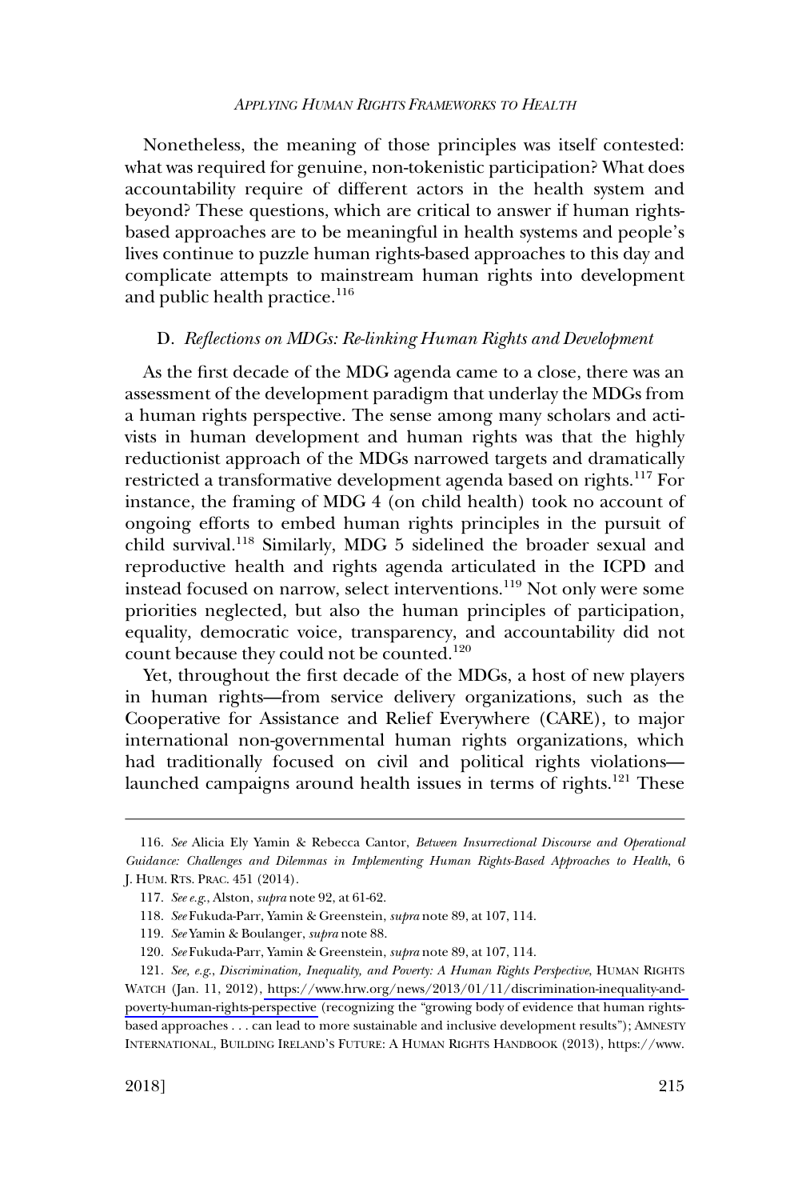Nonetheless, the meaning of those principles was itself contested: what was required for genuine, non-tokenistic participation? What does accountability require of different actors in the health system and beyond? These questions, which are critical to answer if human rights-based approaches are to be meaningful in health systems and people's lives continue to puzzle human rights-based approaches to this day and complicate attempts to mainstream human rights into development and public health practice.[116]

### D. *Reflections on MDGs: Re-linking Human Rights and Development*

As the first decade of the MDG agenda came to a close, there was an assessment of the development paradigm that underlay the MDGs from a human rights perspective. The sense among many scholars and activists in human development and human rights was that the highly reductionist approach of the MDGs narrowed targets and dramatically restricted a transformative development agenda based on rights.[117] For instance, the framing of MDG 4 (on child health) took no account of ongoing efforts to embed human rights principles in the pursuit of child survival.[118] Similarly, MDG 5 sidelined the broader sexual and reproductive health and rights agenda articulated in the ICPD and instead focused on narrow, select interventions.[119] Not only were some priorities neglected, but also the human principles of participation, equality, democratic voice, transparency, and accountability did not count because they could not be counted.[120]

Yet, throughout the first decade of the MDGs, a host of new players in human rights—from service delivery organizations, such as the Cooperative for Assistance and Relief Everywhere (CARE), to major international non-governmental human rights organizations, which had traditionally focused on civil and political rights violations—launched campaigns around health issues in terms of rights.[121] These

---

116. *See* Alicia Ely Yamin & Rebecca Cantor, *Between Insurrectional Discourse and Operational Guidance: Challenges and Dilemmas in Implementing Human Rights-Based Approaches to Health*, 6 J. HUM. RTS. PRAC. 451 (2014).

117. *See e.g.*, Alston, *supra* note 92, at 61-62.

118. *See* Fukuda-Parr, Yamin & Greenstein, *supra* note 89, at 107, 114.

119. *See* Yamin & Boulanger, *supra* note 88.

120. *See* Fukuda-Parr, Yamin & Greenstein, *supra* note 89, at 107, 114.

121. *See, e.g.*, *Discrimination, Inequality, and Poverty: A Human Rights Perspective*, HUMAN RIGHTS WATCH (Jan. 11, 2012), https://www.hrw.org/news/2013/01/11/discrimination-inequality-and-poverty-human-rights-perspective (recognizing the "growing body of evidence that human rights-based approaches . . . can lead to more sustainable and inclusive development results"); AMNESTY INTERNATIONAL, BUILDING IRELAND'S FUTURE: A HUMAN RIGHTS HANDBOOK (2013), https://www.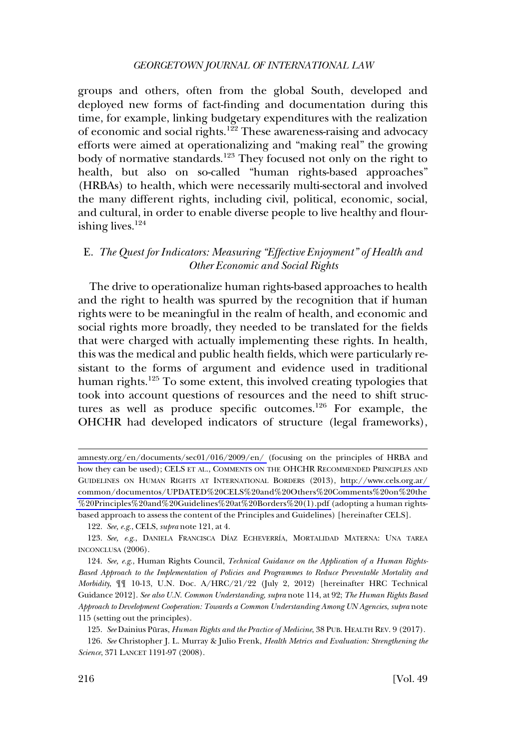groups and others, often from the global South, developed and deployed new forms of fact-finding and documentation during this time, for example, linking budgetary expenditures with the realization of economic and social rights.[122] These awareness-raising and advocacy efforts were aimed at operationalizing and "making real" the growing body of normative standards.[123] They focused not only on the right to health, but also on so-called "human rights-based approaches" (HRBAs) to health, which were necessarily multi-sectoral and involved the many different rights, including civil, political, economic, social, and cultural, in order to enable diverse people to live healthy and flourishing lives.[124]

### E. *The Quest for Indicators: Measuring "Effective Enjoyment" of Health and Other Economic and Social Rights*

The drive to operationalize human rights-based approaches to health and the right to health was spurred by the recognition that if human rights were to be meaningful in the realm of health, and economic and social rights more broadly, they needed to be translated for the fields that were charged with actually implementing these rights. In health, this was the medical and public health fields, which were particularly resistant to the forms of argument and evidence used in traditional human rights.[125] To some extent, this involved creating typologies that took into account questions of resources and the need to shift structures as well as produce specific outcomes.[126] For example, the OHCHR had developed indicators of structure (legal frameworks),

---

amnesty.org/en/documents/sec01/016/2009/en/ (focusing on the principles of HRBA and how they can be used); CELS ET AL., COMMENTS ON THE OHCHR RECOMMENDED PRINCIPLES AND GUIDELINES ON HUMAN RIGHTS AT INTERNATIONAL BORDERS (2013), http://www.cels.org.ar/common/documentos/UPDATED%20CELS%20and%20Others%20Comments%20on%20the%20Principles%20and%20Guidelines%20at%20Borders%20(1).pdf (adopting a human rights-based approach to assess the content of the Principles and Guidelines) [hereinafter CELS].

122. *See, e.g.*, CELS, *supra* note 121, at 4.

123. *See, e.g.*, DANIELA FRANCISCA DÍAZ ECHEVERRÍA, MORTALIDAD MATERNA: UNA TAREA INCONCLUSA (2006).

124. *See, e.g.*, Human Rights Council, *Technical Guidance on the Application of a Human Rights-Based Approach to the Implementation of Policies and Programmes to Reduce Preventable Mortality and Morbidity*, ¶¶ 10-13, U.N. Doc. A/HRC/21/22 (July 2, 2012) [hereinafter HRC Technical Guidance 2012]. *See also U.N. Common Understanding*, *supra* note 114, at 92; *The Human Rights Based Approach to Development Cooperation: Towards a Common Understanding Among UN Agencies*, *supra* note 115 (setting out the principles).

125. *See* Dainius Pūras, *Human Rights and the Practice of Medicine*, 38 PUB. HEALTH REV. 9 (2017).

126. *See* Christopher J. L. Murray & Julio Frenk, *Health Metrics and Evaluation: Strengthening the Science*, 371 LANCET 1191-97 (2008).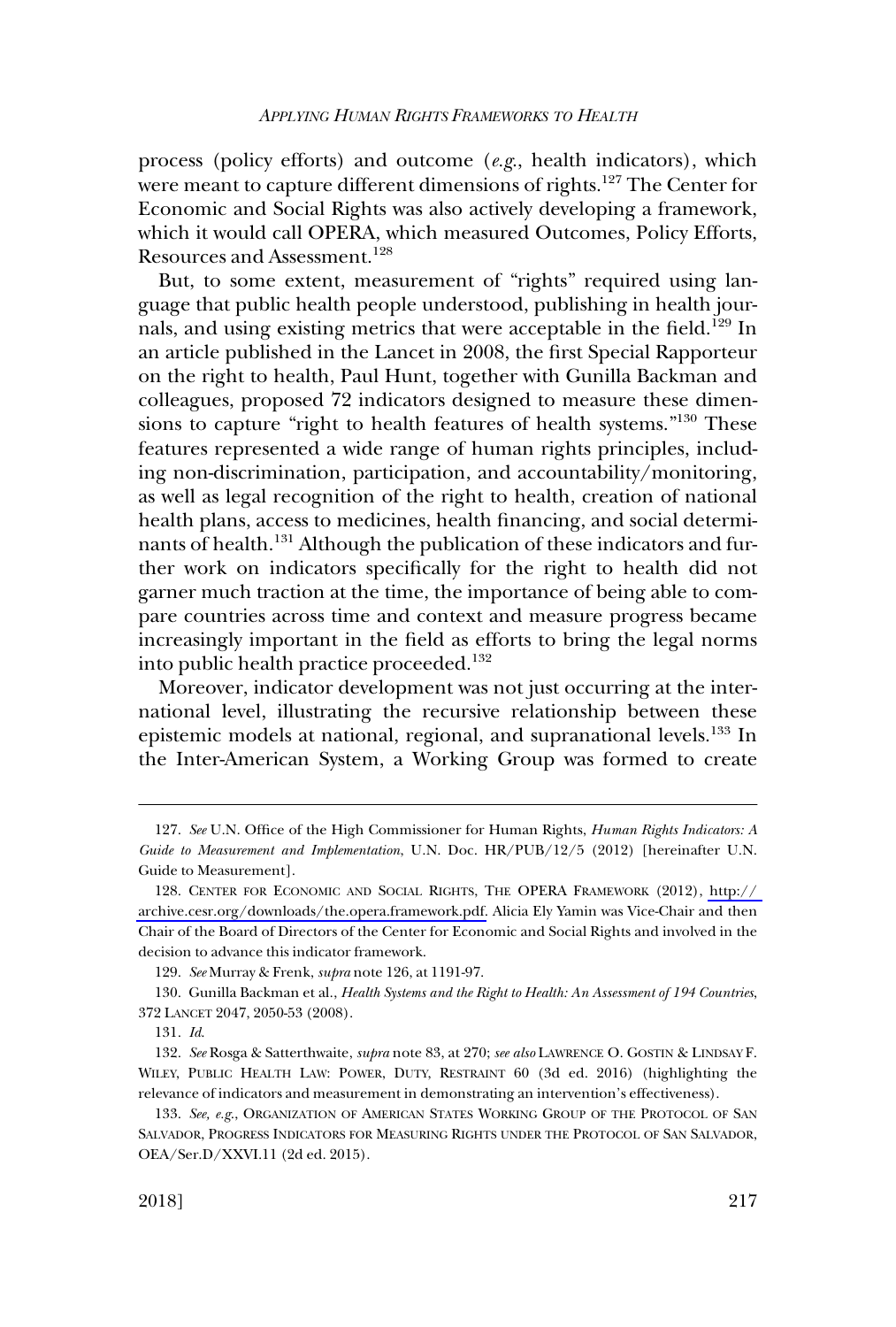process (policy efforts) and outcome (*e.g.*, health indicators), which were meant to capture different dimensions of rights.[127] The Center for Economic and Social Rights was also actively developing a framework, which it would call OPERA, which measured Outcomes, Policy Efforts, Resources and Assessment.[128]

But, to some extent, measurement of "rights" required using language that public health people understood, publishing in health journals, and using existing metrics that were acceptable in the field.[129] In an article published in the Lancet in 2008, the first Special Rapporteur on the right to health, Paul Hunt, together with Gunilla Backman and colleagues, proposed 72 indicators designed to measure these dimensions to capture "right to health features of health systems."[130] These features represented a wide range of human rights principles, including non-discrimination, participation, and accountability/monitoring, as well as legal recognition of the right to health, creation of national health plans, access to medicines, health financing, and social determinants of health.[131] Although the publication of these indicators and further work on indicators specifically for the right to health did not garner much traction at the time, the importance of being able to compare countries across time and context and measure progress became increasingly important in the field as efforts to bring the legal norms into public health practice proceeded.[132]

Moreover, indicator development was not just occurring at the international level, illustrating the recursive relationship between these epistemic models at national, regional, and supranational levels.[133] In the Inter-American System, a Working Group was formed to create

---

127. *See* U.N. Office of the High Commissioner for Human Rights, *Human Rights Indicators: A Guide to Measurement and Implementation*, U.N. Doc. HR/PUB/12/5 (2012) [hereinafter U.N. Guide to Measurement].

128. CENTER FOR ECONOMIC AND SOCIAL RIGHTS, THE OPERA FRAMEWORK (2012), http://archive.cesr.org/downloads/the.opera.framework.pdf. Alicia Ely Yamin was Vice-Chair and then Chair of the Board of Directors of the Center for Economic and Social Rights and involved in the decision to advance this indicator framework.

129. *See* Murray & Frenk, *supra* note 126, at 1191-97.

130. Gunilla Backman et al., *Health Systems and the Right to Health: An Assessment of 194 Countries*, 372 LANCET 2047, 2050-53 (2008).

131. *Id.*

132. *See* Rosga & Satterthwaite, *supra* note 83, at 270; *see also* LAWRENCE O. GOSTIN & LINDSAY F. WILEY, PUBLIC HEALTH LAW: POWER, DUTY, RESTRAINT 60 (3d ed. 2016) (highlighting the relevance of indicators and measurement in demonstrating an intervention's effectiveness).

133. *See, e.g.*, ORGANIZATION OF AMERICAN STATES WORKING GROUP OF THE PROTOCOL OF SAN SALVADOR, PROGRESS INDICATORS FOR MEASURING RIGHTS UNDER THE PROTOCOL OF SAN SALVADOR, OEA/Ser.D/XXVI.11 (2d ed. 2015).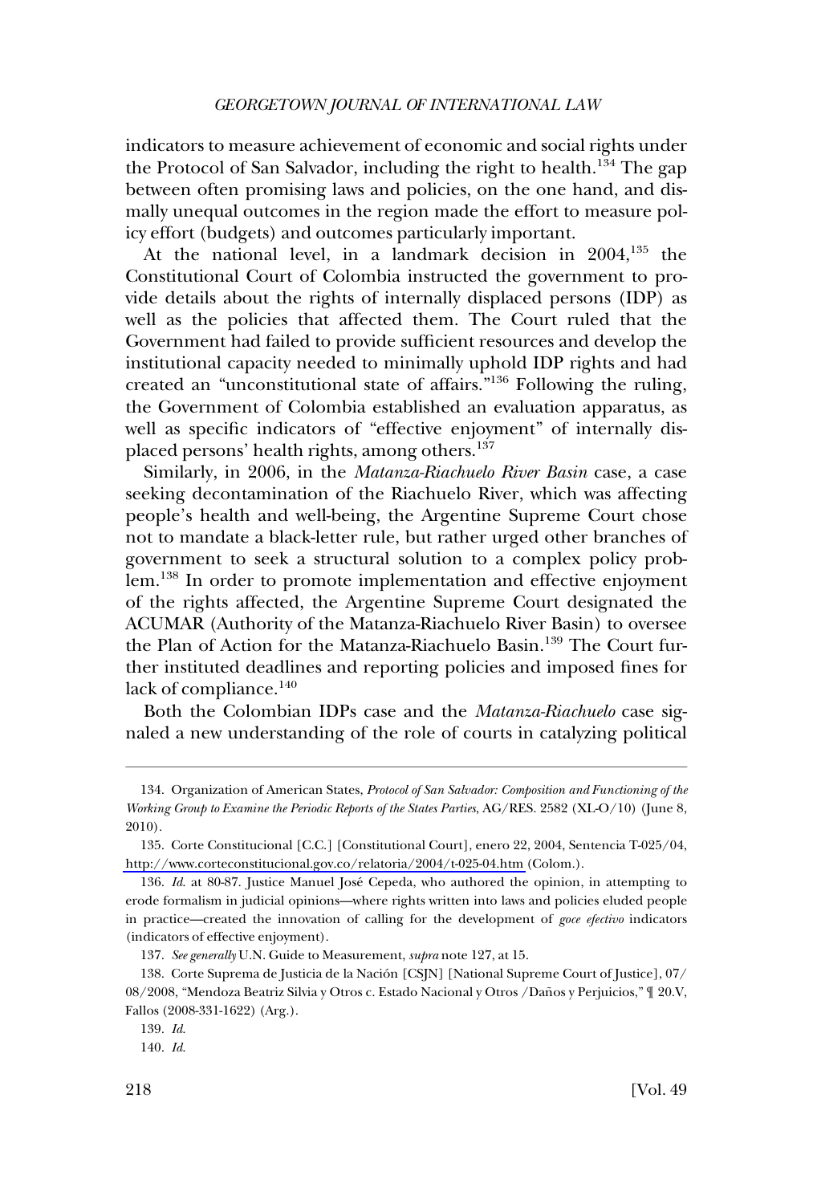indicators to measure achievement of economic and social rights under the Protocol of San Salvador, including the right to health.[134] The gap between often promising laws and policies, on the one hand, and dismally unequal outcomes in the region made the effort to measure policy effort (budgets) and outcomes particularly important.

At the national level, in a landmark decision in 2004,[135] the Constitutional Court of Colombia instructed the government to provide details about the rights of internally displaced persons (IDP) as well as the policies that affected them. The Court ruled that the Government had failed to provide sufficient resources and develop the institutional capacity needed to minimally uphold IDP rights and had created an "unconstitutional state of affairs."[136] Following the ruling, the Government of Colombia established an evaluation apparatus, as well as specific indicators of "effective enjoyment" of internally displaced persons' health rights, among others.[137]

Similarly, in 2006, in the *Matanza-Riachuelo River Basin* case, a case seeking decontamination of the Riachuelo River, which was affecting people's health and well-being, the Argentine Supreme Court chose not to mandate a black-letter rule, but rather urged other branches of government to seek a structural solution to a complex policy problem.[138] In order to promote implementation and effective enjoyment of the rights affected, the Argentine Supreme Court designated the ACUMAR (Authority of the Matanza-Riachuelo River Basin) to oversee the Plan of Action for the Matanza-Riachuelo Basin.[139] The Court further instituted deadlines and reporting policies and imposed fines for lack of compliance.[140]

Both the Colombian IDPs case and the *Matanza-Riachuelo* case signaled a new understanding of the role of courts in catalyzing political

---

134. Organization of American States, *Protocol of San Salvador: Composition and Functioning of the Working Group to Examine the Periodic Reports of the States Parties*, AG/RES. 2582 (XL-O/10) (June 8, 2010).

135. Corte Constitucional [C.C.] [Constitutional Court], enero 22, 2004, Sentencia T-025/04, http://www.corteconstitucional.gov.co/relatoria/2004/t-025-04.htm (Colom.).

136. *Id.* at 80-87. Justice Manuel José Cepeda, who authored the opinion, in attempting to erode formalism in judicial opinions—where rights written into laws and policies eluded people in practice—created the innovation of calling for the development of *goce efectivo* indicators (indicators of effective enjoyment).

137. *See generally* U.N. Guide to Measurement, *supra* note 127, at 15.

138. Corte Suprema de Justicia de la Nación [CSJN] [National Supreme Court of Justice], 07/08/2008, "Mendoza Beatriz Silvia y Otros c. Estado Nacional y Otros /Daños y Perjuicios," ¶ 20.V, Fallos (2008-331-1622) (Arg.).

139. *Id.*

140. *Id.*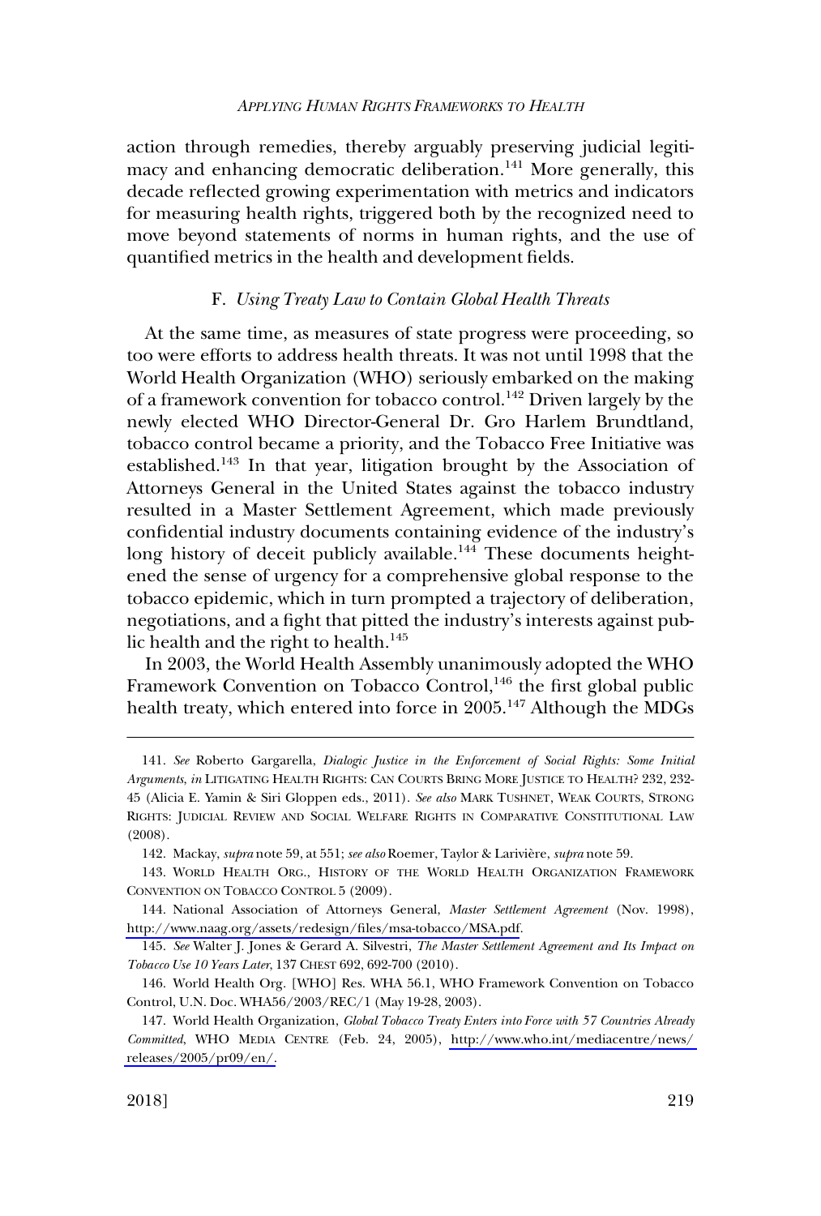action through remedies, thereby arguably preserving judicial legitimacy and enhancing democratic deliberation.[141] More generally, this decade reflected growing experimentation with metrics and indicators for measuring health rights, triggered both by the recognized need to move beyond statements of norms in human rights, and the use of quantified metrics in the health and development fields.

### F. *Using Treaty Law to Contain Global Health Threats*

At the same time, as measures of state progress were proceeding, so too were efforts to address health threats. It was not until 1998 that the World Health Organization (WHO) seriously embarked on the making of a framework convention for tobacco control.[142] Driven largely by the newly elected WHO Director-General Dr. Gro Harlem Brundtland, tobacco control became a priority, and the Tobacco Free Initiative was established.[143] In that year, litigation brought by the Association of Attorneys General in the United States against the tobacco industry resulted in a Master Settlement Agreement, which made previously confidential industry documents containing evidence of the industry's long history of deceit publicly available.[144] These documents heightened the sense of urgency for a comprehensive global response to the tobacco epidemic, which in turn prompted a trajectory of deliberation, negotiations, and a fight that pitted the industry's interests against public health and the right to health.[145]

In 2003, the World Health Assembly unanimously adopted the WHO Framework Convention on Tobacco Control,[146] the first global public health treaty, which entered into force in 2005.[147] Although the MDGs

---

141. *See* Roberto Gargarella, *Dialogic Justice in the Enforcement of Social Rights: Some Initial Arguments*, *in* LITIGATING HEALTH RIGHTS: CAN COURTS BRING MORE JUSTICE TO HEALTH? 232, 232-45 (Alicia E. Yamin & Siri Gloppen eds., 2011). *See also* MARK TUSHNET, WEAK COURTS, STRONG RIGHTS: JUDICIAL REVIEW AND SOCIAL WELFARE RIGHTS IN COMPARATIVE CONSTITUTIONAL LAW (2008).

142. Mackay, *supra* note 59, at 551; *see also* Roemer, Taylor & Larivière, *supra* note 59.

143. WORLD HEALTH ORG., HISTORY OF THE WORLD HEALTH ORGANIZATION FRAMEWORK CONVENTION ON TOBACCO CONTROL 5 (2009).

144. National Association of Attorneys General, *Master Settlement Agreement* (Nov. 1998), http://www.naag.org/assets/redesign/files/msa-tobacco/MSA.pdf.

145. *See* Walter J. Jones & Gerard A. Silvestri, *The Master Settlement Agreement and Its Impact on Tobacco Use 10 Years Later*, 137 CHEST 692, 692-700 (2010).

146. World Health Org. [WHO] Res. WHA 56.1, WHO Framework Convention on Tobacco Control, U.N. Doc. WHA56/2003/REC/1 (May 19-28, 2003).

147. World Health Organization, *Global Tobacco Treaty Enters into Force with 57 Countries Already Committed*, WHO MEDIA CENTRE (Feb. 24, 2005), http://www.who.int/mediacentre/news/releases/2005/pr09/en/.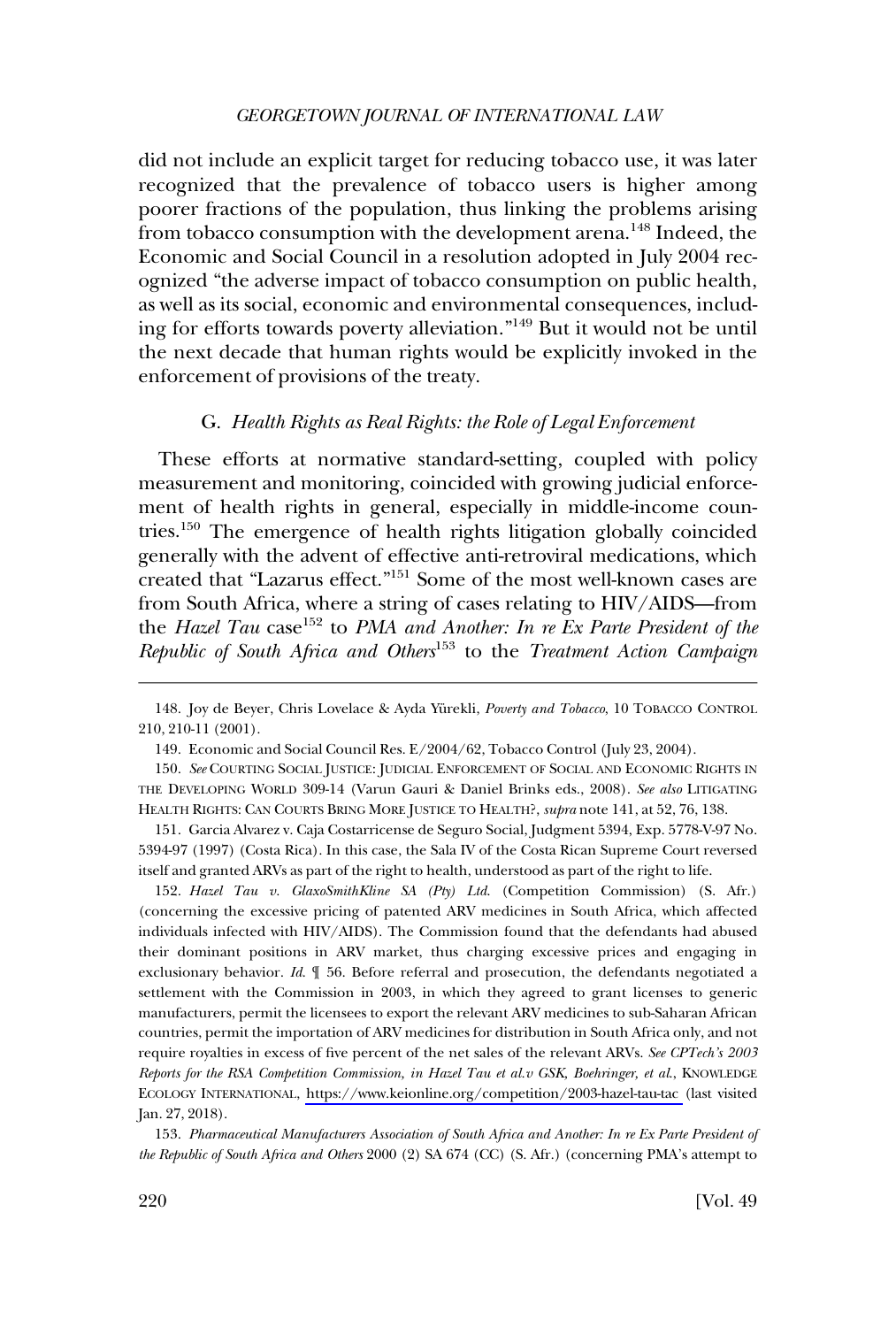did not include an explicit target for reducing tobacco use, it was later recognized that the prevalence of tobacco users is higher among poorer fractions of the population, thus linking the problems arising from tobacco consumption with the development arena.[148] Indeed, the Economic and Social Council in a resolution adopted in July 2004 recognized "the adverse impact of tobacco consumption on public health, as well as its social, economic and environmental consequences, including for efforts towards poverty alleviation."[149] But it would not be until the next decade that human rights would be explicitly invoked in the enforcement of provisions of the treaty.

### G. *Health Rights as Real Rights: the Role of Legal Enforcement*

These efforts at normative standard-setting, coupled with policy measurement and monitoring, coincided with growing judicial enforcement of health rights in general, especially in middle-income countries.[150] The emergence of health rights litigation globally coincided generally with the advent of effective anti-retroviral medications, which created that "Lazarus effect."[151] Some of the most well-known cases are from South Africa, where a string of cases relating to HIV/AIDS—from the *Hazel Tau* case[152] to *PMA and Another: In re Ex Parte President of the Republic of South Africa and Others*[153] to the *Treatment Action Campaign*

---

148. Joy de Beyer, Chris Lovelace & Ayda Yürekli, *Poverty and Tobacco*, 10 TOBACCO CONTROL 210, 210-11 (2001).

149. Economic and Social Council Res. E/2004/62, Tobacco Control (July 23, 2004).

150. *See* COURTING SOCIAL JUSTICE: JUDICIAL ENFORCEMENT OF SOCIAL AND ECONOMIC RIGHTS IN THE DEVELOPING WORLD 309-14 (Varun Gauri & Daniel Brinks eds., 2008). *See also* LITIGATING HEALTH RIGHTS: CAN COURTS BRING MORE JUSTICE TO HEALTH?, *supra* note 141, at 52, 76, 138.

151. Garcia Alvarez v. Caja Costarricense de Seguro Social, Judgment 5394, Exp. 5778-V-97 No. 5394-97 (1997) (Costa Rica). In this case, the Sala IV of the Costa Rican Supreme Court reversed itself and granted ARVs as part of the right to health, understood as part of the right to life.

152. *Hazel Tau v. GlaxoSmithKline SA (Pty) Ltd*. (Competition Commission) (S. Afr.) (concerning the excessive pricing of patented ARV medicines in South Africa, which affected individuals infected with HIV/AIDS). The Commission found that the defendants had abused their dominant positions in ARV market, thus charging excessive prices and engaging in exclusionary behavior. *Id.* ¶ 56. Before referral and prosecution, the defendants negotiated a settlement with the Commission in 2003, in which they agreed to grant licenses to generic manufacturers, permit the licensees to export the relevant ARV medicines to sub-Saharan African countries, permit the importation of ARV medicines for distribution in South Africa only, and not require royalties in excess of five percent of the net sales of the relevant ARVs. *See CPTech's 2003 Reports for the RSA Competition Commission, in Hazel Tau et al.v GSK, Boehringer, et al.*, KNOWLEDGE ECOLOGY INTERNATIONAL, https://www.keionline.org/competition/2003-hazel-tau-tac (last visited Jan. 27, 2018).

153. *Pharmaceutical Manufacturers Association of South Africa and Another: In re Ex Parte President of the Republic of South Africa and Others* 2000 (2) SA 674 (CC) (S. Afr.) (concerning PMA's attempt to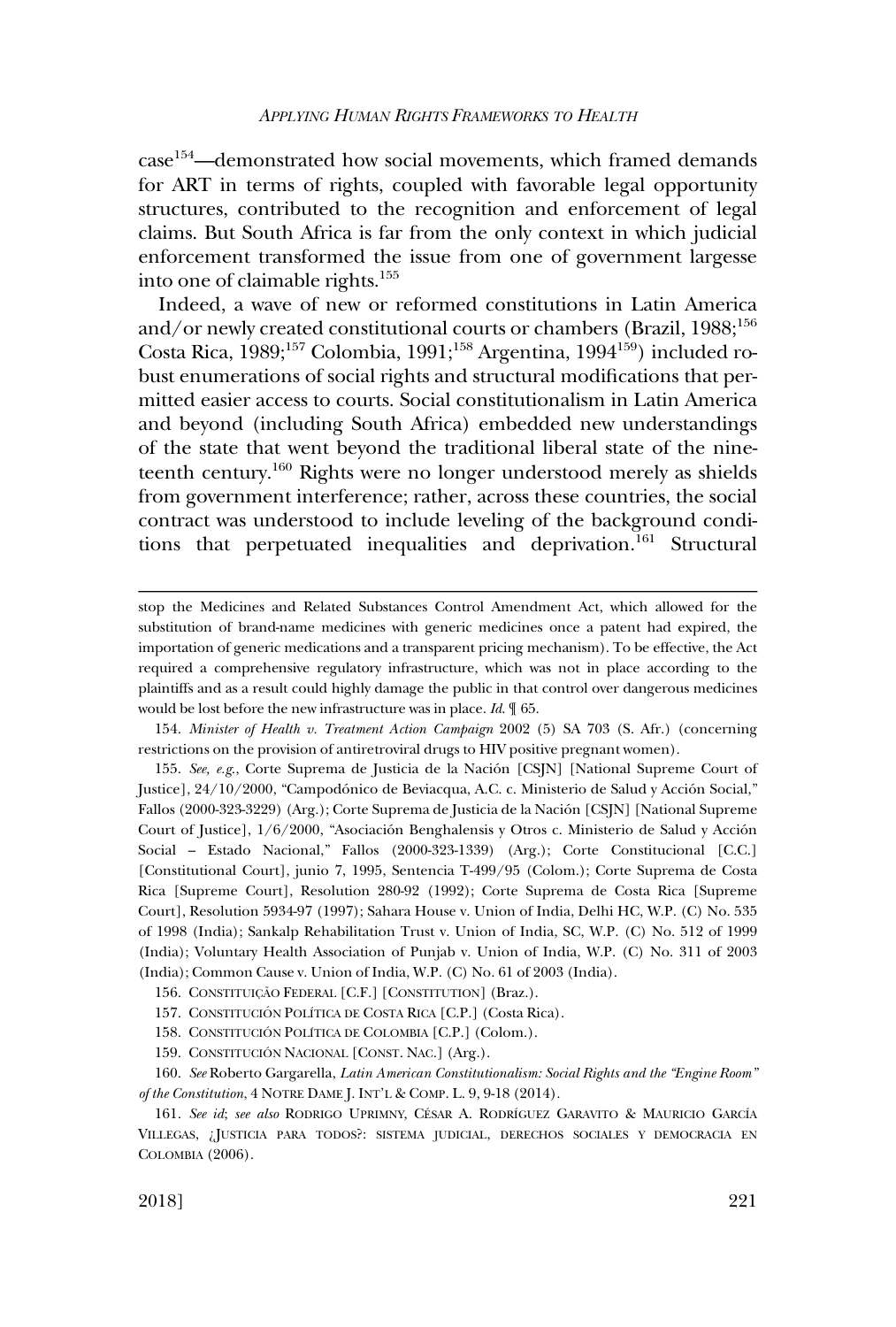case[154]—demonstrated how social movements, which framed demands for ART in terms of rights, coupled with favorable legal opportunity structures, contributed to the recognition and enforcement of legal claims. But South Africa is far from the only context in which judicial enforcement transformed the issue from one of government largesse into one of claimable rights.[155]

Indeed, a wave of new or reformed constitutions in Latin America and/or newly created constitutional courts or chambers (Brazil, 1988;[156] Costa Rica, 1989;[157] Colombia, 1991;[158] Argentina, 1994[159]) included robust enumerations of social rights and structural modifications that permitted easier access to courts. Social constitutionalism in Latin America and beyond (including South Africa) embedded new understandings of the state that went beyond the traditional liberal state of the nineteenth century.[160] Rights were no longer understood merely as shields from government interference; rather, across these countries, the social contract was understood to include leveling of the background conditions that perpetuated inequalities and deprivation.[161] Structural

---

stop the Medicines and Related Substances Control Amendment Act, which allowed for the substitution of brand-name medicines with generic medicines once a patent had expired, the importation of generic medications and a transparent pricing mechanism). To be effective, the Act required a comprehensive regulatory infrastructure, which was not in place according to the plaintiffs and as a result could highly damage the public in that control over dangerous medicines would be lost before the new infrastructure was in place. *Id.* ¶ 65.

154. *Minister of Health v. Treatment Action Campaign* 2002 (5) SA 703 (S. Afr.) (concerning restrictions on the provision of antiretroviral drugs to HIV positive pregnant women).

155. *See, e.g.*, Corte Suprema de Justicia de la Nación [CSJN] [National Supreme Court of Justice], 24/10/2000, "Campodónico de Beviacqua, A.C. c. Ministerio de Salud y Acción Social," Fallos (2000-323-3229) (Arg.); Corte Suprema de Justicia de la Nación [CSJN] [National Supreme Court of Justice], 1/6/2000, "Asociación Benghalensis y Otros c. Ministerio de Salud y Acción Social – Estado Nacional," Fallos (2000-323-1339) (Arg.); Corte Constitucional [C.C.] [Constitutional Court], junio 7, 1995, Sentencia T-499/95 (Colom.); Corte Suprema de Costa Rica [Supreme Court], Resolution 280-92 (1992); Corte Suprema de Costa Rica [Supreme Court], Resolution 5934-97 (1997); Sahara House v. Union of India, Delhi HC, W.P. (C) No. 535 of 1998 (India); Sankalp Rehabilitation Trust v. Union of India, SC, W.P. (C) No. 512 of 1999 (India); Voluntary Health Association of Punjab v. Union of India, W.P. (C) No. 311 of 2003 (India); Common Cause v. Union of India, W.P. (C) No. 61 of 2003 (India).

156. CONSTITUIÇÃO FEDERAL [C.F.] [CONSTITUTION] (Braz.).

157. CONSTITUCIÓN POLÍTICA DE COSTA RICA [C.P.] (Costa Rica).

158. CONSTITUCIÓN POLÍTICA DE COLOMBIA [C.P.] (Colom.).

159. CONSTITUCIÓN NACIONAL [CONST. NAC.] (Arg.).

160. *See* Roberto Gargarella, *Latin American Constitutionalism: Social Rights and the "Engine Room" of the Constitution*, 4 NOTRE DAME J. INT'L & COMP. L. 9, 9-18 (2014).

161. *See id*; *see also* RODRIGO UPRIMNY, CÉSAR A. RODRÍGUEZ GARAVITO & MAURICIO GARCÍA VILLEGAS, ¿JUSTICIA PARA TODOS?: SISTEMA JUDICIAL, DERECHOS SOCIALES Y DEMOCRACIA EN COLOMBIA (2006).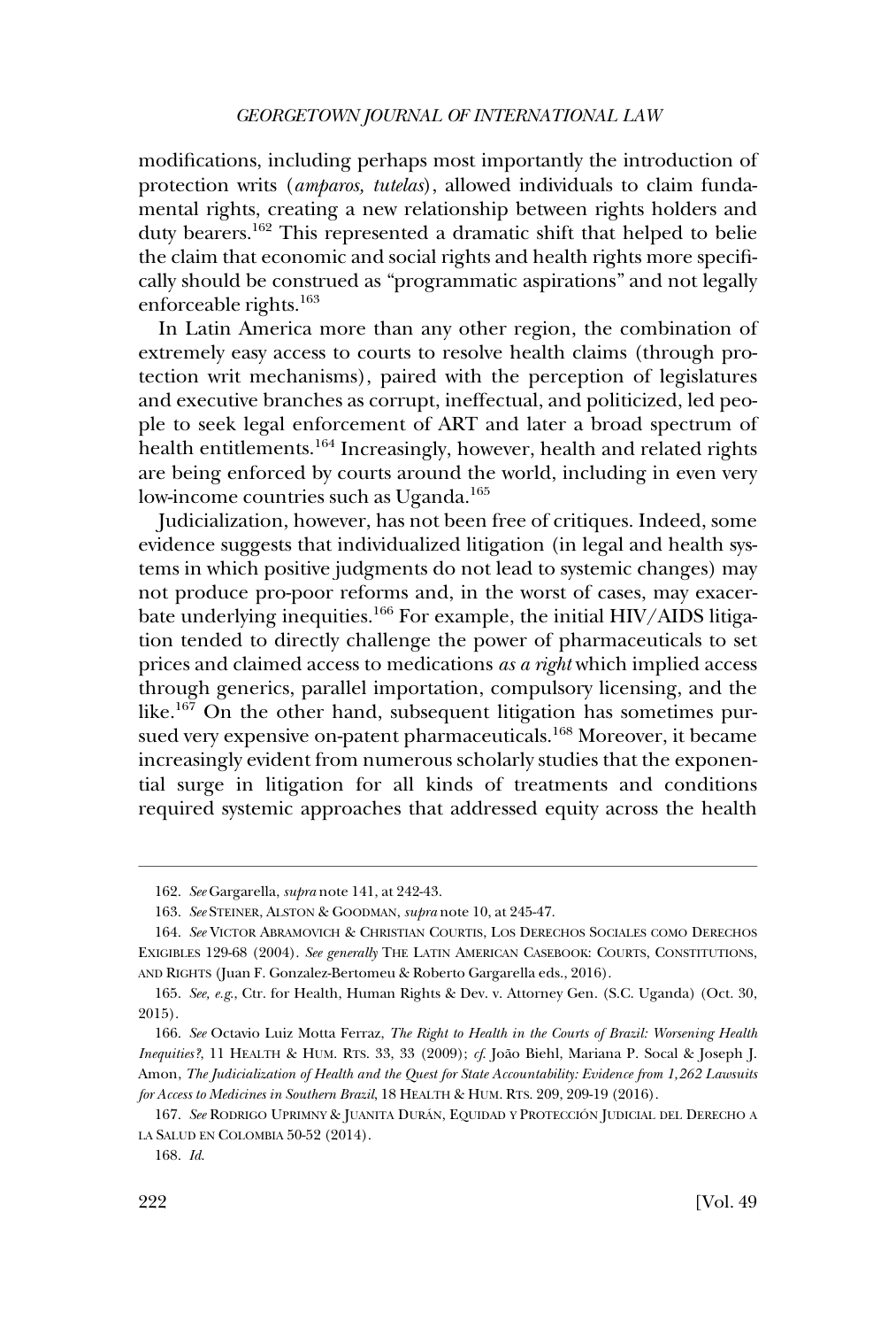modifications, including perhaps most importantly the introduction of protection writs (*amparos, tutelas*), allowed individuals to claim fundamental rights, creating a new relationship between rights holders and duty bearers.[162] This represented a dramatic shift that helped to belie the claim that economic and social rights and health rights more specifically should be construed as "programmatic aspirations" and not legally enforceable rights.[163]

In Latin America more than any other region, the combination of extremely easy access to courts to resolve health claims (through protection writ mechanisms), paired with the perception of legislatures and executive branches as corrupt, ineffectual, and politicized, led people to seek legal enforcement of ART and later a broad spectrum of health entitlements.[164] Increasingly, however, health and related rights are being enforced by courts around the world, including in even very low-income countries such as Uganda.[165]

Judicialization, however, has not been free of critiques. Indeed, some evidence suggests that individualized litigation (in legal and health systems in which positive judgments do not lead to systemic changes) may not produce pro-poor reforms and, in the worst of cases, may exacerbate underlying inequities.[166] For example, the initial HIV/AIDS litigation tended to directly challenge the power of pharmaceuticals to set prices and claimed access to medications *as a right* which implied access through generics, parallel importation, compulsory licensing, and the like.[167] On the other hand, subsequent litigation has sometimes pursued very expensive on-patent pharmaceuticals.[168] Moreover, it became increasingly evident from numerous scholarly studies that the exponential surge in litigation for all kinds of treatments and conditions required systemic approaches that addressed equity across the health

---

162. *See* Gargarella, *supra* note 141, at 242-43.

163. *See* STEINER, ALSTON & GOODMAN, *supra* note 10, at 245-47.

164. *See* VICTOR ABRAMOVICH & CHRISTIAN COURTIS, LOS DERECHOS SOCIALES COMO DERECHOS EXIGIBLES 129-68 (2004). *See generally* THE LATIN AMERICAN CASEBOOK: COURTS, CONSTITUTIONS, AND RIGHTS (Juan F. Gonzalez-Bertomeu & Roberto Gargarella eds., 2016).

165. *See, e.g.*, Ctr. for Health, Human Rights & Dev. v. Attorney Gen. (S.C. Uganda) (Oct. 30, 2015).

166. *See* Octavio Luiz Motta Ferraz, *The Right to Health in the Courts of Brazil: Worsening Health Inequities?*, 11 HEALTH & HUM. RTS. 33, 33 (2009); *cf.* João Biehl, Mariana P. Socal & Joseph J. Amon, *The Judicialization of Health and the Quest for State Accountability: Evidence from 1,262 Lawsuits for Access to Medicines in Southern Brazil*, 18 HEALTH & HUM. RTS. 209, 209-19 (2016).

167. *See* RODRIGO UPRIMNY & JUANITA DURÁN, EQUIDAD Y PROTECCIÓN JUDICIAL DEL DERECHO A LA SALUD EN COLOMBIA 50-52 (2014).

168. *Id.*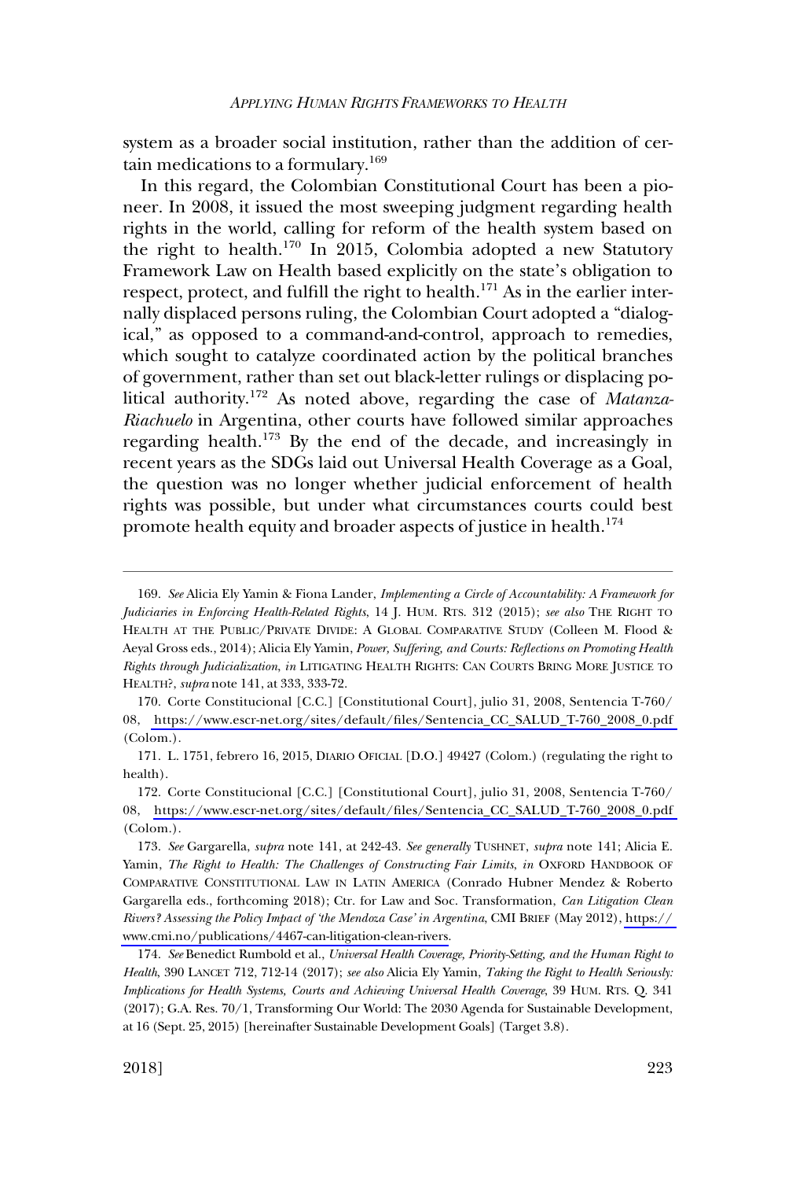system as a broader social institution, rather than the addition of certain medications to a formulary.[169]

In this regard, the Colombian Constitutional Court has been a pioneer. In 2008, it issued the most sweeping judgment regarding health rights in the world, calling for reform of the health system based on the right to health.[170] In 2015, Colombia adopted a new Statutory Framework Law on Health based explicitly on the state's obligation to respect, protect, and fulfill the right to health.[171] As in the earlier internally displaced persons ruling, the Colombian Court adopted a "dialogical," as opposed to a command-and-control, approach to remedies, which sought to catalyze coordinated action by the political branches of government, rather than set out black-letter rulings or displacing political authority.[172] As noted above, regarding the case of *Matanza-Riachuelo* in Argentina, other courts have followed similar approaches regarding health.[173] By the end of the decade, and increasingly in recent years as the SDGs laid out Universal Health Coverage as a Goal, the question was no longer whether judicial enforcement of health rights was possible, but under what circumstances courts could best promote health equity and broader aspects of justice in health.[174]

---

169. *See* Alicia Ely Yamin & Fiona Lander, *Implementing a Circle of Accountability: A Framework for Judiciaries in Enforcing Health-Related Rights*, 14 J. HUM. RTS. 312 (2015); *see also* THE RIGHT TO HEALTH AT THE PUBLIC/PRIVATE DIVIDE: A GLOBAL COMPARATIVE STUDY (Colleen M. Flood & Aeyal Gross eds., 2014); Alicia Ely Yamin, *Power, Suffering, and Courts: Reflections on Promoting Health Rights through Judicialization*, *in* LITIGATING HEALTH RIGHTS: CAN COURTS BRING MORE JUSTICE TO HEALTH?, *supra* note 141, at 333, 333-72.

170. Corte Constitucional [C.C.] [Constitutional Court], julio 31, 2008, Sentencia T-760/08, https://www.escr-net.org/sites/default/files/Sentencia_CC_SALUD_T-760_2008_0.pdf (Colom.).

171. L. 1751, febrero 16, 2015, DIARIO OFICIAL [D.O.] 49427 (Colom.) (regulating the right to health).

172. Corte Constitucional [C.C.] [Constitutional Court], julio 31, 2008, Sentencia T-760/08, https://www.escr-net.org/sites/default/files/Sentencia_CC_SALUD_T-760_2008_0.pdf (Colom.).

173. *See* Gargarella, *supra* note 141, at 242-43. *See generally* TUSHNET, *supra* note 141; Alicia E. Yamin, *The Right to Health: The Challenges of Constructing Fair Limits*, *in* OXFORD HANDBOOK OF COMPARATIVE CONSTITUTIONAL LAW IN LATIN AMERICA (Conrado Hubner Mendez & Roberto Gargarella eds., forthcoming 2018); Ctr. for Law and Soc. Transformation, *Can Litigation Clean Rivers? Assessing the Policy Impact of 'the Mendoza Case' in Argentina*, CMI BRIEF (May 2012), https://www.cmi.no/publications/4467-can-litigation-clean-rivers.

174. *See* Benedict Rumbold et al., *Universal Health Coverage, Priority-Setting, and the Human Right to Health*, 390 LANCET 712, 712-14 (2017); *see also* Alicia Ely Yamin, *Taking the Right to Health Seriously: Implications for Health Systems, Courts and Achieving Universal Health Coverage*, 39 HUM. RTS. Q. 341 (2017); G.A. Res. 70/1, Transforming Our World: The 2030 Agenda for Sustainable Development, at 16 (Sept. 25, 2015) [hereinafter Sustainable Development Goals] (Target 3.8).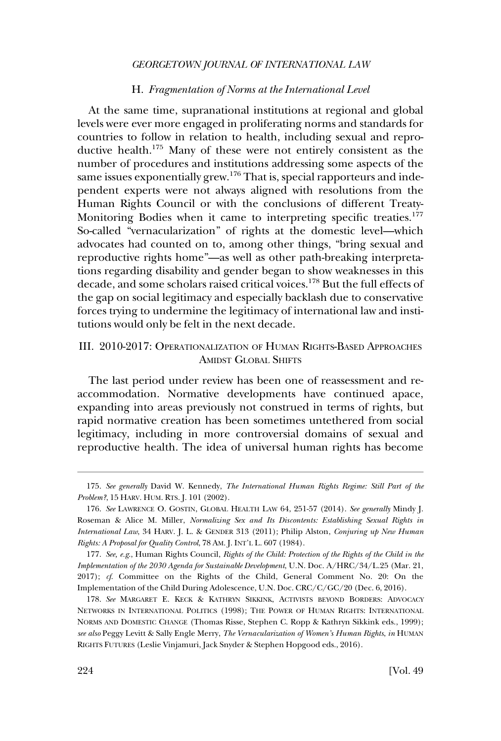### H. *Fragmentation of Norms at the International Level*

At the same time, supranational institutions at regional and global levels were ever more engaged in proliferating norms and standards for countries to follow in relation to health, including sexual and reproductive health.[175] Many of these were not entirely consistent as the number of procedures and institutions addressing some aspects of the same issues exponentially grew.[176] That is, special rapporteurs and independent experts were not always aligned with resolutions from the Human Rights Council or with the conclusions of different Treaty-Monitoring Bodies when it came to interpreting specific treaties.[177] So-called "vernacularization" of rights at the domestic level—which advocates had counted on to, among other things, "bring sexual and reproductive rights home"—as well as other path-breaking interpretations regarding disability and gender began to show weaknesses in this decade, and some scholars raised critical voices.[178] But the full effects of the gap on social legitimacy and especially backlash due to conservative forces trying to undermine the legitimacy of international law and institutions would only be felt in the next decade.

## III. 2010-2017: Operationalization of Human Rights-Based Approaches Amidst Global Shifts

The last period under review has been one of reassessment and re-accommodation. Normative developments have continued apace, expanding into areas previously not construed in terms of rights, but rapid normative creation has been sometimes untethered from social legitimacy, including in more controversial domains of sexual and reproductive health. The idea of universal human rights has become

---

175. *See generally* David W. Kennedy, *The International Human Rights Regime: Still Part of the Problem?*, 15 HARV. HUM. RTS. J. 101 (2002).

176. *See* LAWRENCE O. GOSTIN, GLOBAL HEALTH LAW 64, 251-57 (2014). *See generally* Mindy J. Roseman & Alice M. Miller, *Normalizing Sex and Its Discontents: Establishing Sexual Rights in International Law*, 34 HARV. J. L. & GENDER 313 (2011); Philip Alston, *Conjuring up New Human Rights: A Proposal for Quality Control*, 78 AM. J. INT'L L. 607 (1984).

177. *See, e.g.*, Human Rights Council, *Rights of the Child: Protection of the Rights of the Child in the Implementation of the 2030 Agenda for Sustainable Development*, U.N. Doc. A/HRC/34/L.25 (Mar. 21, 2017); *cf.* Committee on the Rights of the Child, General Comment No. 20: On the Implementation of the Child During Adolescence, U.N. Doc. CRC/C/GC/20 (Dec. 6, 2016).

178. *See* MARGARET E. KECK & KATHRYN SIKKINK, ACTIVISTS BEYOND BORDERS: ADVOCACY NETWORKS IN INTERNATIONAL POLITICS (1998); THE POWER OF HUMAN RIGHTS: INTERNATIONAL NORMS AND DOMESTIC CHANGE (Thomas Risse, Stephen C. Ropp & Kathryn Sikkink eds., 1999); *see also* Peggy Levitt & Sally Engle Merry, *The Vernacularization of Women's Human Rights*, *in* HUMAN RIGHTS FUTURES (Leslie Vinjamuri, Jack Snyder & Stephen Hopgood eds., 2016).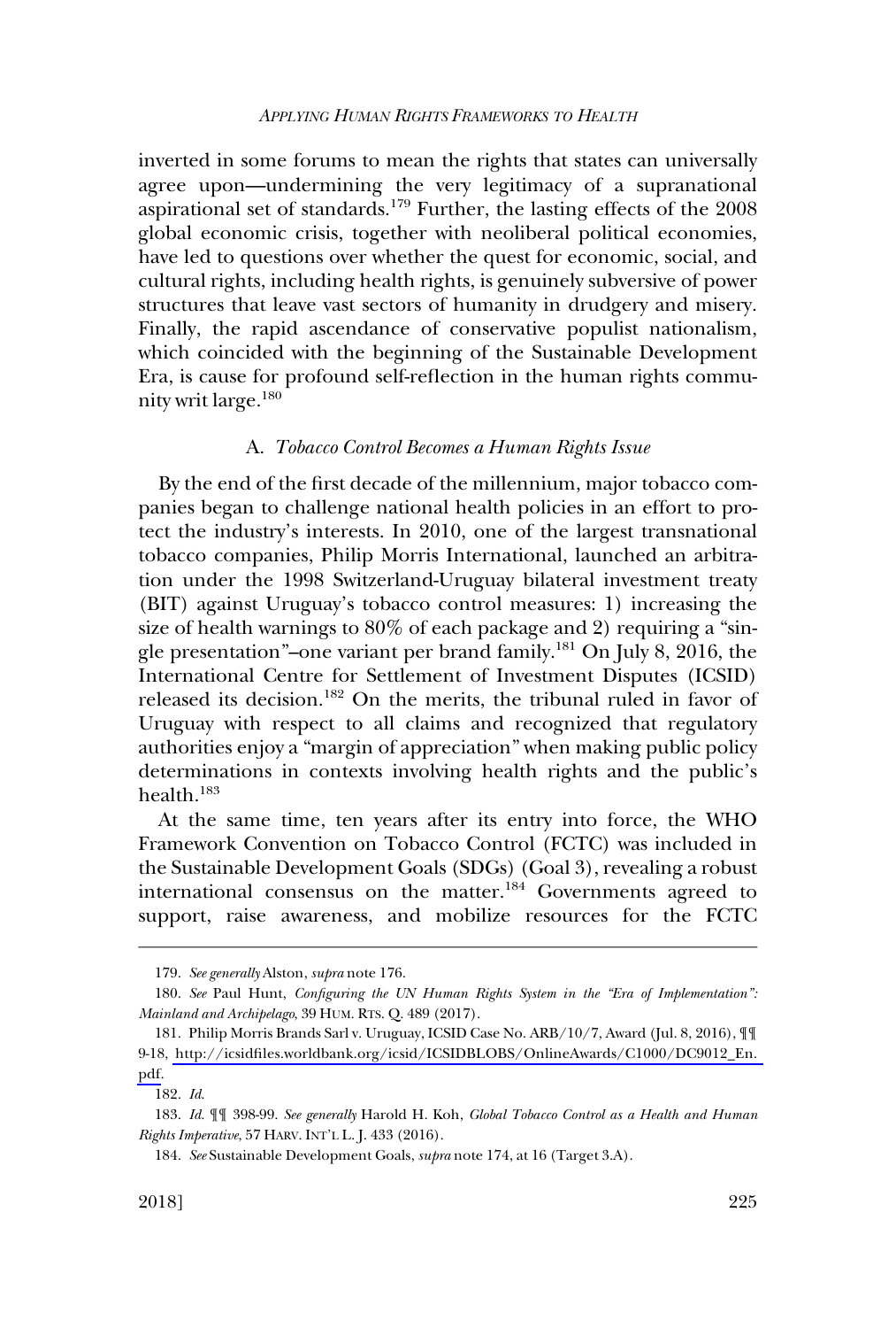inverted in some forums to mean the rights that states can universally agree upon—undermining the very legitimacy of a supranational aspirational set of standards.[179] Further, the lasting effects of the 2008 global economic crisis, together with neoliberal political economies, have led to questions over whether the quest for economic, social, and cultural rights, including health rights, is genuinely subversive of power structures that leave vast sectors of humanity in drudgery and misery. Finally, the rapid ascendance of conservative populist nationalism, which coincided with the beginning of the Sustainable Development Era, is cause for profound self-reflection in the human rights community writ large.[180]

### A. *Tobacco Control Becomes a Human Rights Issue*

By the end of the first decade of the millennium, major tobacco companies began to challenge national health policies in an effort to protect the industry's interests. In 2010, one of the largest transnational tobacco companies, Philip Morris International, launched an arbitration under the 1998 Switzerland-Uruguay bilateral investment treaty (BIT) against Uruguay's tobacco control measures: 1) increasing the size of health warnings to 80% of each package and 2) requiring a "single presentation"–one variant per brand family.[181] On July 8, 2016, the International Centre for Settlement of Investment Disputes (ICSID) released its decision.[182] On the merits, the tribunal ruled in favor of Uruguay with respect to all claims and recognized that regulatory authorities enjoy a "margin of appreciation" when making public policy determinations in contexts involving health rights and the public's health.[183]

At the same time, ten years after its entry into force, the WHO Framework Convention on Tobacco Control (FCTC) was included in the Sustainable Development Goals (SDGs) (Goal 3), revealing a robust international consensus on the matter.[184] Governments agreed to support, raise awareness, and mobilize resources for the FCTC

---

179. *See generally* Alston, *supra* note 176.

180. *See* Paul Hunt, *Configuring the UN Human Rights System in the "Era of Implementation": Mainland and Archipelago*, 39 HUM. RTS. Q. 489 (2017).

181. Philip Morris Brands Sarl v. Uruguay, ICSID Case No. ARB/10/7, Award (Jul. 8, 2016), ¶¶ 9-18, http://icsidfiles.worldbank.org/icsid/ICSIDBLOBS/OnlineAwards/C1000/DC9012_En.pdf.

182. *Id.*

183. *Id.* ¶¶ 398-99. *See generally* Harold H. Koh, *Global Tobacco Control as a Health and Human Rights Imperative*, 57 HARV. INT'L L. J. 433 (2016).

184. *See* Sustainable Development Goals, *supra* note 174, at 16 (Target 3.A).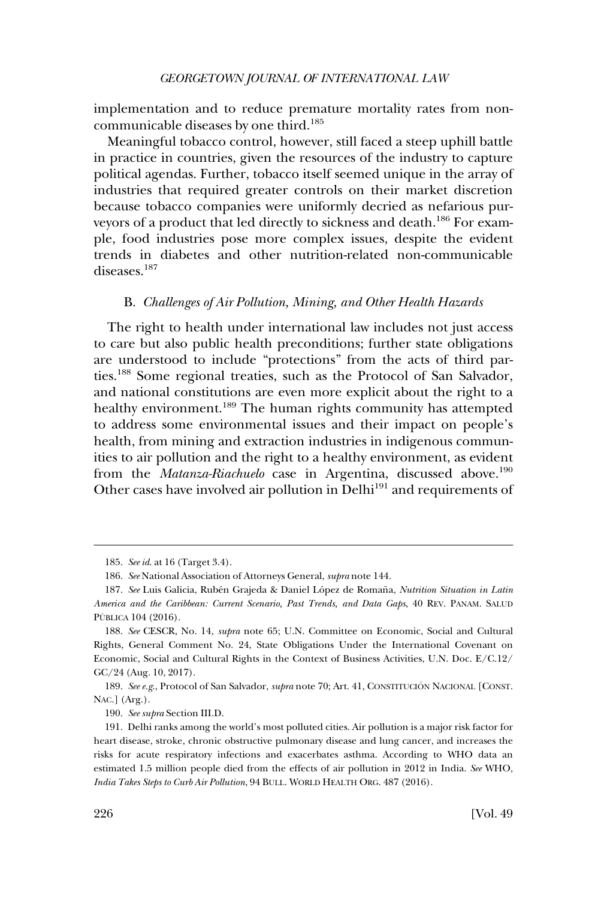implementation and to reduce premature mortality rates from non-communicable diseases by one third.[185]

Meaningful tobacco control, however, still faced a steep uphill battle in practice in countries, given the resources of the industry to capture political agendas. Further, tobacco itself seemed unique in the array of industries that required greater controls on their market discretion because tobacco companies were uniformly decried as nefarious purveyors of a product that led directly to sickness and death.[186] For example, food industries pose more complex issues, despite the evident trends in diabetes and other nutrition-related non-communicable diseases.[187]

### B. *Challenges of Air Pollution, Mining, and Other Health Hazards*

The right to health under international law includes not just access to care but also public health preconditions; further state obligations are understood to include "protections" from the acts of third parties.[188] Some regional treaties, such as the Protocol of San Salvador, and national constitutions are even more explicit about the right to a healthy environment.[189] The human rights community has attempted to address some environmental issues and their impact on people's health, from mining and extraction industries in indigenous communities to air pollution and the right to a healthy environment, as evident from the *Matanza-Riachuelo* case in Argentina, discussed above.[190] Other cases have involved air pollution in Delhi[191] and requirements of

---

185. *See id.* at 16 (Target 3.4).

186. *See* National Association of Attorneys General, *supra* note 144.

187. *See* Luis Galicia, Rubén Grajeda & Daniel López de Romaña, *Nutrition Situation in Latin America and the Caribbean: Current Scenario, Past Trends, and Data Gaps*, 40 REV. PANAM. SALUD PÚBLICA 104 (2016).

188. *See* CESCR, No. 14, *supra* note 65; U.N. Committee on Economic, Social and Cultural Rights, General Comment No. 24, State Obligations Under the International Covenant on Economic, Social and Cultural Rights in the Context of Business Activities, U.N. Doc. E/C.12/GC/24 (Aug. 10, 2017).

189. *See e.g.*, Protocol of San Salvador, *supra* note 70; Art. 41, CONSTITUCIÓN NACIONAL [CONST. NAC.] (Arg.).

190. *See supra* Section III.D.

191. Delhi ranks among the world's most polluted cities. Air pollution is a major risk factor for heart disease, stroke, chronic obstructive pulmonary disease and lung cancer, and increases the risks for acute respiratory infections and exacerbates asthma. According to WHO data an estimated 1.5 million people died from the effects of air pollution in 2012 in India. *See* WHO, *India Takes Steps to Curb Air Pollution*, 94 BULL. WORLD HEALTH ORG. 487 (2016).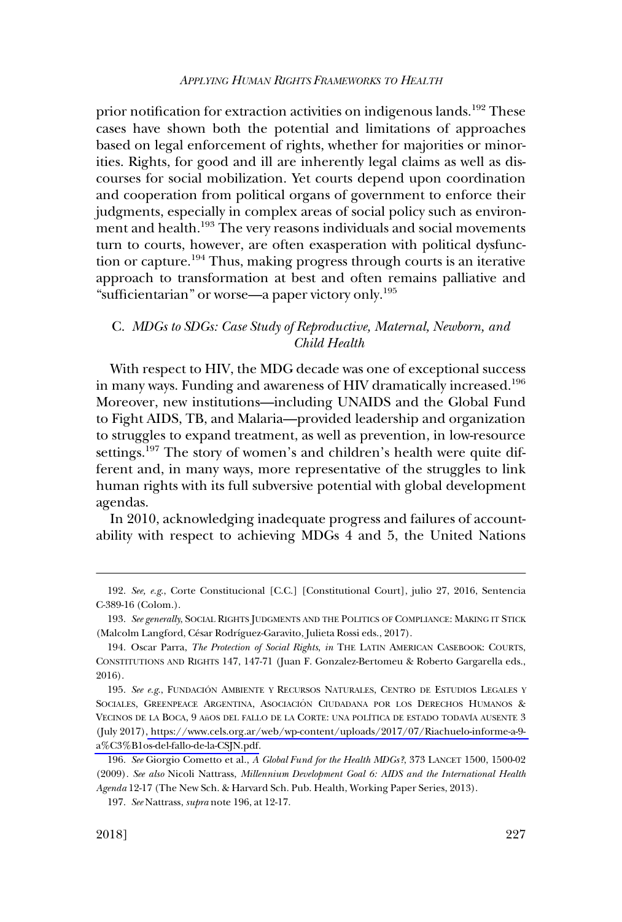prior notification for extraction activities on indigenous lands.[192] These cases have shown both the potential and limitations of approaches based on legal enforcement of rights, whether for majorities or minorities. Rights, for good and ill are inherently legal claims as well as discourses for social mobilization. Yet courts depend upon coordination and cooperation from political organs of government to enforce their judgments, especially in complex areas of social policy such as environment and health.[193] The very reasons individuals and social movements turn to courts, however, are often exasperation with political dysfunction or capture.[194] Thus, making progress through courts is an iterative approach to transformation at best and often remains palliative and "sufficientarian" or worse—a paper victory only.[195]

### C. *MDGs to SDGs: Case Study of Reproductive, Maternal, Newborn, and Child Health*

With respect to HIV, the MDG decade was one of exceptional success in many ways. Funding and awareness of HIV dramatically increased.[196] Moreover, new institutions—including UNAIDS and the Global Fund to Fight AIDS, TB, and Malaria—provided leadership and organization to struggles to expand treatment, as well as prevention, in low-resource settings.[197] The story of women's and children's health were quite different and, in many ways, more representative of the struggles to link human rights with its full subversive potential with global development agendas.

In 2010, acknowledging inadequate progress and failures of accountability with respect to achieving MDGs 4 and 5, the United Nations

---

192. *See, e.g.*, Corte Constitucional [C.C.] [Constitutional Court], julio 27, 2016, Sentencia C-389-16 (Colom.).

193. *See generally*, SOCIAL RIGHTS JUDGMENTS AND THE POLITICS OF COMPLIANCE: MAKING IT STICK (Malcolm Langford, César Rodríguez-Garavito, Julieta Rossi eds., 2017).

194. Oscar Parra, *The Protection of Social Rights*, *in* THE LATIN AMERICAN CASEBOOK: COURTS, CONSTITUTIONS AND RIGHTS 147, 147-71 (Juan F. Gonzalez-Bertomeu & Roberto Gargarella eds., 2016).

195. *See e.g.*, FUNDACIÓN AMBIENTE Y RECURSOS NATURALES, CENTRO DE ESTUDIOS LEGALES Y SOCIALES, GREENPEACE ARGENTINA, ASOCIACIÓN CIUDADANA POR LOS DERECHOS HUMANOS & VECINOS DE LA BOCA, 9 AÑOS DEL FALLO DE LA CORTE: UNA POLÍTICA DE ESTADO TODAVÍA AUSENTE 3 (July 2017), https://www.cels.org.ar/web/wp-content/uploads/2017/07/Riachuelo-informe-a-9-a%C3%B1os-del-fallo-de-la-CSJN.pdf.

196. *See* Giorgio Cometto et al., *A Global Fund for the Health MDGs?*, 373 LANCET 1500, 1500-02 (2009). *See also* Nicoli Nattrass, *Millennium Development Goal 6: AIDS and the International Health Agenda* 12-17 (The New Sch. & Harvard Sch. Pub. Health, Working Paper Series, 2013).

197. *See* Nattrass, *supra* note 196, at 12-17.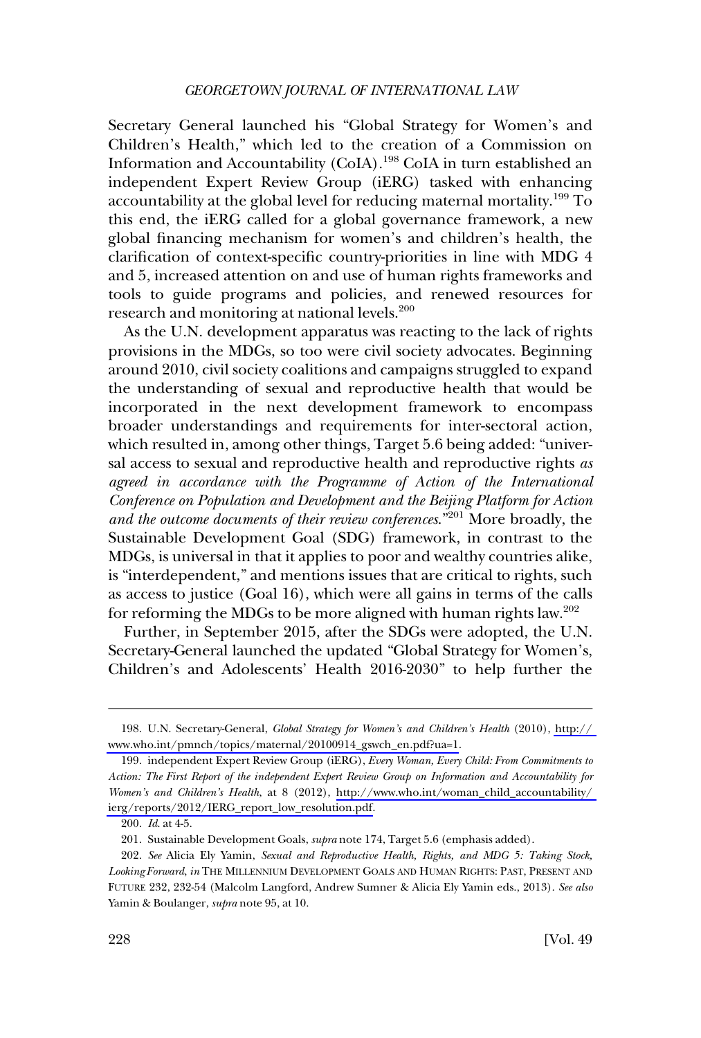Secretary General launched his "Global Strategy for Women's and Children's Health," which led to the creation of a Commission on Information and Accountability (CoIA).[198] CoIA in turn established an independent Expert Review Group (iERG) tasked with enhancing accountability at the global level for reducing maternal mortality.[199] To this end, the iERG called for a global governance framework, a new global financing mechanism for women's and children's health, the clarification of context-specific country-priorities in line with MDG 4 and 5, increased attention on and use of human rights frameworks and tools to guide programs and policies, and renewed resources for research and monitoring at national levels.[200]

As the U.N. development apparatus was reacting to the lack of rights provisions in the MDGs, so too were civil society advocates. Beginning around 2010, civil society coalitions and campaigns struggled to expand the understanding of sexual and reproductive health that would be incorporated in the next development framework to encompass broader understandings and requirements for inter-sectoral action, which resulted in, among other things, Target 5.6 being added: "universal access to sexual and reproductive health and reproductive rights *as agreed in accordance with the Programme of Action of the International Conference on Population and Development and the Beijing Platform for Action and the outcome documents of their review conferences.*"[201] More broadly, the Sustainable Development Goal (SDG) framework, in contrast to the MDGs, is universal in that it applies to poor and wealthy countries alike, is "interdependent," and mentions issues that are critical to rights, such as access to justice (Goal 16), which were all gains in terms of the calls for reforming the MDGs to be more aligned with human rights law.[202]

Further, in September 2015, after the SDGs were adopted, the U.N. Secretary-General launched the updated "Global Strategy for Women's, Children's and Adolescents' Health 2016-2030" to help further the

---

198. U.N. Secretary-General, *Global Strategy for Women's and Children's Health* (2010), http://www.who.int/pmnch/topics/maternal/20100914_gswch_en.pdf?ua=1.

199. independent Expert Review Group (iERG), *Every Woman, Every Child: From Commitments to Action: The First Report of the independent Expert Review Group on Information and Accountability for Women's and Children's Health*, at 8 (2012), http://www.who.int/woman_child_accountability/ierg/reports/2012/IERG_report_low_resolution.pdf.

200. *Id.* at 4-5.

201. Sustainable Development Goals, *supra* note 174, Target 5.6 (emphasis added).

202. *See* Alicia Ely Yamin, *Sexual and Reproductive Health, Rights, and MDG 5: Taking Stock, Looking Forward*, *in* THE MILLENNIUM DEVELOPMENT GOALS AND HUMAN RIGHTS: PAST, PRESENT AND FUTURE 232, 232-54 (Malcolm Langford, Andrew Sumner & Alicia Ely Yamin eds., 2013). *See also* Yamin & Boulanger, *supra* note 95, at 10.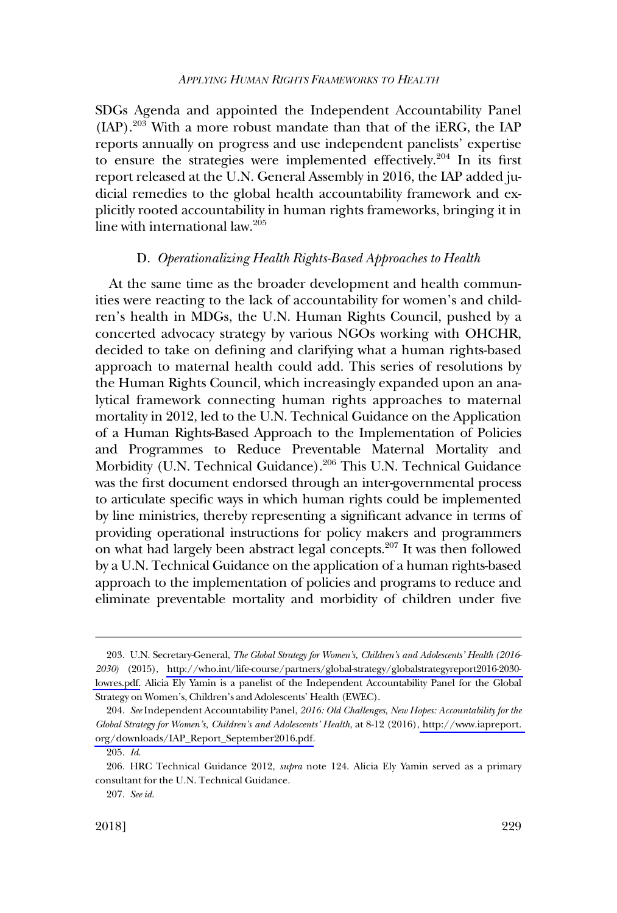SDGs Agenda and appointed the Independent Accountability Panel (IAP).[203] With a more robust mandate than that of the iERG, the IAP reports annually on progress and use independent panelists' expertise to ensure the strategies were implemented effectively.[204] In its first report released at the U.N. General Assembly in 2016, the IAP added judicial remedies to the global health accountability framework and explicitly rooted accountability in human rights frameworks, bringing it in line with international law.[205]

### D. *Operationalizing Health Rights-Based Approaches to Health*

At the same time as the broader development and health communities were reacting to the lack of accountability for women's and children's health in MDGs, the U.N. Human Rights Council, pushed by a concerted advocacy strategy by various NGOs working with OHCHR, decided to take on defining and clarifying what a human rights-based approach to maternal health could add. This series of resolutions by the Human Rights Council, which increasingly expanded upon an analytical framework connecting human rights approaches to maternal mortality in 2012, led to the U.N. Technical Guidance on the Application of a Human Rights-Based Approach to the Implementation of Policies and Programmes to Reduce Preventable Maternal Mortality and Morbidity (U.N. Technical Guidance).[206] This U.N. Technical Guidance was the first document endorsed through an inter-governmental process to articulate specific ways in which human rights could be implemented by line ministries, thereby representing a significant advance in terms of providing operational instructions for policy makers and programmers on what had largely been abstract legal concepts.[207] It was then followed by a U.N. Technical Guidance on the application of a human rights-based approach to the implementation of policies and programs to reduce and eliminate preventable mortality and morbidity of children under five

---

203. U.N. Secretary-General, *The Global Strategy for Women's, Children's and Adolescents' Health (2016-2030)* (2015), http://who.int/life-course/partners/global-strategy/globalstrategyreport2016-2030-lowres.pdf. Alicia Ely Yamin is a panelist of the Independent Accountability Panel for the Global Strategy on Women's, Children's and Adolescents' Health (EWEC).

204. *See* Independent Accountability Panel, *2016: Old Challenges, New Hopes: Accountability for the Global Strategy for Women's, Children's and Adolescents' Health*, at 8-12 (2016), http://www.iapreport.org/downloads/IAP_Report_September2016.pdf.

205. *Id.*

206. HRC Technical Guidance 2012, *supra* note 124. Alicia Ely Yamin served as a primary consultant for the U.N. Technical Guidance.

207. *See id.*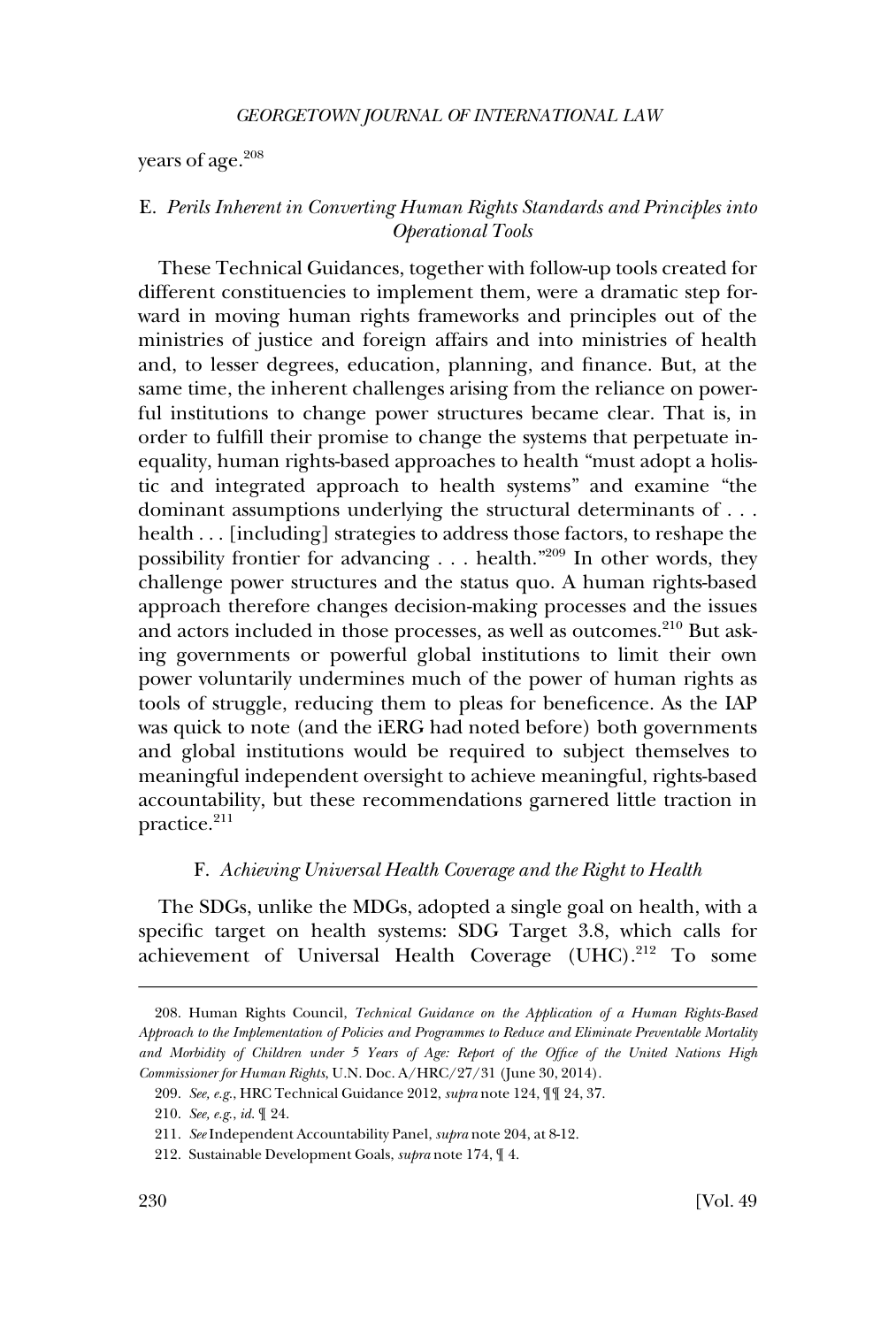years of age.[208]

### E. *Perils Inherent in Converting Human Rights Standards and Principles into Operational Tools*

These Technical Guidances, together with follow-up tools created for different constituencies to implement them, were a dramatic step forward in moving human rights frameworks and principles out of the ministries of justice and foreign affairs and into ministries of health and, to lesser degrees, education, planning, and finance. But, at the same time, the inherent challenges arising from the reliance on powerful institutions to change power structures became clear. That is, in order to fulfill their promise to change the systems that perpetuate inequality, human rights-based approaches to health "must adopt a holistic and integrated approach to health systems" and examine "the dominant assumptions underlying the structural determinants of . . . health . . . [including] strategies to address those factors, to reshape the possibility frontier for advancing . . . health."[209] In other words, they challenge power structures and the status quo. A human rights-based approach therefore changes decision-making processes and the issues and actors included in those processes, as well as outcomes.[210] But asking governments or powerful global institutions to limit their own power voluntarily undermines much of the power of human rights as tools of struggle, reducing them to pleas for beneficence. As the IAP was quick to note (and the iERG had noted before) both governments and global institutions would be required to subject themselves to meaningful independent oversight to achieve meaningful, rights-based accountability, but these recommendations garnered little traction in practice.[211]

### F. *Achieving Universal Health Coverage and the Right to Health*

The SDGs, unlike the MDGs, adopted a single goal on health, with a specific target on health systems: SDG Target 3.8, which calls for achievement of Universal Health Coverage (UHC).[212] To some

---

208. Human Rights Council, *Technical Guidance on the Application of a Human Rights-Based Approach to the Implementation of Policies and Programmes to Reduce and Eliminate Preventable Mortality and Morbidity of Children under 5 Years of Age: Report of the Office of the United Nations High Commissioner for Human Rights*, U.N. Doc. A/HRC/27/31 (June 30, 2014).

209. *See, e.g.*, HRC Technical Guidance 2012, *supra* note 124, ¶¶ 24, 37.

210. *See, e.g.*, *id.* ¶ 24.

211. *See* Independent Accountability Panel, *supra* note 204, at 8-12.

212. Sustainable Development Goals, *supra* note 174, ¶ 4.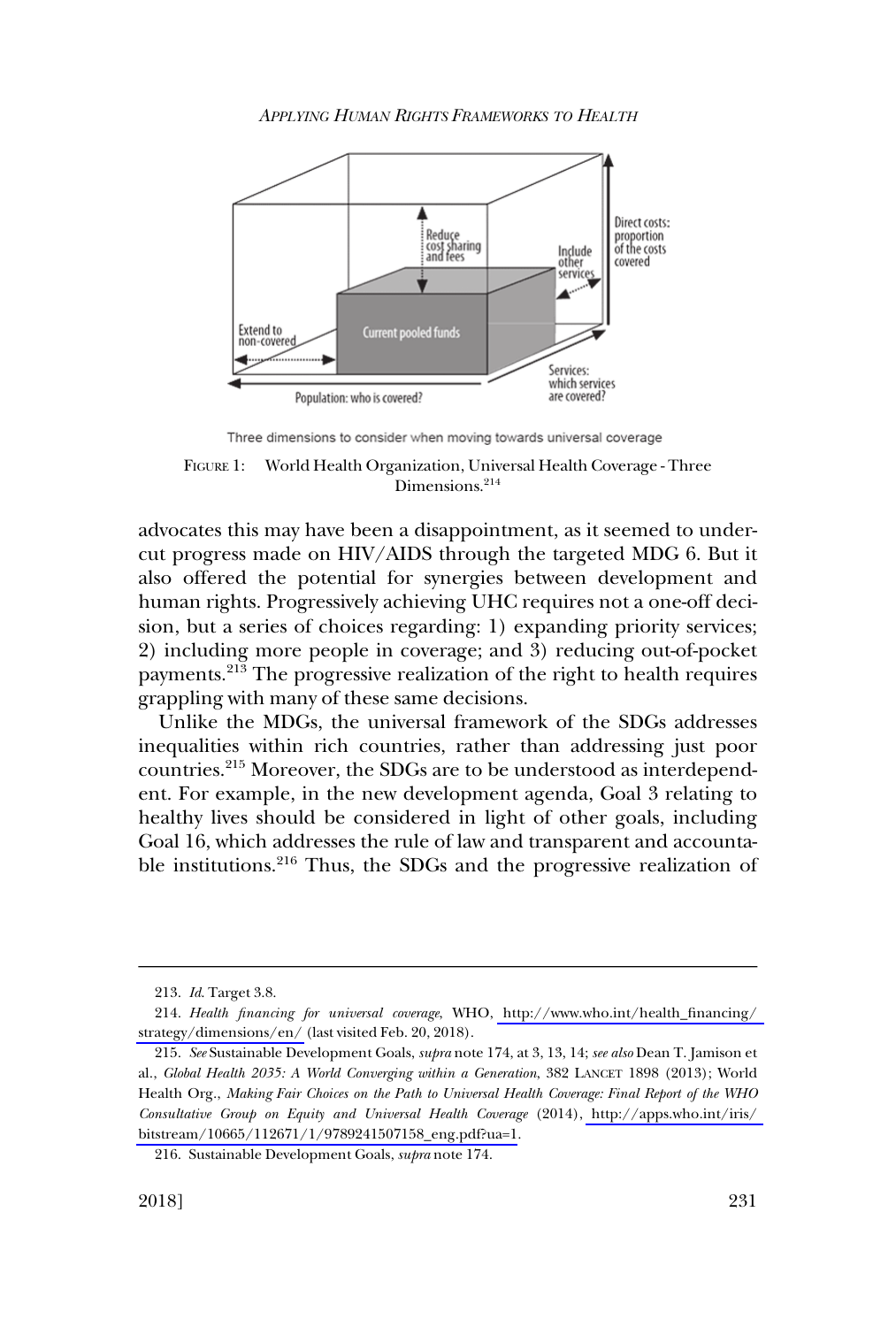Three dimensions to consider when moving towards universal coverage

FIGURE 1: World Health Organization, Universal Health Coverage - Three Dimensions.[214]

advocates this may have been a disappointment, as it seemed to undercut progress made on HIV/AIDS through the targeted MDG 6. But it also offered the potential for synergies between development and human rights. Progressively achieving UHC requires not a one-off decision, but a series of choices regarding: 1) expanding priority services; 2) including more people in coverage; and 3) reducing out-of-pocket payments.[213] The progressive realization of the right to health requires grappling with many of these same decisions.

Unlike the MDGs, the universal framework of the SDGs addresses inequalities within rich countries, rather than addressing just poor countries.[215] Moreover, the SDGs are to be understood as interdependent. For example, in the new development agenda, Goal 3 relating to healthy lives should be considered in light of other goals, including Goal 16, which addresses the rule of law and transparent and accountable institutions.[216] Thus, the SDGs and the progressive realization of

---

213. *Id*. Target 3.8.

214. *Health financing for universal coverage*, WHO, http://www.who.int/health_financing/strategy/dimensions/en/ (last visited Feb. 20, 2018).

215. *See* Sustainable Development Goals, *supra* note 174, at 3, 13, 14; *see also* Dean T. Jamison et al., *Global Health 2035: A World Converging within a Generation*, 382 LANCET 1898 (2013); World Health Org., *Making Fair Choices on the Path to Universal Health Coverage: Final Report of the WHO Consultative Group on Equity and Universal Health Coverage* (2014), http://apps.who.int/iris/bitstream/10665/112671/1/9789241507158_eng.pdf?ua=1.

216. Sustainable Development Goals, *supra* note 174.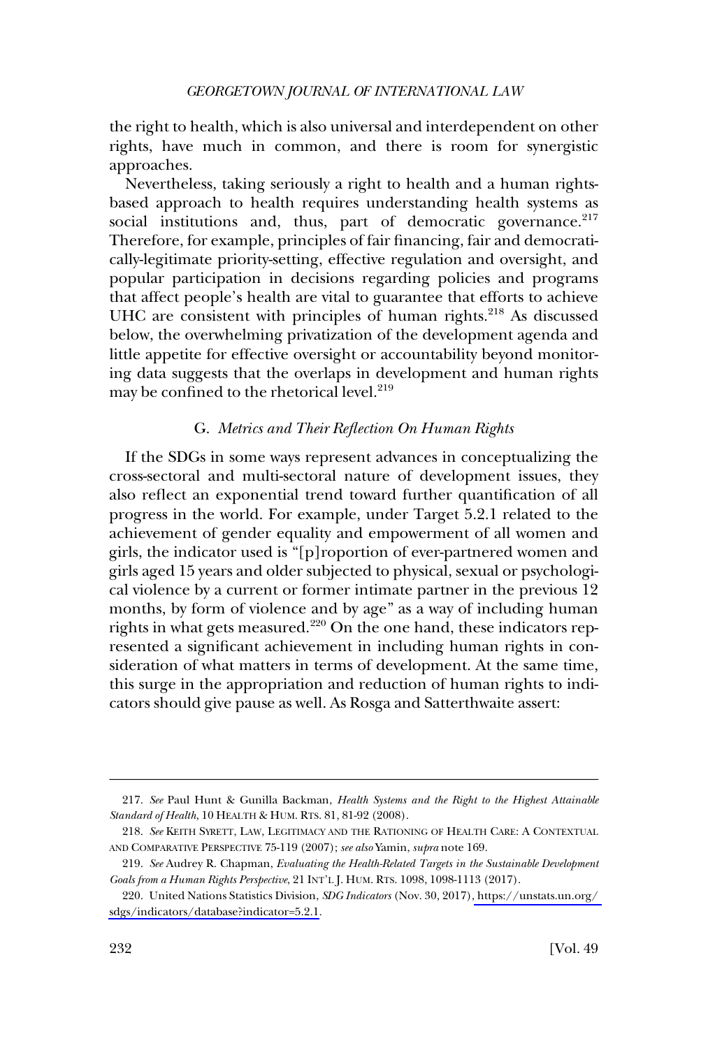the right to health, which is also universal and interdependent on other rights, have much in common, and there is room for synergistic approaches.

Nevertheless, taking seriously a right to health and a human rights-based approach to health requires understanding health systems as social institutions and, thus, part of democratic governance.[217] Therefore, for example, principles of fair financing, fair and democratically-legitimate priority-setting, effective regulation and oversight, and popular participation in decisions regarding policies and programs that affect people's health are vital to guarantee that efforts to achieve UHC are consistent with principles of human rights.[218] As discussed below, the overwhelming privatization of the development agenda and little appetite for effective oversight or accountability beyond monitoring data suggests that the overlaps in development and human rights may be confined to the rhetorical level.[219]

### G. *Metrics and Their Reflection On Human Rights*

If the SDGs in some ways represent advances in conceptualizing the cross-sectoral and multi-sectoral nature of development issues, they also reflect an exponential trend toward further quantification of all progress in the world. For example, under Target 5.2.1 related to the achievement of gender equality and empowerment of all women and girls, the indicator used is "[p]roportion of ever-partnered women and girls aged 15 years and older subjected to physical, sexual or psychological violence by a current or former intimate partner in the previous 12 months, by form of violence and by age" as a way of including human rights in what gets measured.[220] On the one hand, these indicators represented a significant achievement in including human rights in consideration of what matters in terms of development. At the same time, this surge in the appropriation and reduction of human rights to indicators should give pause as well. As Rosga and Satterthwaite assert:

---

217. *See* Paul Hunt & Gunilla Backman, *Health Systems and the Right to the Highest Attainable Standard of Health*, 10 HEALTH & HUM. RTS. 81, 81-92 (2008).

218. *See* KEITH SYRETT, LAW, LEGITIMACY AND THE RATIONING OF HEALTH CARE: A CONTEXTUAL AND COMPARATIVE PERSPECTIVE 75-119 (2007); *see also* Yamin, *supra* note 169.

219. *See* Audrey R. Chapman, *Evaluating the Health-Related Targets in the Sustainable Development Goals from a Human Rights Perspective*, 21 INT'L J. HUM. RTS. 1098, 1098-1113 (2017).

220. United Nations Statistics Division, *SDG Indicators* (Nov. 30, 2017), https://unstats.un.org/sdgs/indicators/database?indicator=5.2.1.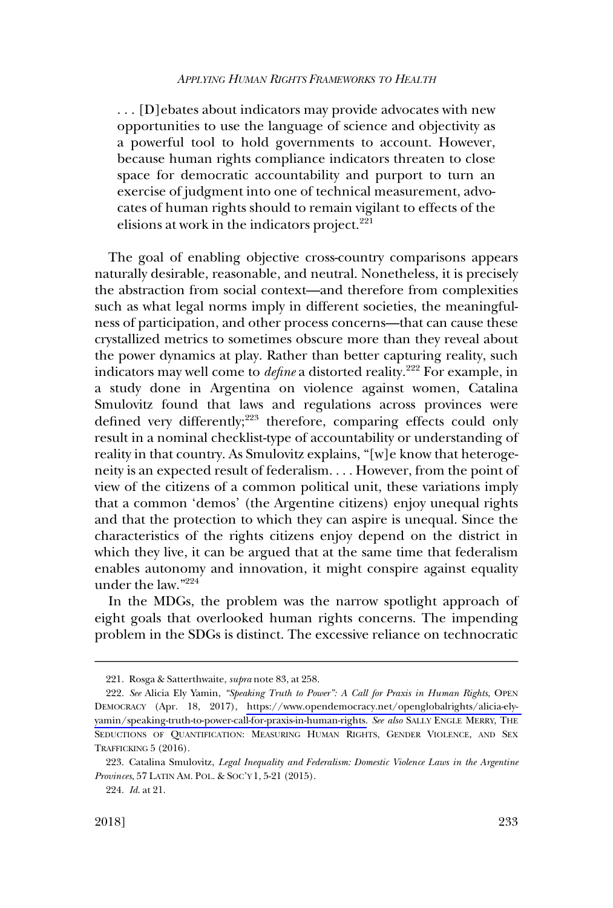. . . [D]ebates about indicators may provide advocates with new opportunities to use the language of science and objectivity as a powerful tool to hold governments to account. However, because human rights compliance indicators threaten to close space for democratic accountability and purport to turn an exercise of judgment into one of technical measurement, advocates of human rights should to remain vigilant to effects of the elisions at work in the indicators project.[221]

The goal of enabling objective cross-country comparisons appears naturally desirable, reasonable, and neutral. Nonetheless, it is precisely the abstraction from social context—and therefore from complexities such as what legal norms imply in different societies, the meaningfulness of participation, and other process concerns—that can cause these crystallized metrics to sometimes obscure more than they reveal about the power dynamics at play. Rather than better capturing reality, such indicators may well come to *define* a distorted reality.[222] For example, in a study done in Argentina on violence against women, Catalina Smulovitz found that laws and regulations across provinces were defined very differently;[223] therefore, comparing effects could only result in a nominal checklist-type of accountability or understanding of reality in that country. As Smulovitz explains, "[w]e know that heterogeneity is an expected result of federalism. . . . However, from the point of view of the citizens of a common political unit, these variations imply that a common 'demos' (the Argentine citizens) enjoy unequal rights and that the protection to which they can aspire is unequal. Since the characteristics of the rights citizens enjoy depend on the district in which they live, it can be argued that at the same time that federalism enables autonomy and innovation, it might conspire against equality under the law."[224]

In the MDGs, the problem was the narrow spotlight approach of eight goals that overlooked human rights concerns. The impending problem in the SDGs is distinct. The excessive reliance on technocratic

---

221. Rosga & Satterthwaite, *supra* note 83, at 258.

222. *See* Alicia Ely Yamin, *"Speaking Truth to Power": A Call for Praxis in Human Rights*, OPEN DEMOCRACY (Apr. 18, 2017), https://www.opendemocracy.net/openglobalrights/alicia-ely-yamin/speaking-truth-to-power-call-for-praxis-in-human-rights. *See also* SALLY ENGLE MERRY, THE SEDUCTIONS OF QUANTIFICATION: MEASURING HUMAN RIGHTS, GENDER VIOLENCE, AND SEX TRAFFICKING 5 (2016).

223. Catalina Smulovitz, *Legal Inequality and Federalism: Domestic Violence Laws in the Argentine Provinces*, 57 LATIN AM. POL. & SOC'Y 1, 5-21 (2015).

224. *Id.* at 21.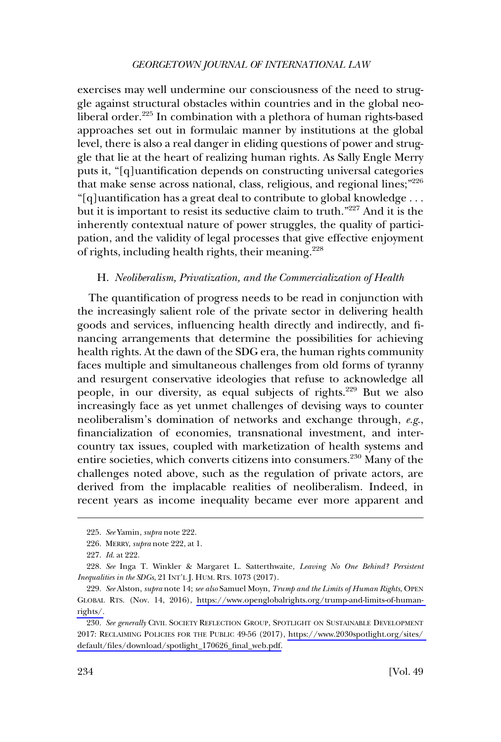exercises may well undermine our consciousness of the need to struggle against structural obstacles within countries and in the global neoliberal order.[225] In combination with a plethora of human rights-based approaches set out in formulaic manner by institutions at the global level, there is also a real danger in eliding questions of power and struggle that lie at the heart of realizing human rights. As Sally Engle Merry puts it, "[q]uantification depends on constructing universal categories that make sense across national, class, religious, and regional lines;"[226] "[q]uantification has a great deal to contribute to global knowledge . . . but it is important to resist its seductive claim to truth."[227] And it is the inherently contextual nature of power struggles, the quality of participation, and the validity of legal processes that give effective enjoyment of rights, including health rights, their meaning.[228]

### H. *Neoliberalism, Privatization, and the Commercialization of Health*

The quantification of progress needs to be read in conjunction with the increasingly salient role of the private sector in delivering health goods and services, influencing health directly and indirectly, and financing arrangements that determine the possibilities for achieving health rights. At the dawn of the SDG era, the human rights community faces multiple and simultaneous challenges from old forms of tyranny and resurgent conservative ideologies that refuse to acknowledge all people, in our diversity, as equal subjects of rights.[229] But we also increasingly face as yet unmet challenges of devising ways to counter neoliberalism's domination of networks and exchange through, *e.g.*, financialization of economies, transnational investment, and intercountry tax issues, coupled with marketization of health systems and entire societies, which converts citizens into consumers.[230] Many of the challenges noted above, such as the regulation of private actors, are derived from the implacable realities of neoliberalism. Indeed, in recent years as income inequality became ever more apparent and

---

225. *See* Yamin, *supra* note 222.

226. MERRY, *supra* note 222, at 1.

227. *Id.* at 222.

228. *See* Inga T. Winkler & Margaret L. Satterthwaite, *Leaving No One Behind? Persistent Inequalities in the SDGs*, 21 INT'L J. HUM. RTS. 1073 (2017).

229. *See* Alston, *supra* note 14; *see also* Samuel Moyn, *Trump and the Limits of Human Rights*, OPEN GLOBAL RTS. (Nov. 14, 2016), https://www.openglobalrights.org/trump-and-limits-of-human-rights/.

230. *See generally* CIVIL SOCIETY REFLECTION GROUP, SPOTLIGHT ON SUSTAINABLE DEVELOPMENT 2017: RECLAIMING POLICIES FOR THE PUBLIC 49-56 (2017), https://www.2030spotlight.org/sites/default/files/download/spotlight_170626_final_web.pdf.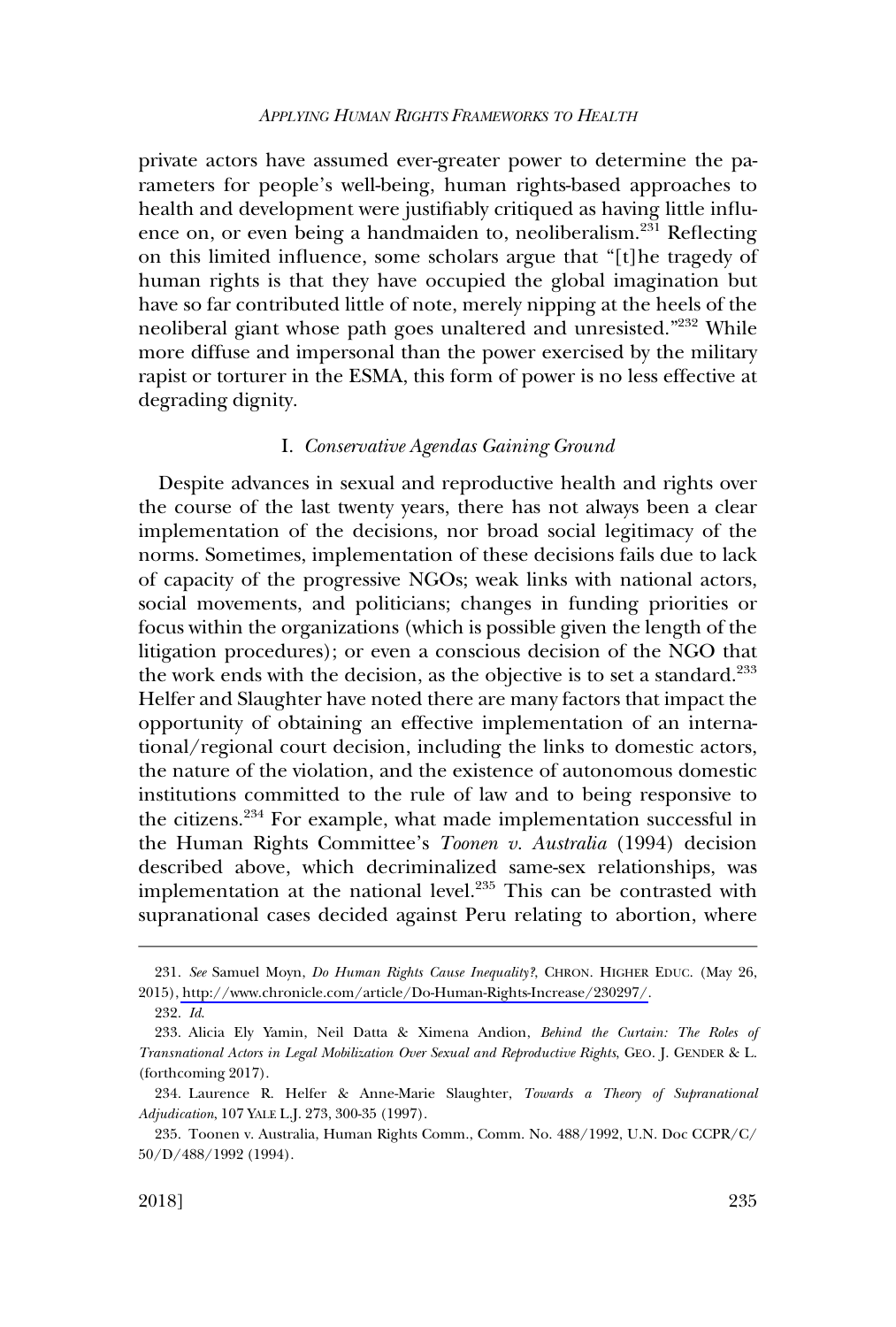private actors have assumed ever-greater power to determine the parameters for people's well-being, human rights-based approaches to health and development were justifiably critiqued as having little influence on, or even being a handmaiden to, neoliberalism.[231] Reflecting on this limited influence, some scholars argue that "[t]he tragedy of human rights is that they have occupied the global imagination but have so far contributed little of note, merely nipping at the heels of the neoliberal giant whose path goes unaltered and unresisted."[232] While more diffuse and impersonal than the power exercised by the military rapist or torturer in the ESMA, this form of power is no less effective at degrading dignity.

### I. *Conservative Agendas Gaining Ground*

Despite advances in sexual and reproductive health and rights over the course of the last twenty years, there has not always been a clear implementation of the decisions, nor broad social legitimacy of the norms. Sometimes, implementation of these decisions fails due to lack of capacity of the progressive NGOs; weak links with national actors, social movements, and politicians; changes in funding priorities or focus within the organizations (which is possible given the length of the litigation procedures); or even a conscious decision of the NGO that the work ends with the decision, as the objective is to set a standard.[233] Helfer and Slaughter have noted there are many factors that impact the opportunity of obtaining an effective implementation of an international/regional court decision, including the links to domestic actors, the nature of the violation, and the existence of autonomous domestic institutions committed to the rule of law and to being responsive to the citizens.[234] For example, what made implementation successful in the Human Rights Committee's *Toonen v. Australia* (1994) decision described above, which decriminalized same-sex relationships, was implementation at the national level.[235] This can be contrasted with supranational cases decided against Peru relating to abortion, where

---

231. *See* Samuel Moyn, *Do Human Rights Cause Inequality?*, CHRON. HIGHER EDUC. (May 26, 2015), http://www.chronicle.com/article/Do-Human-Rights-Increase/230297/.

232. *Id.*

233. Alicia Ely Yamin, Neil Datta & Ximena Andion, *Behind the Curtain: The Roles of Transnational Actors in Legal Mobilization Over Sexual and Reproductive Rights*, GEO. J. GENDER & L. (forthcoming 2017).

234. Laurence R. Helfer & Anne-Marie Slaughter, *Towards a Theory of Supranational Adjudication*, 107 YALE L.J. 273, 300-35 (1997).

235. Toonen v. Australia, Human Rights Comm., Comm. No. 488/1992, U.N. Doc CCPR/C/50/D/488/1992 (1994).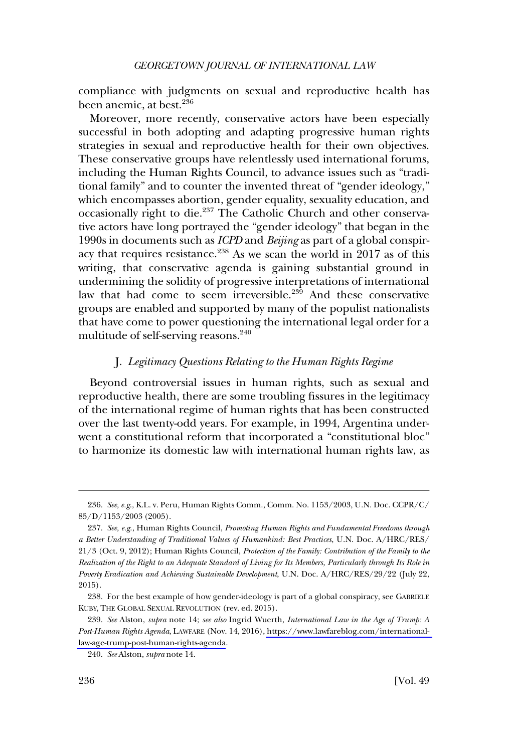compliance with judgments on sexual and reproductive health has been anemic, at best.[236]

Moreover, more recently, conservative actors have been especially successful in both adopting and adapting progressive human rights strategies in sexual and reproductive health for their own objectives. These conservative groups have relentlessly used international forums, including the Human Rights Council, to advance issues such as "traditional family" and to counter the invented threat of "gender ideology," which encompasses abortion, gender equality, sexuality education, and occasionally right to die.[237] The Catholic Church and other conservative actors have long portrayed the "gender ideology" that began in the 1990s in documents such as *ICPD* and *Beijing* as part of a global conspiracy that requires resistance.[238] As we scan the world in 2017 as of this writing, that conservative agenda is gaining substantial ground in undermining the solidity of progressive interpretations of international law that had come to seem irreversible.[239] And these conservative groups are enabled and supported by many of the populist nationalists that have come to power questioning the international legal order for a multitude of self-serving reasons.[240]

### J. *Legitimacy Questions Relating to the Human Rights Regime*

Beyond controversial issues in human rights, such as sexual and reproductive health, there are some troubling fissures in the legitimacy of the international regime of human rights that has been constructed over the last twenty-odd years. For example, in 1994, Argentina underwent a constitutional reform that incorporated a "constitutional bloc" to harmonize its domestic law with international human rights law, as

---

236. *See, e.g.*, K.L. v. Peru, Human Rights Comm., Comm. No. 1153/2003, U.N. Doc. CCPR/C/85/D/1153/2003 (2005).

237. *See, e.g.*, Human Rights Council, *Promoting Human Rights and Fundamental Freedoms through a Better Understanding of Traditional Values of Humankind: Best Practices*, U.N. Doc. A/HRC/RES/21/3 (Oct. 9, 2012); Human Rights Council, *Protection of the Family: Contribution of the Family to the Realization of the Right to an Adequate Standard of Living for Its Members, Particularly through Its Role in Poverty Eradication and Achieving Sustainable Development*, U.N. Doc. A/HRC/RES/29/22 (July 22, 2015).

238. For the best example of how gender-ideology is part of a global conspiracy, see GABRIELE KUBY, THE GLOBAL SEXUAL REVOLUTION (rev. ed. 2015).

239. *See* Alston, *supra* note 14; *see also* Ingrid Wuerth, *International Law in the Age of Trump: A Post-Human Rights Agenda*, LAWFARE (Nov. 14, 2016), https://www.lawfareblog.com/international-law-age-trump-post-human-rights-agenda.

240. *See* Alston, *supra* note 14.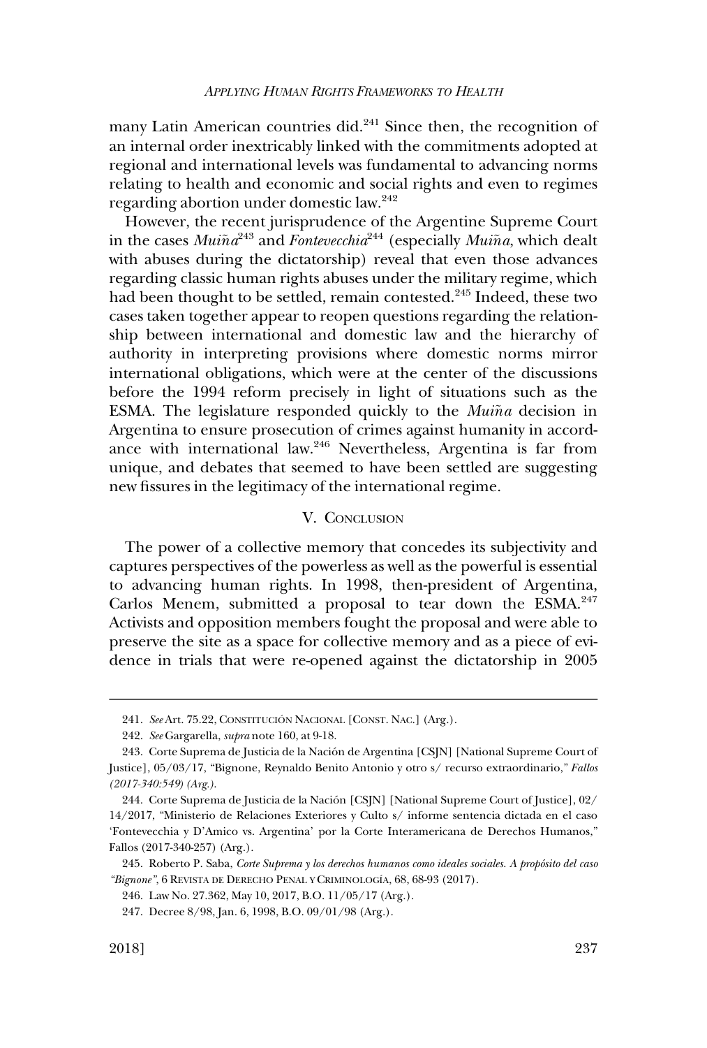many Latin American countries did.[241] Since then, the recognition of an internal order inextricably linked with the commitments adopted at regional and international levels was fundamental to advancing norms relating to health and economic and social rights and even to regimes regarding abortion under domestic law.[242]

However, the recent jurisprudence of the Argentine Supreme Court in the cases *Muiña*[243] and *Fontevecchia*[244] (especially *Muiña*, which dealt with abuses during the dictatorship) reveal that even those advances regarding classic human rights abuses under the military regime, which had been thought to be settled, remain contested.[245] Indeed, these two cases taken together appear to reopen questions regarding the relationship between international and domestic law and the hierarchy of authority in interpreting provisions where domestic norms mirror international obligations, which were at the center of the discussions before the 1994 reform precisely in light of situations such as the ESMA. The legislature responded quickly to the *Muiña* decision in Argentina to ensure prosecution of crimes against humanity in accordance with international law.[246] Nevertheless, Argentina is far from unique, and debates that seemed to have been settled are suggesting new fissures in the legitimacy of the international regime.

## V. Conclusion

The power of a collective memory that concedes its subjectivity and captures perspectives of the powerless as well as the powerful is essential to advancing human rights. In 1998, then-president of Argentina, Carlos Menem, submitted a proposal to tear down the ESMA.[247] Activists and opposition members fought the proposal and were able to preserve the site as a space for collective memory and as a piece of evidence in trials that were re-opened against the dictatorship in 2005

---

241. *See* Art. 75.22, Constitución Nacional [Const. Nac.] (Arg.).

242. *See* Gargarella, *supra* note 160, at 9-18.

243. Corte Suprema de Justicia de la Nación de Argentina [CSJN] [National Supreme Court of Justice], 05/03/17, "Bignone, Reynaldo Benito Antonio y otro s/ recurso extraordinario," *Fallos (2017-340:549) (Arg.)*.

244. Corte Suprema de Justicia de la Nación [CSJN] [National Supreme Court of Justice], 02/14/2017, "Ministerio de Relaciones Exteriores y Culto s/ informe sentencia dictada en el caso 'Fontevecchia y D'Amico vs. Argentina' por la Corte Interamericana de Derechos Humanos," Fallos (2017-340-257) (Arg.).

245. Roberto P. Saba, *Corte Suprema y los derechos humanos como ideales sociales. A propósito del caso "Bignone"*, 6 Revista de Derecho Penal y Criminología, 68, 68-93 (2017).

246. Law No. 27.362, May 10, 2017, B.O. 11/05/17 (Arg.).

247. Decree 8/98, Jan. 6, 1998, B.O. 09/01/98 (Arg.).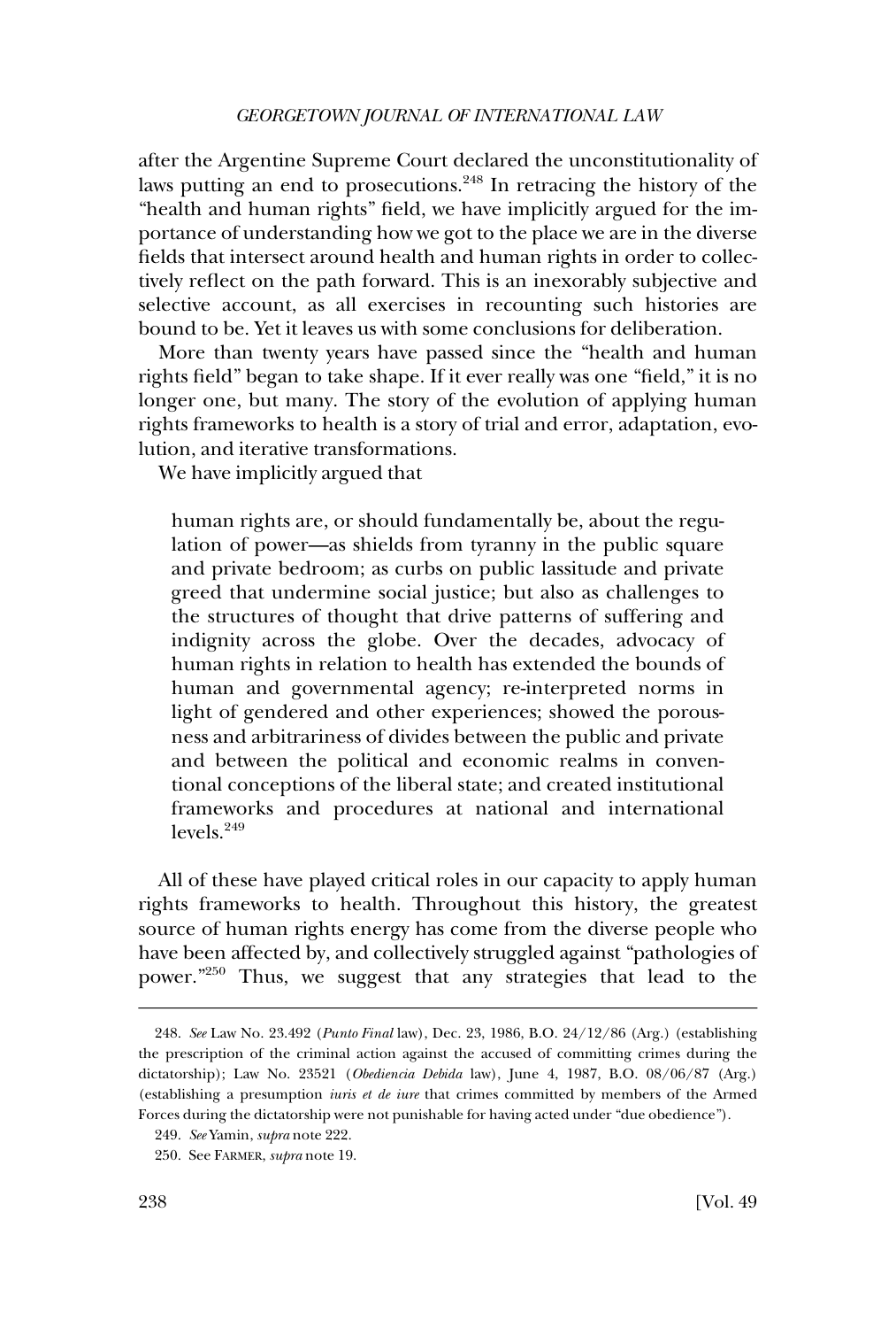after the Argentine Supreme Court declared the unconstitutionality of laws putting an end to prosecutions.[248] In retracing the history of the "health and human rights" field, we have implicitly argued for the importance of understanding how we got to the place we are in the diverse fields that intersect around health and human rights in order to collectively reflect on the path forward. This is an inexorably subjective and selective account, as all exercises in recounting such histories are bound to be. Yet it leaves us with some conclusions for deliberation.

More than twenty years have passed since the "health and human rights field" began to take shape. If it ever really was one "field," it is no longer one, but many. The story of the evolution of applying human rights frameworks to health is a story of trial and error, adaptation, evolution, and iterative transformations.

We have implicitly argued that

> human rights are, or should fundamentally be, about the regulation of power—as shields from tyranny in the public square and private bedroom; as curbs on public lassitude and private greed that undermine social justice; but also as challenges to the structures of thought that drive patterns of suffering and indignity across the globe. Over the decades, advocacy of human rights in relation to health has extended the bounds of human and governmental agency; re-interpreted norms in light of gendered and other experiences; showed the porousness and arbitrariness of divides between the public and private and between the political and economic realms in conventional conceptions of the liberal state; and created institutional frameworks and procedures at national and international levels.[249]

All of these have played critical roles in our capacity to apply human rights frameworks to health. Throughout this history, the greatest source of human rights energy has come from the diverse people who have been affected by, and collectively struggled against "pathologies of power."[250] Thus, we suggest that any strategies that lead to the

---

248. *See* Law No. 23.492 (*Punto Final* law), Dec. 23, 1986, B.O. 24/12/86 (Arg.) (establishing the prescription of the criminal action against the accused of committing crimes during the dictatorship); Law No. 23521 (*Obediencia Debida* law), June 4, 1987, B.O. 08/06/87 (Arg.) (establishing a presumption *iuris et de iure* that crimes committed by members of the Armed Forces during the dictatorship were not punishable for having acted under "due obedience").

249. *See* Yamin, *supra* note 222.

250. See FARMER, *supra* note 19.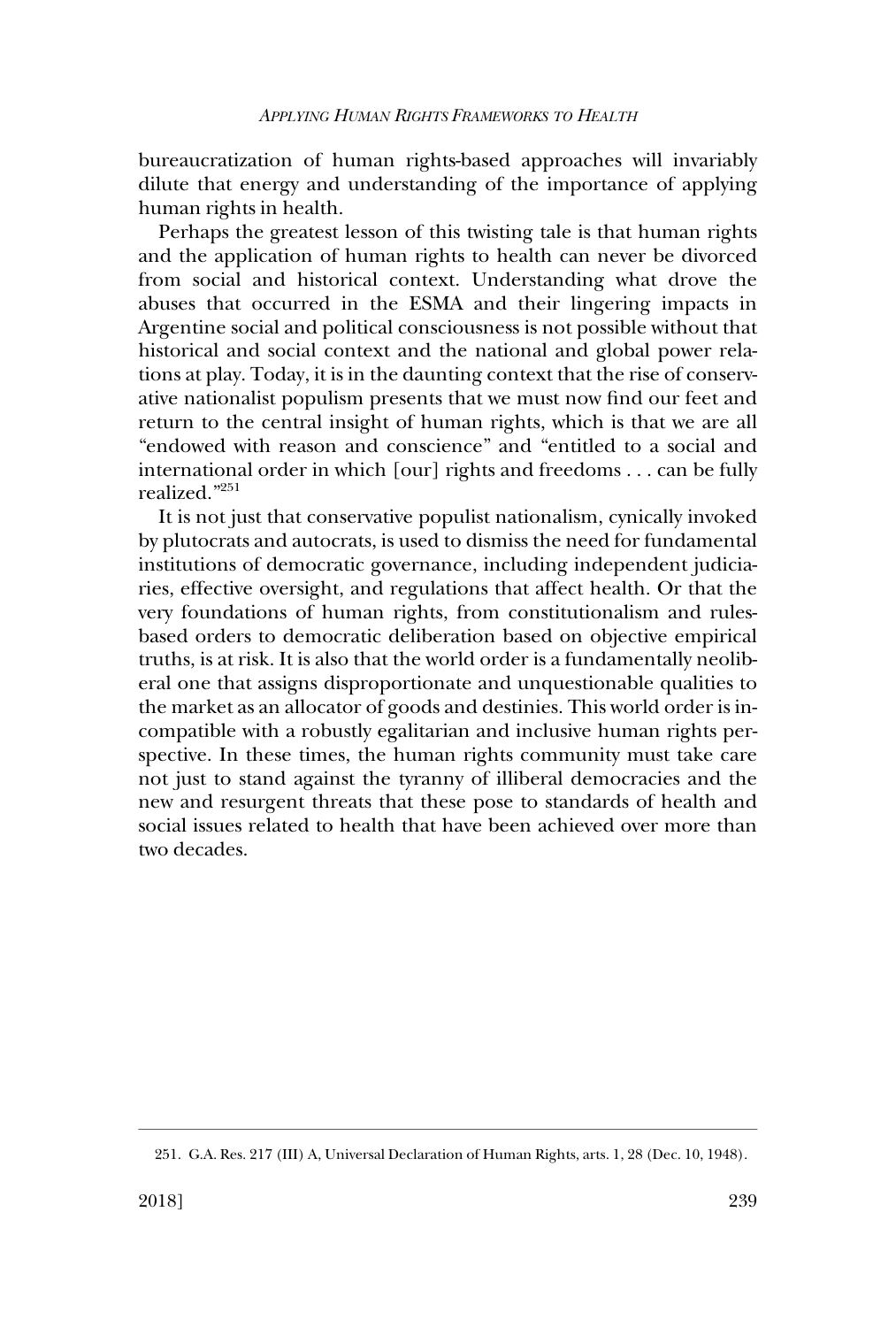bureaucratization of human rights-based approaches will invariably dilute that energy and understanding of the importance of applying human rights in health.

Perhaps the greatest lesson of this twisting tale is that human rights and the application of human rights to health can never be divorced from social and historical context. Understanding what drove the abuses that occurred in the ESMA and their lingering impacts in Argentine social and political consciousness is not possible without that historical and social context and the national and global power relations at play. Today, it is in the daunting context that the rise of conservative nationalist populism presents that we must now find our feet and return to the central insight of human rights, which is that we are all "endowed with reason and conscience" and "entitled to a social and international order in which [our] rights and freedoms . . . can be fully realized."[251]

It is not just that conservative populist nationalism, cynically invoked by plutocrats and autocrats, is used to dismiss the need for fundamental institutions of democratic governance, including independent judiciaries, effective oversight, and regulations that affect health. Or that the very foundations of human rights, from constitutionalism and rules-based orders to democratic deliberation based on objective empirical truths, is at risk. It is also that the world order is a fundamentally neoliberal one that assigns disproportionate and unquestionable qualities to the market as an allocator of goods and destinies. This world order is incompatible with a robustly egalitarian and inclusive human rights perspective. In these times, the human rights community must take care not just to stand against the tyranny of illiberal democracies and the new and resurgent threats that these pose to standards of health and social issues related to health that have been achieved over more than two decades.

251. G.A. Res. 217 (III) A, Universal Declaration of Human Rights, arts. 1, 28 (Dec. 10, 1948).